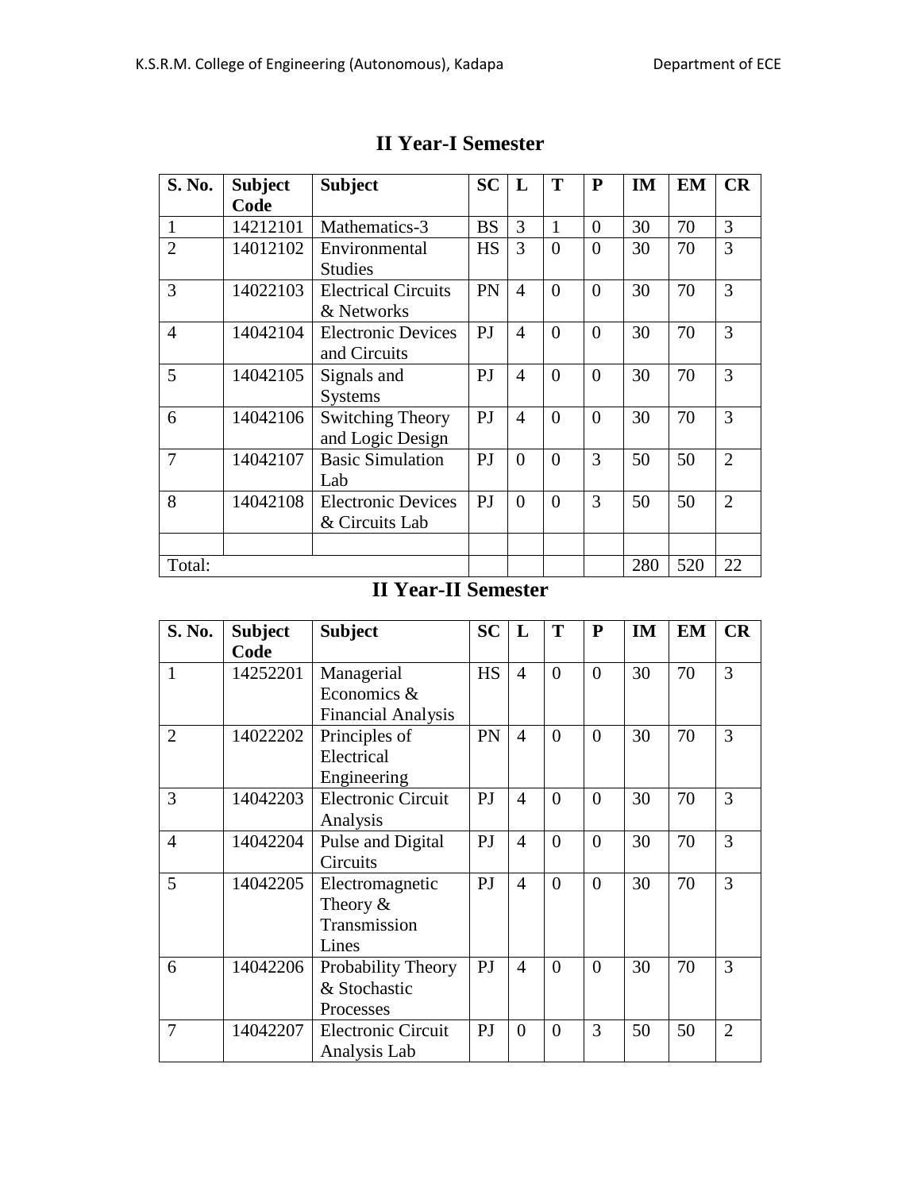## II Year-I Semester

| S. No. | Subject Code | Subject | SC | L | T | P | IM | EM | CR |
|---|---|---|---|---|---|---|---|---|---|
| 1 | 14212101 | Mathematics-3 | BS | 3 | 1 | 0 | 30 | 70 | 3 |
| 2 | 14012102 | Environmental Studies | HS | 3 | 0 | 0 | 30 | 70 | 3 |
| 3 | 14022103 | Electrical Circuits & Networks | PN | 4 | 0 | 0 | 30 | 70 | 3 |
| 4 | 14042104 | Electronic Devices and Circuits | PJ | 4 | 0 | 0 | 30 | 70 | 3 |
| 5 | 14042105 | Signals and Systems | PJ | 4 | 0 | 0 | 30 | 70 | 3 |
| 6 | 14042106 | Switching Theory and Logic Design | PJ | 4 | 0 | 0 | 30 | 70 | 3 |
| 7 | 14042107 | Basic Simulation Lab | PJ | 0 | 0 | 3 | 50 | 50 | 2 |
| 8 | 14042108 | Electronic Devices & Circuits Lab | PJ | 0 | 0 | 3 | 50 | 50 | 2 |
| | | | | | | | | | |
| Total: | | | | | | | 280 | 520 | 22 |

## II Year-II Semester

| S. No. | Subject Code | Subject | SC | L | T | P | IM | EM | CR |
|---|---|---|---|---|---|---|---|---|---|
| 1 | 14252201 | Managerial Economics & Financial Analysis | HS | 4 | 0 | 0 | 30 | 70 | 3 |
| 2 | 14022202 | Principles of Electrical Engineering | PN | 4 | 0 | 0 | 30 | 70 | 3 |
| 3 | 14042203 | Electronic Circuit Analysis | PJ | 4 | 0 | 0 | 30 | 70 | 3 |
| 4 | 14042204 | Pulse and Digital Circuits | PJ | 4 | 0 | 0 | 30 | 70 | 3 |
| 5 | 14042205 | Electromagnetic Theory & Transmission Lines | PJ | 4 | 0 | 0 | 30 | 70 | 3 |
| 6 | 14042206 | Probability Theory & Stochastic Processes | PJ | 4 | 0 | 0 | 30 | 70 | 3 |
| 7 | 14042207 | Electronic Circuit Analysis Lab | PJ | 0 | 0 | 3 | 50 | 50 | 2 |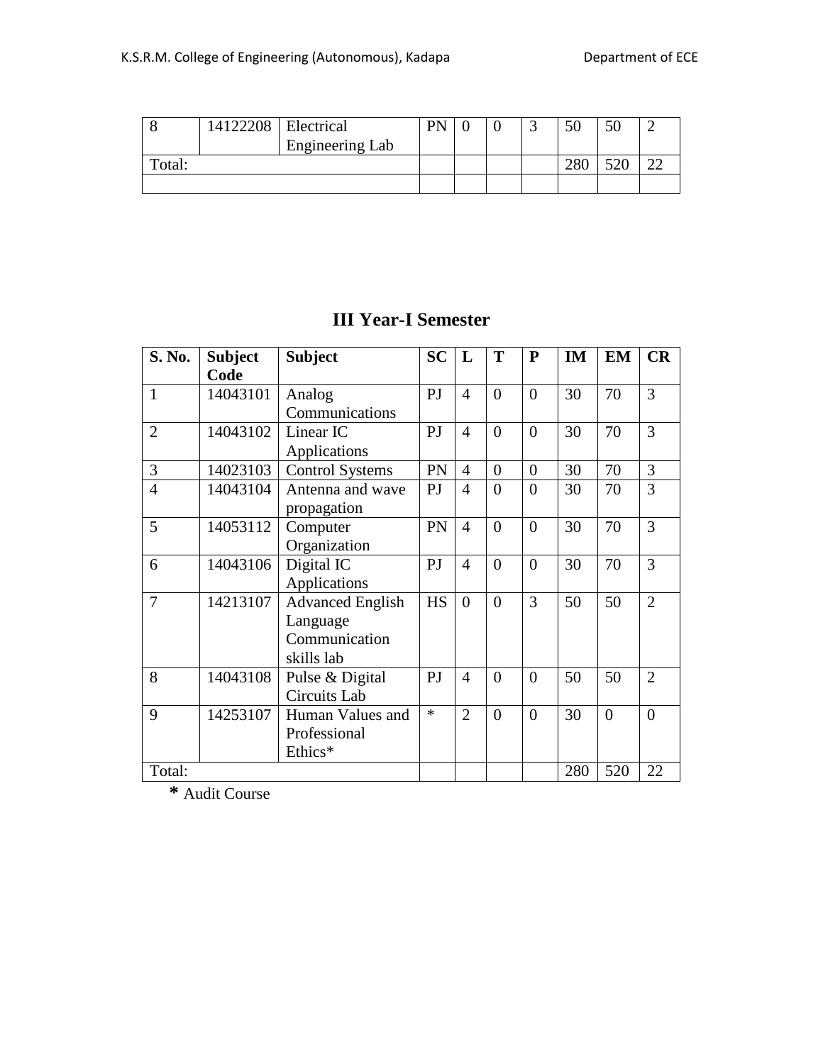| 8 | 14122208 | Electrical Engineering Lab | PN | 0 | 0 | 3 | 50 | 50 | 2 |
|---|---|---|---|---|---|---|---|---|---|
| Total: | | | | | | | 280 | 520 | 22 |
| | | | | | | | | | |

## III Year-I Semester

| S. No. | Subject Code | Subject | SC | L | T | P | IM | EM | CR |
|---|---|---|---|---|---|---|---|---|---|
| 1 | 14043101 | Analog Communications | PJ | 4 | 0 | 0 | 30 | 70 | 3 |
| 2 | 14043102 | Linear IC Applications | PJ | 4 | 0 | 0 | 30 | 70 | 3 |
| 3 | 14023103 | Control Systems | PN | 4 | 0 | 0 | 30 | 70 | 3 |
| 4 | 14043104 | Antenna and wave propagation | PJ | 4 | 0 | 0 | 30 | 70 | 3 |
| 5 | 14053112 | Computer Organization | PN | 4 | 0 | 0 | 30 | 70 | 3 |
| 6 | 14043106 | Digital IC Applications | PJ | 4 | 0 | 0 | 30 | 70 | 3 |
| 7 | 14213107 | Advanced English Language Communication skills lab | HS | 0 | 0 | 3 | 50 | 50 | 2 |
| 8 | 14043108 | Pulse & Digital Circuits Lab | PJ | 4 | 0 | 0 | 50 | 50 | 2 |
| 9 | 14253107 | Human Values and Professional Ethics* | * | 2 | 0 | 0 | 30 | 0 | 0 |
| Total: | | | | | | | 280 | 520 | 22 |

**\*** Audit Course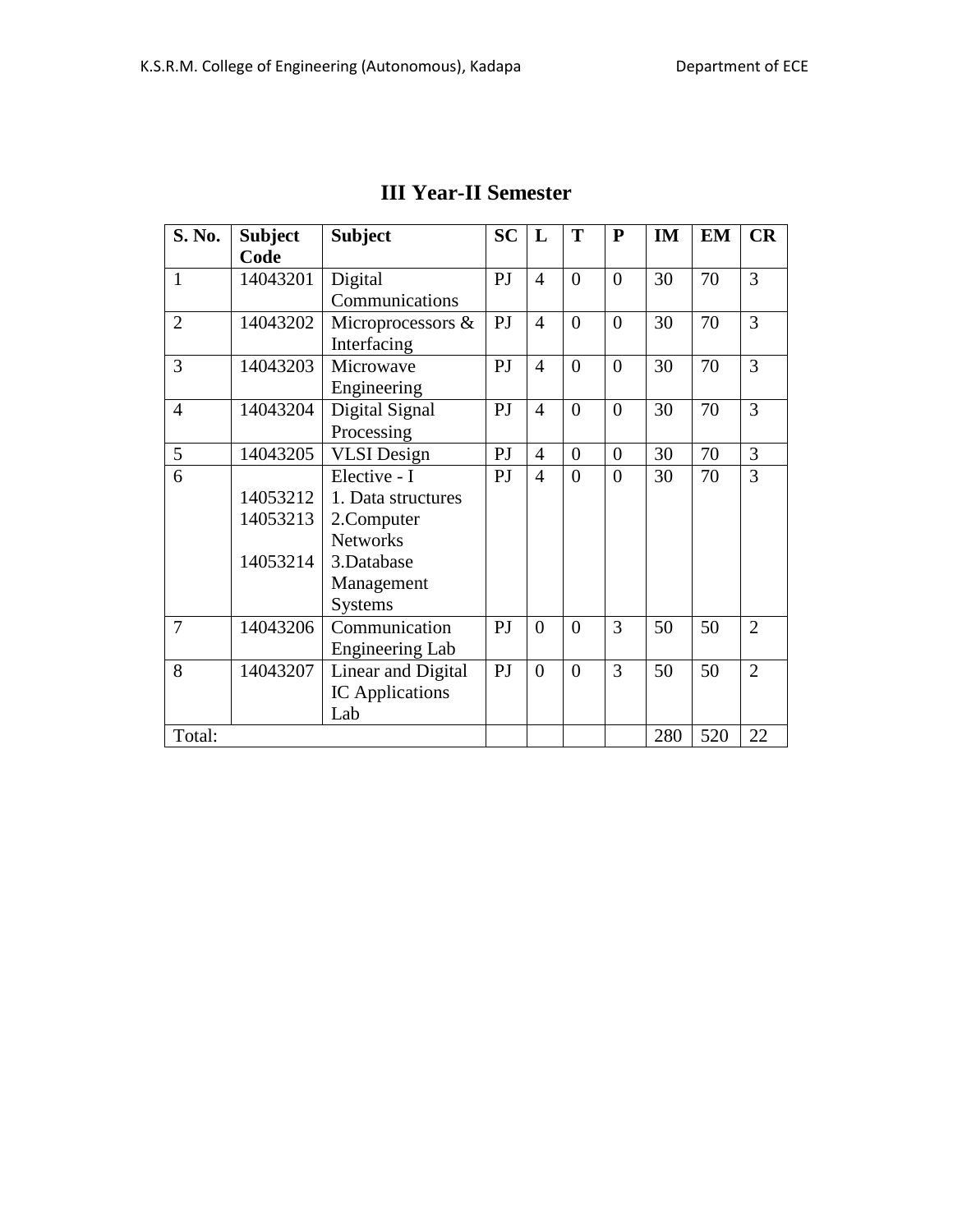# III Year-II Semester

| S. No. | Subject Code | Subject | SC | L | T | P | IM | EM | CR |
|---|---|---|---|---|---|---|---|---|---|
| 1 | 14043201 | Digital Communications | PJ | 4 | 0 | 0 | 30 | 70 | 3 |
| 2 | 14043202 | Microprocessors & Interfacing | PJ | 4 | 0 | 0 | 30 | 70 | 3 |
| 3 | 14043203 | Microwave Engineering | PJ | 4 | 0 | 0 | 30 | 70 | 3 |
| 4 | 14043204 | Digital Signal Processing | PJ | 4 | 0 | 0 | 30 | 70 | 3 |
| 5 | 14043205 | VLSI Design | PJ | 4 | 0 | 0 | 30 | 70 | 3 |
| 6 | 14053212<br>14053213<br>14053214 | Elective - I<br>1. Data structures<br>2.Computer Networks<br>3.Database Management Systems | PJ | 4 | 0 | 0 | 30 | 70 | 3 |
| 7 | 14043206 | Communication Engineering Lab | PJ | 0 | 0 | 3 | 50 | 50 | 2 |
| 8 | 14043207 | Linear and Digital IC Applications Lab | PJ | 0 | 0 | 3 | 50 | 50 | 2 |
| Total: | | | | | | | 280 | 520 | 22 |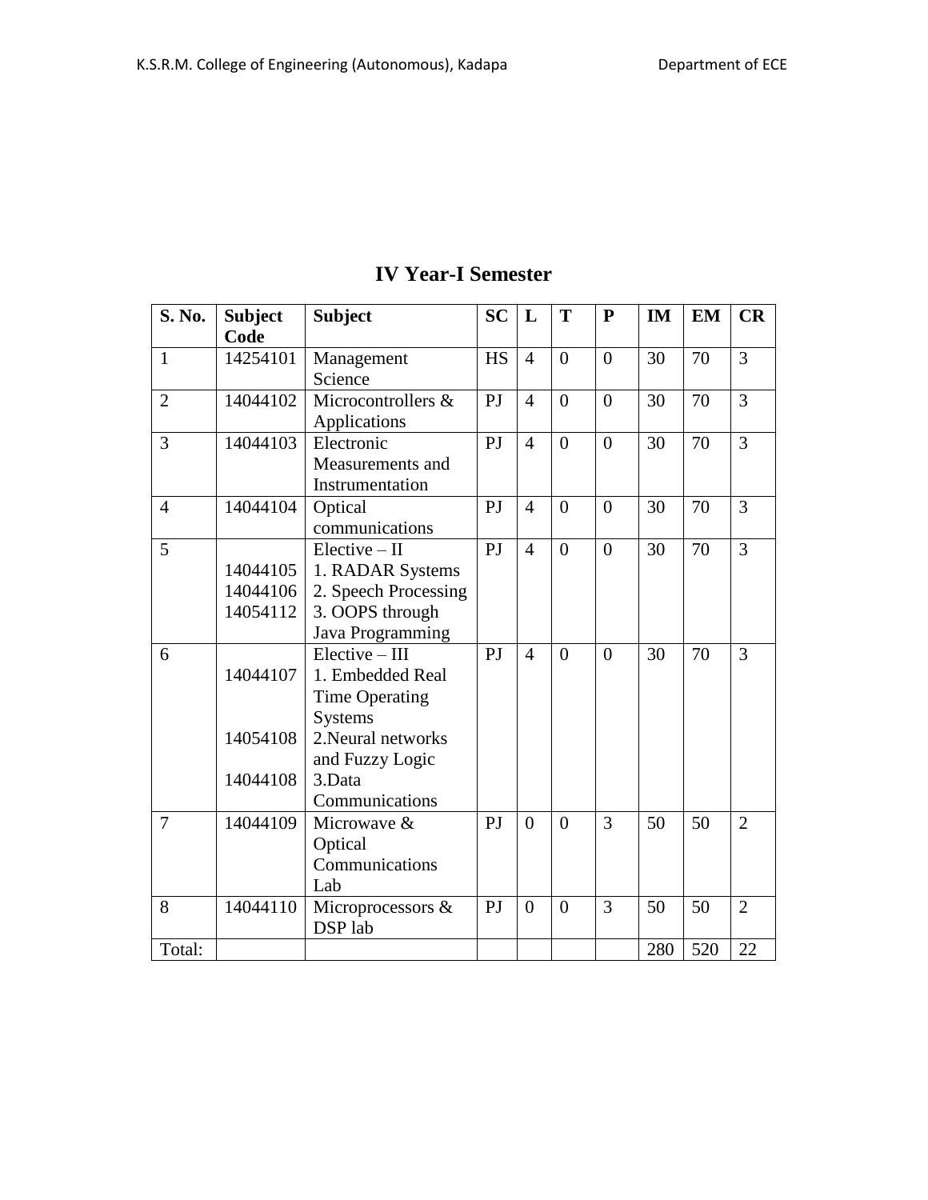# IV Year-I Semester

| S. No. | Subject Code | Subject | SC | L | T | P | IM | EM | CR |
|---|---|---|---|---|---|---|---|---|---|
| 1 | 14254101 | Management Science | HS | 4 | 0 | 0 | 30 | 70 | 3 |
| 2 | 14044102 | Microcontrollers & Applications | PJ | 4 | 0 | 0 | 30 | 70 | 3 |
| 3 | 14044103 | Electronic Measurements and Instrumentation | PJ | 4 | 0 | 0 | 30 | 70 | 3 |
| 4 | 14044104 | Optical communications | PJ | 4 | 0 | 0 | 30 | 70 | 3 |
| 5 | <br>14044105<br>14044106<br>14054112 | Elective – II<br>1. RADAR Systems<br>2. Speech Processing<br>3. OOPS through Java Programming | PJ | 4 | 0 | 0 | 30 | 70 | 3 |
| 6 | <br>14044107<br>14054108<br>14044108 | Elective – III<br>1. Embedded Real Time Operating Systems<br>2.Neural networks and Fuzzy Logic<br>3.Data Communications | PJ | 4 | 0 | 0 | 30 | 70 | 3 |
| 7 | 14044109 | Microwave & Optical Communications Lab | PJ | 0 | 0 | 3 | 50 | 50 | 2 |
| 8 | 14044110 | Microprocessors & DSP lab | PJ | 0 | 0 | 3 | 50 | 50 | 2 |
| Total: | | | | | | | 280 | 520 | 22 |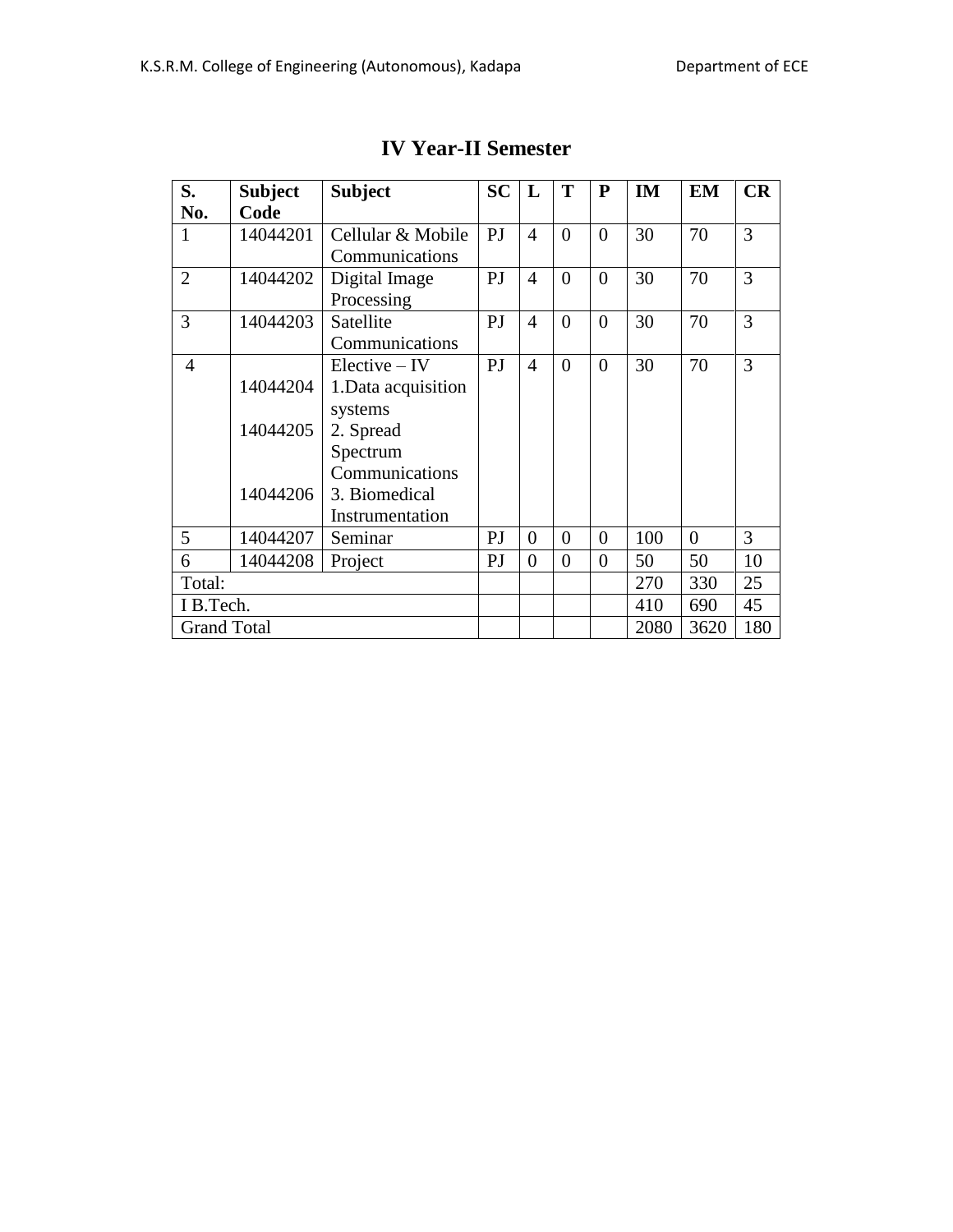# IV Year-II Semester

| S. No. | Subject Code | Subject | SC | L | T | P | IM | EM | CR |
|---|---|---|---|---|---|---|---|---|---|
| 1 | 14044201 | Cellular & Mobile Communications | PJ | 4 | 0 | 0 | 30 | 70 | 3 |
| 2 | 14044202 | Digital Image Processing | PJ | 4 | 0 | 0 | 30 | 70 | 3 |
| 3 | 14044203 | Satellite Communications | PJ | 4 | 0 | 0 | 30 | 70 | 3 |
| 4 | <br>14044204<br><br>14044205<br><br>14044206 | Elective – IV<br>1.Data acquisition systems<br>2. Spread Spectrum Communications<br>3. Biomedical Instrumentation | PJ | 4 | 0 | 0 | 30 | 70 | 3 |
| 5 | 14044207 | Seminar | PJ | 0 | 0 | 0 | 100 | 0 | 3 |
| 6 | 14044208 | Project | PJ | 0 | 0 | 0 | 50 | 50 | 10 |
| Total: | | | | | | | 270 | 330 | 25 |
| I B.Tech. | | | | | | | 410 | 690 | 45 |
| Grand Total | | | | | | | 2080 | 3620 | 180 |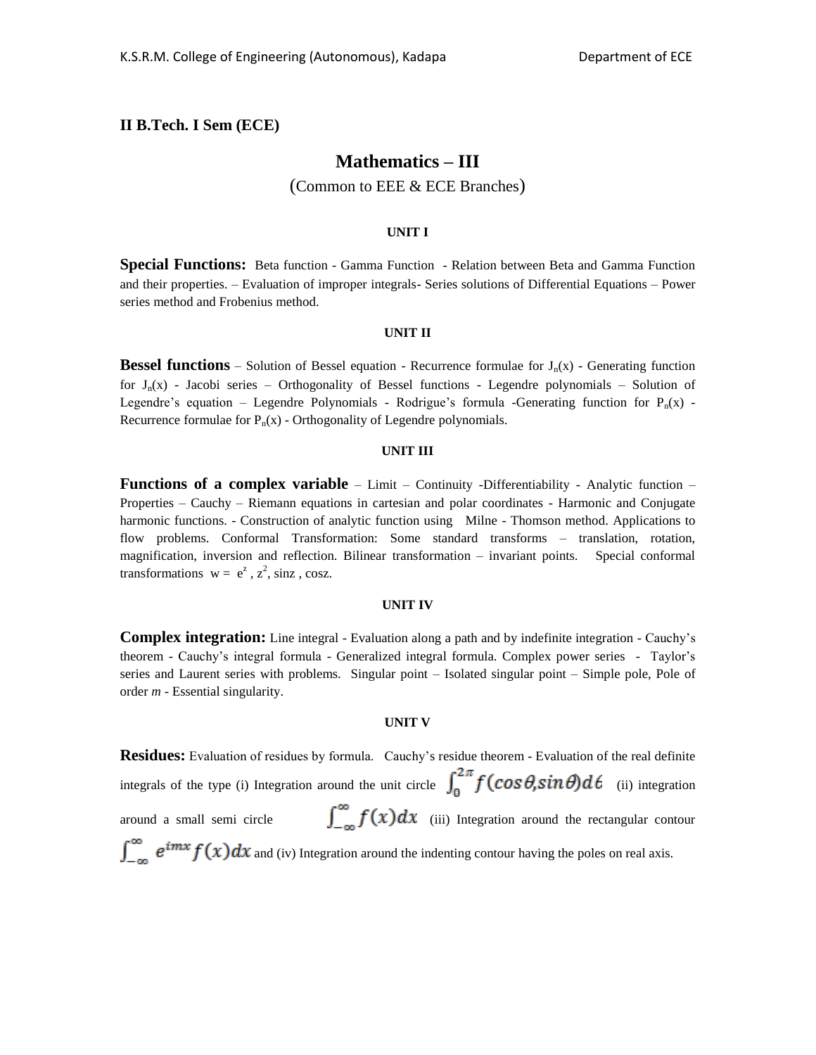## II B.Tech. I Sem (ECE)

# Mathematics – III

(Common to EEE & ECE Branches)

### UNIT I

**Special Functions:** Beta function - Gamma Function - Relation between Beta and Gamma Function and their properties. – Evaluation of improper integrals- Series solutions of Differential Equations – Power series method and Frobenius method.

### UNIT II

**Bessel functions** – Solution of Bessel equation - Recurrence formulae for $J_n(x)$ - Generating function for $J_n(x)$ - Jacobi series – Orthogonality of Bessel functions - Legendre polynomials – Solution of Legendre's equation – Legendre Polynomials - Rodrigue's formula -Generating function for $P_n(x)$ - Recurrence formulae for $P_n(x)$ - Orthogonality of Legendre polynomials.

### UNIT III

**Functions of a complex variable** – Limit – Continuity -Differentiability - Analytic function – Properties – Cauchy – Riemann equations in cartesian and polar coordinates - Harmonic and Conjugate harmonic functions. - Construction of analytic function using Milne - Thomson method. Applications to flow problems. Conformal Transformation: Some standard transforms – translation, rotation, magnification, inversion and reflection. Bilinear transformation – invariant points. Special conformal transformations $w = e^z$, $z^2$, sinz , cosz.

### UNIT IV

**Complex integration:** Line integral - Evaluation along a path and by indefinite integration - Cauchy's theorem - Cauchy's integral formula - Generalized integral formula. Complex power series - Taylor's series and Laurent series with problems. Singular point – Isolated singular point – Simple pole, Pole of order *m* - Essential singularity.

### UNIT V

**Residues:** Evaluation of residues by formula. Cauchy's residue theorem - Evaluation of the real definite integrals of the type (i) Integration around the unit circle $\int_0^{2\pi} f(\cos\theta, \sin\theta)d\theta$ (ii) integration around a small semi circle $\int_{-\infty}^{\infty} f(x)dx$ (iii) Integration around the rectangular contour $\int_{-\infty}^{\infty} e^{imx} f(x)dx$ and (iv) Integration around the indenting contour having the poles on real axis.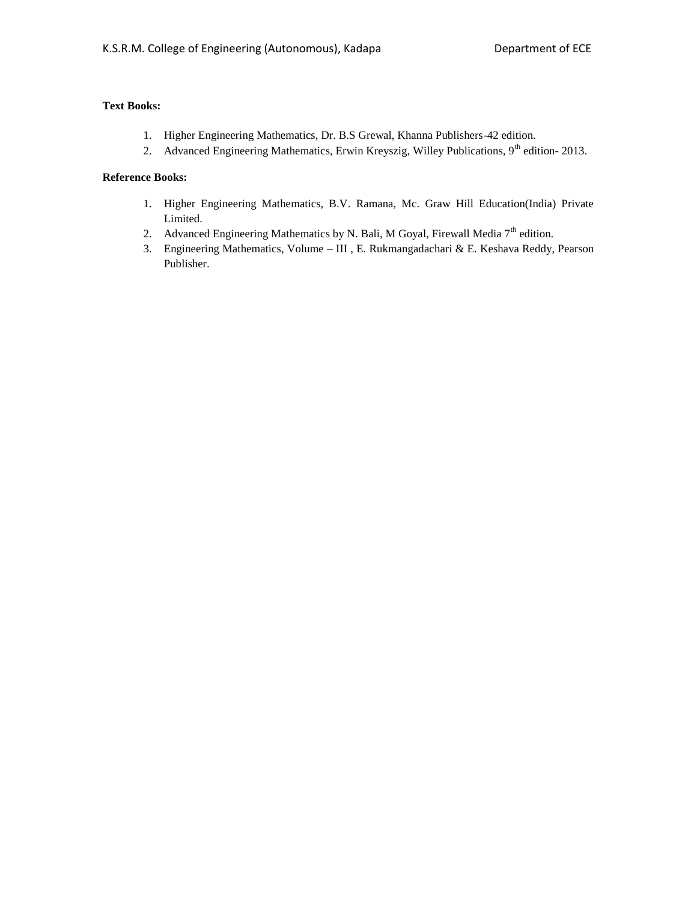**Text Books:**

1. Higher Engineering Mathematics, Dr. B.S Grewal, Khanna Publishers-42 edition.
2. Advanced Engineering Mathematics, Erwin Kreyszig, Willey Publications, 9th edition- 2013.

**Reference Books:**

1. Higher Engineering Mathematics, B.V. Ramana, Mc. Graw Hill Education(India) Private Limited.
2. Advanced Engineering Mathematics by N. Bali, M Goyal, Firewall Media 7th edition.
3. Engineering Mathematics, Volume – III , E. Rukmangadachari & E. Keshava Reddy, Pearson Publisher.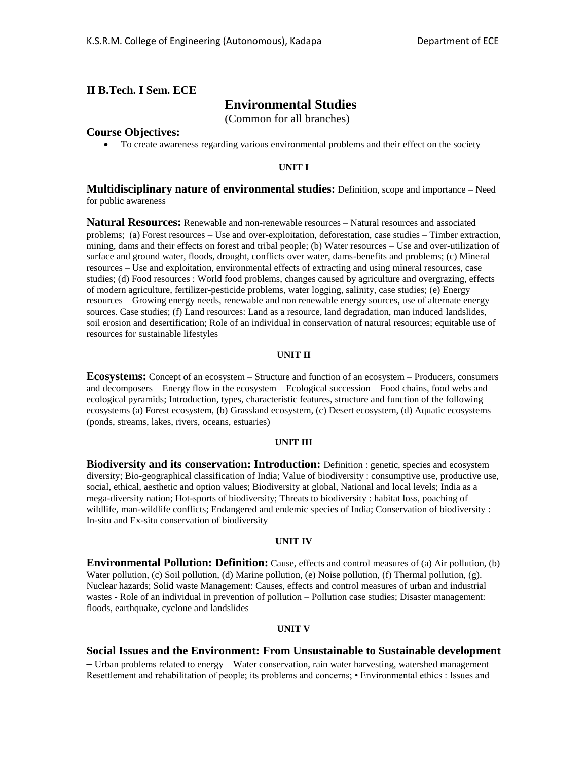**II B.Tech. I Sem. ECE**

# Environmental Studies

(Common for all branches)

**Course Objectives:**

- To create awareness regarding various environmental problems and their effect on the society

**UNIT I**

**Multidisciplinary nature of environmental studies:** Definition, scope and importance – Need for public awareness

**Natural Resources:** Renewable and non-renewable resources – Natural resources and associated problems; (a) Forest resources – Use and over-exploitation, deforestation, case studies – Timber extraction, mining, dams and their effects on forest and tribal people; (b) Water resources – Use and over-utilization of surface and ground water, floods, drought, conflicts over water, dams-benefits and problems; (c) Mineral resources – Use and exploitation, environmental effects of extracting and using mineral resources, case studies; (d) Food resources : World food problems, changes caused by agriculture and overgrazing, effects of modern agriculture, fertilizer-pesticide problems, water logging, salinity, case studies; (e) Energy resources –Growing energy needs, renewable and non renewable energy sources, use of alternate energy sources. Case studies; (f) Land resources: Land as a resource, land degradation, man induced landslides, soil erosion and desertification; Role of an individual in conservation of natural resources; equitable use of resources for sustainable lifestyles

**UNIT II**

**Ecosystems:** Concept of an ecosystem – Structure and function of an ecosystem – Producers, consumers and decomposers – Energy flow in the ecosystem – Ecological succession – Food chains, food webs and ecological pyramids; Introduction, types, characteristic features, structure and function of the following ecosystems (a) Forest ecosystem, (b) Grassland ecosystem, (c) Desert ecosystem, (d) Aquatic ecosystems (ponds, streams, lakes, rivers, oceans, estuaries)

**UNIT III**

**Biodiversity and its conservation: Introduction:** Definition : genetic, species and ecosystem diversity; Bio-geographical classification of India; Value of biodiversity : consumptive use, productive use, social, ethical, aesthetic and option values; Biodiversity at global, National and local levels; India as a mega-diversity nation; Hot-sports of biodiversity; Threats to biodiversity : habitat loss, poaching of wildlife, man-wildlife conflicts; Endangered and endemic species of India; Conservation of biodiversity : In-situ and Ex-situ conservation of biodiversity

**UNIT IV**

**Environmental Pollution: Definition:** Cause, effects and control measures of (a) Air pollution, (b) Water pollution, (c) Soil pollution, (d) Marine pollution, (e) Noise pollution, (f) Thermal pollution, (g). Nuclear hazards; Solid waste Management: Causes, effects and control measures of urban and industrial wastes - Role of an individual in prevention of pollution – Pollution case studies; Disaster management: floods, earthquake, cyclone and landslides

**UNIT V**

**Social Issues and the Environment: From Unsustainable to Sustainable development**

– Urban problems related to energy – Water conservation, rain water harvesting, watershed management – Resettlement and rehabilitation of people; its problems and concerns; • Environmental ethics : Issues and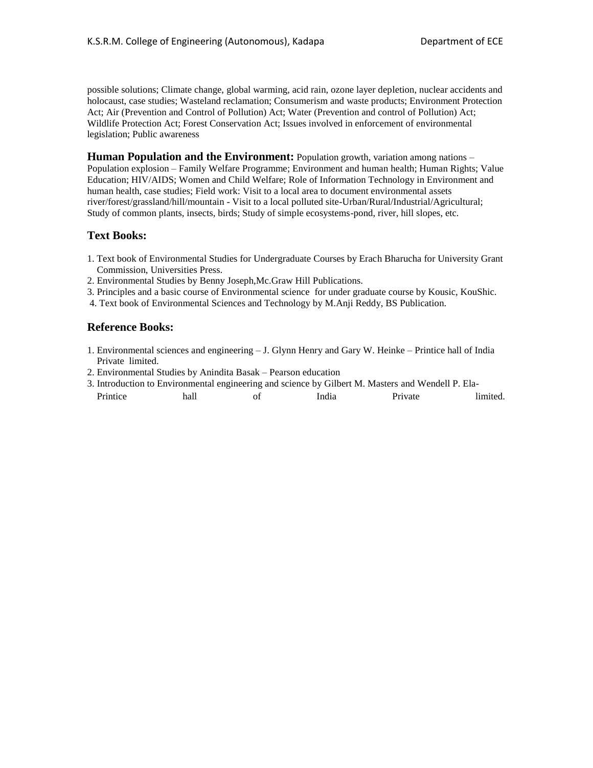possible solutions; Climate change, global warming, acid rain, ozone layer depletion, nuclear accidents and holocaust, case studies; Wasteland reclamation; Consumerism and waste products; Environment Protection Act; Air (Prevention and Control of Pollution) Act; Water (Prevention and control of Pollution) Act; Wildlife Protection Act; Forest Conservation Act; Issues involved in enforcement of environmental legislation; Public awareness

**Human Population and the Environment:** Population growth, variation among nations – Population explosion – Family Welfare Programme; Environment and human health; Human Rights; Value Education; HIV/AIDS; Women and Child Welfare; Role of Information Technology in Environment and human health, case studies; Field work: Visit to a local area to document environmental assets river/forest/grassland/hill/mountain - Visit to a local polluted site-Urban/Rural/Industrial/Agricultural; Study of common plants, insects, birds; Study of simple ecosystems-pond, river, hill slopes, etc.

## Text Books:

1. Text book of Environmental Studies for Undergraduate Courses by Erach Bharucha for University Grant Commission, Universities Press.
2. Environmental Studies by Benny Joseph,Mc.Graw Hill Publications.
3. Principles and a basic course of Environmental science for under graduate course by Kousic, KouShic.
4. Text book of Environmental Sciences and Technology by M.Anji Reddy, BS Publication.

## Reference Books:

1. Environmental sciences and engineering – J. Glynn Henry and Gary W. Heinke – Printice hall of India Private limited.
2. Environmental Studies by Anindita Basak – Pearson education
3. Introduction to Environmental engineering and science by Gilbert M. Masters and Wendell P. Ela- Printice hall of India Private limited.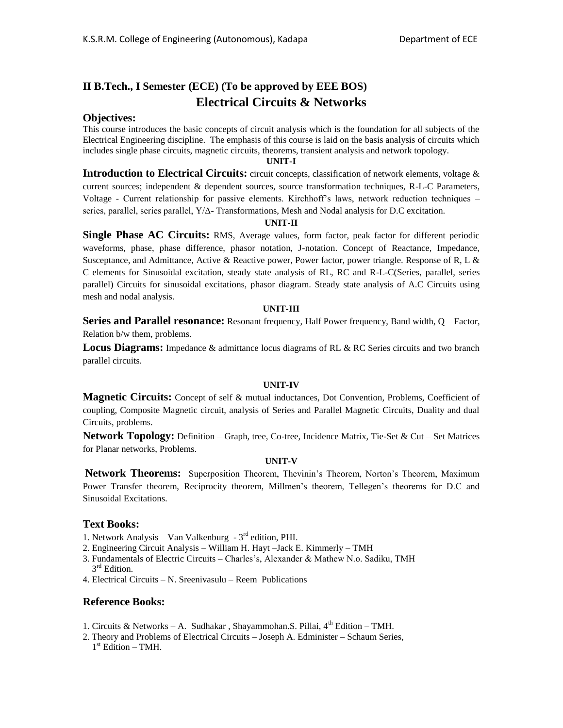## II B.Tech., I Semester (ECE) (To be approved by EEE BOS)

# Electrical Circuits & Networks

### Objectives:

This course introduces the basic concepts of circuit analysis which is the foundation for all subjects of the Electrical Engineering discipline. The emphasis of this course is laid on the basis analysis of circuits which includes single phase circuits, magnetic circuits, theorems, transient analysis and network topology.

**UNIT-I**

**Introduction to Electrical Circuits:** circuit concepts, classification of network elements, voltage & current sources; independent & dependent sources, source transformation techniques, R-L-C Parameters, Voltage - Current relationship for passive elements. Kirchhoff's laws, network reduction techniques – series, parallel, series parallel, Y/Δ- Transformations, Mesh and Nodal analysis for D.C excitation.

**UNIT-II**

**Single Phase AC Circuits:** RMS, Average values, form factor, peak factor for different periodic waveforms, phase, phase difference, phasor notation, J-notation. Concept of Reactance, Impedance, Susceptance, and Admittance, Active & Reactive power, Power factor, power triangle. Response of R, L & C elements for Sinusoidal excitation, steady state analysis of RL, RC and R-L-C(Series, parallel, series parallel) Circuits for sinusoidal excitations, phasor diagram. Steady state analysis of A.C Circuits using mesh and nodal analysis.

**UNIT-III**

**Series and Parallel resonance:** Resonant frequency, Half Power frequency, Band width, Q – Factor, Relation b/w them, problems.

**Locus Diagrams:** Impedance & admittance locus diagrams of RL & RC Series circuits and two branch parallel circuits.

**UNIT-IV**

**Magnetic Circuits:** Concept of self & mutual inductances, Dot Convention, Problems, Coefficient of coupling, Composite Magnetic circuit, analysis of Series and Parallel Magnetic Circuits, Duality and dual Circuits, problems.

**Network Topology:** Definition – Graph, tree, Co-tree, Incidence Matrix, Tie-Set & Cut – Set Matrices for Planar networks, Problems.

**UNIT-V**

**Network Theorems:** Superposition Theorem, Thevinin's Theorem, Norton's Theorem, Maximum Power Transfer theorem, Reciprocity theorem, Millmen's theorem, Tellegen's theorems for D.C and Sinusoidal Excitations.

### Text Books:

1. Network Analysis – Van Valkenburg - 3rd edition, PHI.
2. Engineering Circuit Analysis – William H. Hayt –Jack E. Kimmerly – TMH
3. Fundamentals of Electric Circuits – Charles's, Alexander & Mathew N.o. Sadiku, TMH 3rd Edition.
4. Electrical Circuits – N. Sreenivasulu – Reem Publications

### Reference Books:

1. Circuits & Networks – A. Sudhakar , Shayammohan.S. Pillai, 4th Edition – TMH.
2. Theory and Problems of Electrical Circuits – Joseph A. Edminister – Schaum Series, 1st Edition – TMH.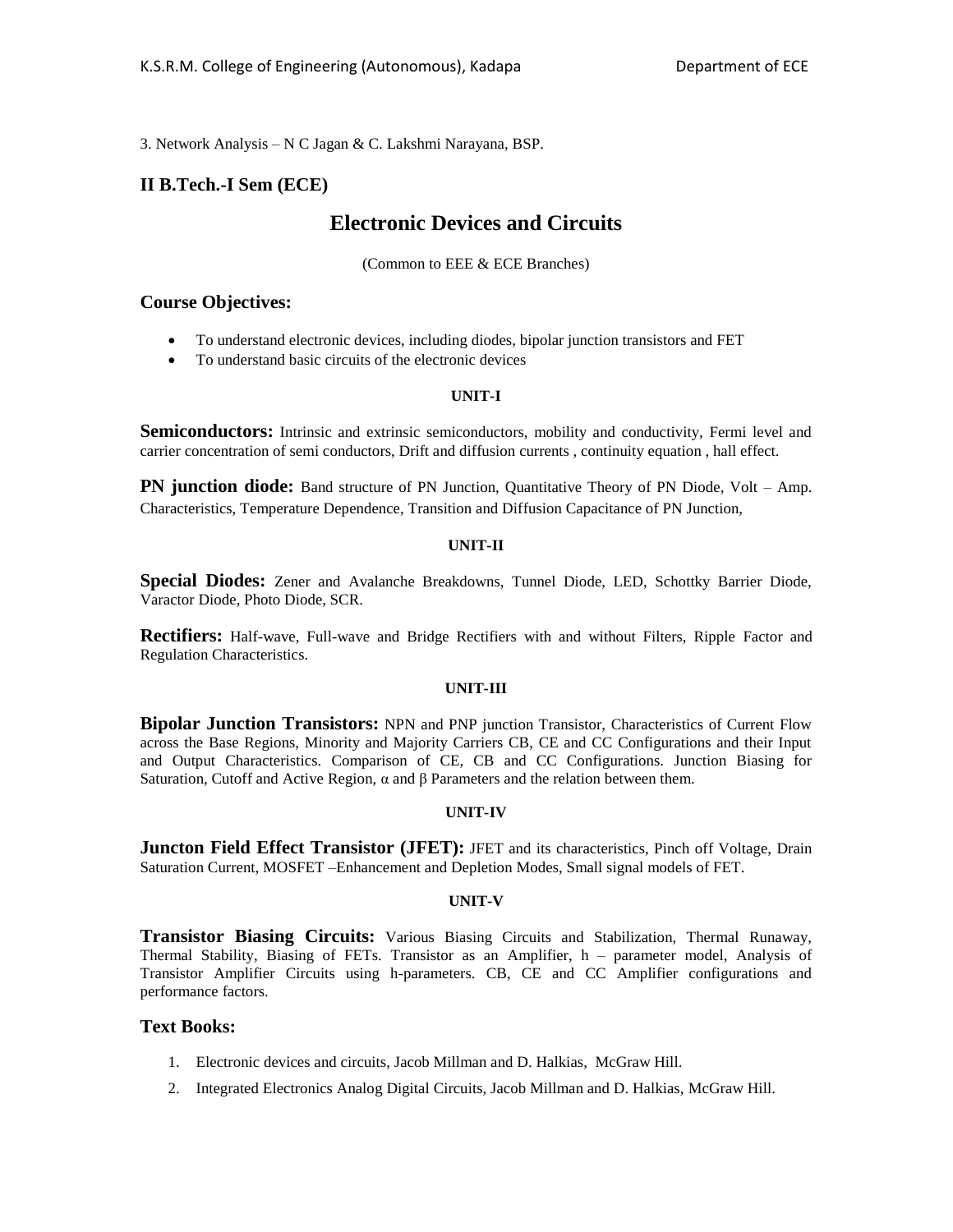3. Network Analysis – N C Jagan & C. Lakshmi Narayana, BSP.

## II B.Tech.-I Sem (ECE)

# Electronic Devices and Circuits

(Common to EEE & ECE Branches)

## Course Objectives:

- To understand electronic devices, including diodes, bipolar junction transistors and FET
- To understand basic circuits of the electronic devices

**UNIT-I**

**Semiconductors:** Intrinsic and extrinsic semiconductors, mobility and conductivity, Fermi level and carrier concentration of semi conductors, Drift and diffusion currents , continuity equation , hall effect.

**PN junction diode:** Band structure of PN Junction, Quantitative Theory of PN Diode, Volt – Amp. Characteristics, Temperature Dependence, Transition and Diffusion Capacitance of PN Junction,

**UNIT-II**

**Special Diodes:** Zener and Avalanche Breakdowns, Tunnel Diode, LED, Schottky Barrier Diode, Varactor Diode, Photo Diode, SCR.

**Rectifiers:** Half-wave, Full-wave and Bridge Rectifiers with and without Filters, Ripple Factor and Regulation Characteristics.

**UNIT-III**

**Bipolar Junction Transistors:** NPN and PNP junction Transistor, Characteristics of Current Flow across the Base Regions, Minority and Majority Carriers CB, CE and CC Configurations and their Input and Output Characteristics. Comparison of CE, CB and CC Configurations. Junction Biasing for Saturation, Cutoff and Active Region, $\alpha$ and $\beta$ Parameters and the relation between them.

**UNIT-IV**

**Juncton Field Effect Transistor (JFET):** JFET and its characteristics, Pinch off Voltage, Drain Saturation Current, MOSFET –Enhancement and Depletion Modes, Small signal models of FET.

**UNIT-V**

**Transistor Biasing Circuits:** Various Biasing Circuits and Stabilization, Thermal Runaway, Thermal Stability, Biasing of FETs. Transistor as an Amplifier, h – parameter model, Analysis of Transistor Amplifier Circuits using h-parameters. CB, CE and CC Amplifier configurations and performance factors.

## Text Books:

1. Electronic devices and circuits, Jacob Millman and D. Halkias, McGraw Hill.
2. Integrated Electronics Analog Digital Circuits, Jacob Millman and D. Halkias, McGraw Hill.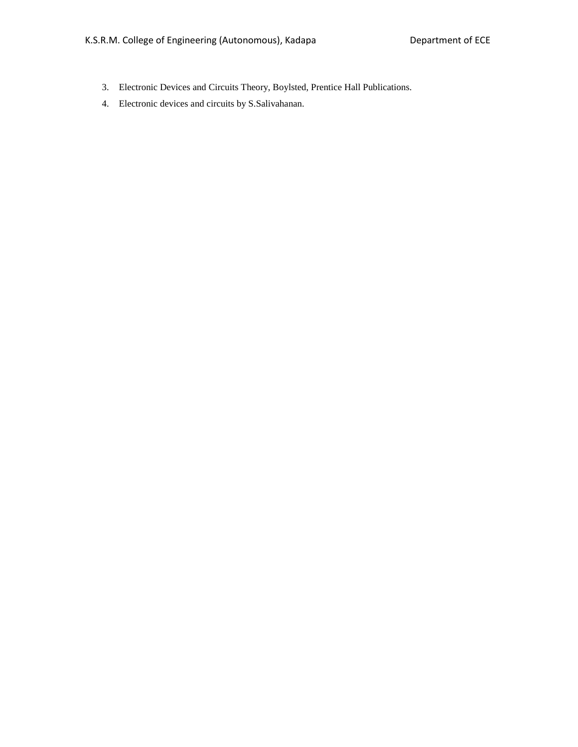3. Electronic Devices and Circuits Theory, Boylsted, Prentice Hall Publications.
4. Electronic devices and circuits by S.Salivahanan.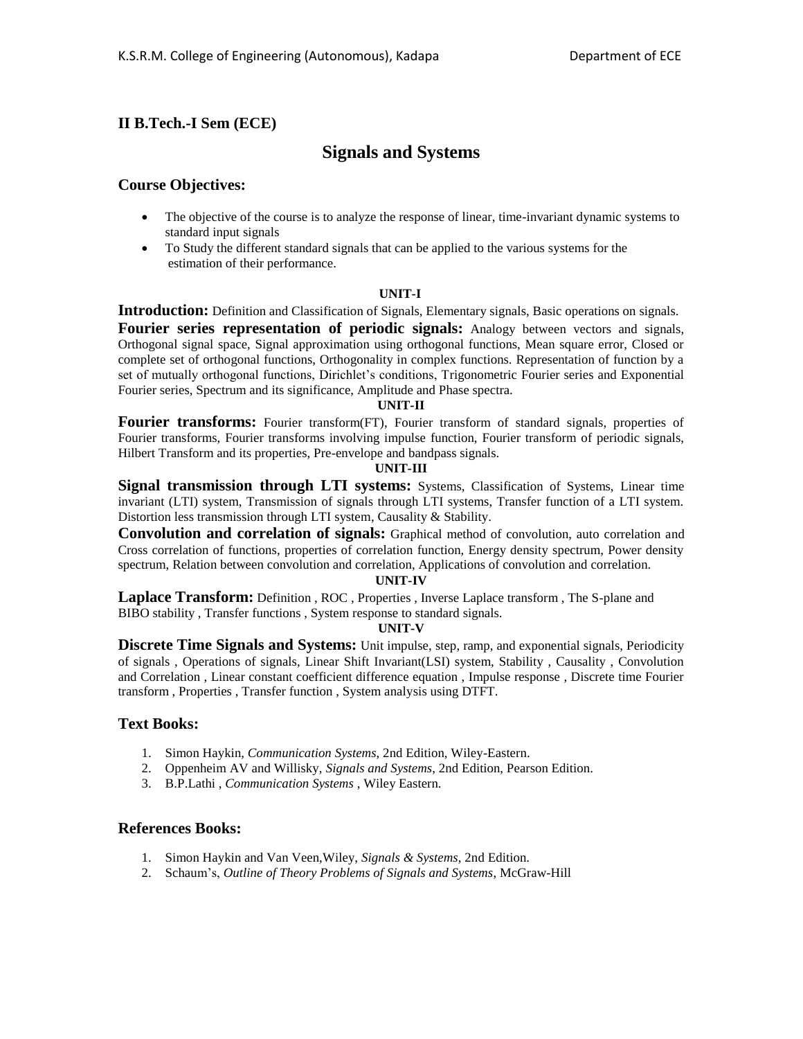## II B.Tech.-I Sem (ECE)

# Signals and Systems

### Course Objectives:

- The objective of the course is to analyze the response of linear, time-invariant dynamic systems to standard input signals
- To Study the different standard signals that can be applied to the various systems for the estimation of their performance.

**UNIT-I**

**Introduction:** Definition and Classification of Signals, Elementary signals, Basic operations on signals.

**Fourier series representation of periodic signals:** Analogy between vectors and signals, Orthogonal signal space, Signal approximation using orthogonal functions, Mean square error, Closed or complete set of orthogonal functions, Orthogonality in complex functions. Representation of function by a set of mutually orthogonal functions, Dirichlet's conditions, Trigonometric Fourier series and Exponential Fourier series, Spectrum and its significance, Amplitude and Phase spectra.

**UNIT-II**

**Fourier transforms:** Fourier transform(FT), Fourier transform of standard signals, properties of Fourier transforms, Fourier transforms involving impulse function, Fourier transform of periodic signals, Hilbert Transform and its properties, Pre-envelope and bandpass signals.

**UNIT-III**

**Signal transmission through LTI systems:** Systems, Classification of Systems, Linear time invariant (LTI) system, Transmission of signals through LTI systems, Transfer function of a LTI system. Distortion less transmission through LTI system, Causality & Stability.

**Convolution and correlation of signals:** Graphical method of convolution, auto correlation and Cross correlation of functions, properties of correlation function, Energy density spectrum, Power density spectrum, Relation between convolution and correlation, Applications of convolution and correlation.

**UNIT-IV**

**Laplace Transform:** Definition , ROC , Properties , Inverse Laplace transform , The S-plane and BIBO stability , Transfer functions , System response to standard signals.

**UNIT-V**

**Discrete Time Signals and Systems:** Unit impulse, step, ramp, and exponential signals, Periodicity of signals , Operations of signals, Linear Shift Invariant(LSI) system, Stability , Causality , Convolution and Correlation , Linear constant coefficient difference equation , Impulse response , Discrete time Fourier transform , Properties , Transfer function , System analysis using DTFT.

### Text Books:

1. Simon Haykin, *Communication Systems*, 2nd Edition, Wiley-Eastern.
2. Oppenheim AV and Willisky, *Signals and Systems*, 2nd Edition, Pearson Edition.
3. B.P.Lathi , *Communication Systems* , Wiley Eastern.

### References Books:

1. Simon Haykin and Van Veen,Wiley, *Signals & Systems*, 2nd Edition.
2. Schaum's, *Outline of Theory Problems of Signals and Systems*, McGraw-Hill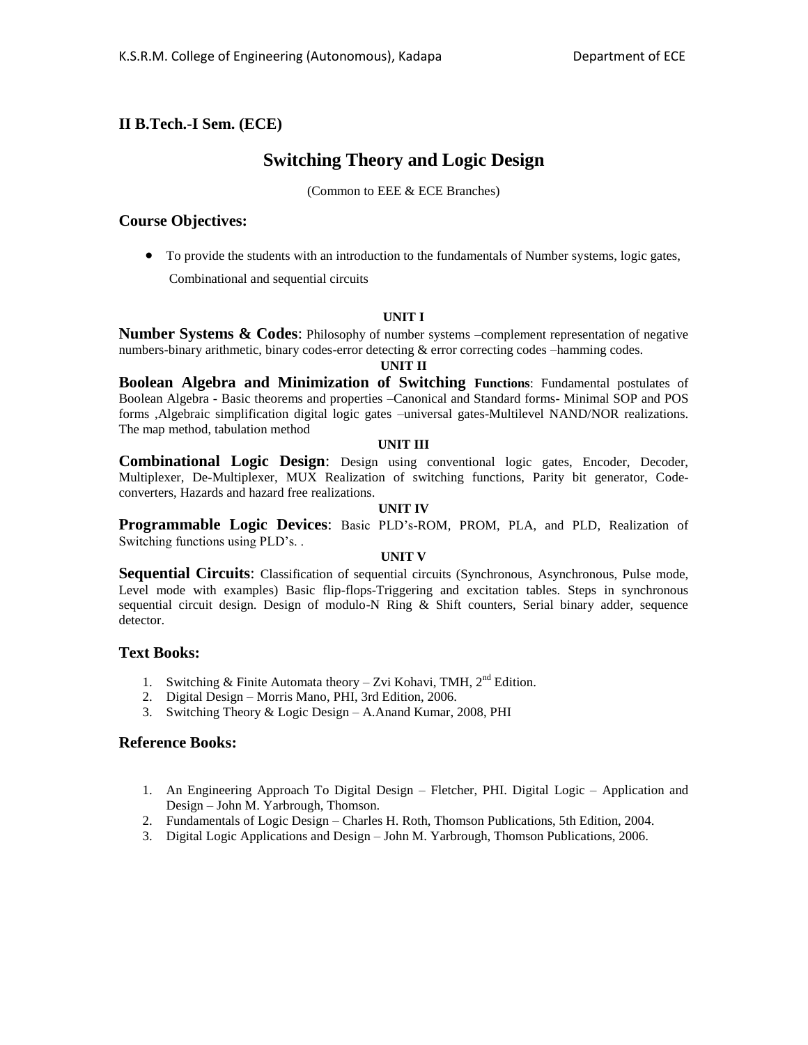## II B.Tech.-I Sem. (ECE)

# Switching Theory and Logic Design

(Common to EEE & ECE Branches)

## Course Objectives:

- To provide the students with an introduction to the fundamentals of Number systems, logic gates, Combinational and sequential circuits

**UNIT I**

**Number Systems & Codes**: Philosophy of number systems –complement representation of negative numbers-binary arithmetic, binary codes-error detecting & error correcting codes –hamming codes.

**UNIT II**

**Boolean Algebra and Minimization of Switching Functions**: Fundamental postulates of Boolean Algebra - Basic theorems and properties –Canonical and Standard forms- Minimal SOP and POS forms ,Algebraic simplification digital logic gates –universal gates-Multilevel NAND/NOR realizations. The map method, tabulation method

**UNIT III**

**Combinational Logic Design**: Design using conventional logic gates, Encoder, Decoder, Multiplexer, De-Multiplexer, MUX Realization of switching functions, Parity bit generator, Code-converters, Hazards and hazard free realizations.

**UNIT IV**

**Programmable Logic Devices**: Basic PLD's-ROM, PROM, PLA, and PLD, Realization of Switching functions using PLD's. .

**UNIT V**

**Sequential Circuits**: Classification of sequential circuits (Synchronous, Asynchronous, Pulse mode, Level mode with examples) Basic flip-flops-Triggering and excitation tables. Steps in synchronous sequential circuit design. Design of modulo-N Ring & Shift counters, Serial binary adder, sequence detector.

## Text Books:

1. Switching & Finite Automata theory – Zvi Kohavi, TMH, 2nd Edition.
2. Digital Design – Morris Mano, PHI, 3rd Edition, 2006.
3. Switching Theory & Logic Design – A.Anand Kumar, 2008, PHI

## Reference Books:

1. An Engineering Approach To Digital Design – Fletcher, PHI. Digital Logic – Application and Design – John M. Yarbrough, Thomson.
2. Fundamentals of Logic Design – Charles H. Roth, Thomson Publications, 5th Edition, 2004.
3. Digital Logic Applications and Design – John M. Yarbrough, Thomson Publications, 2006.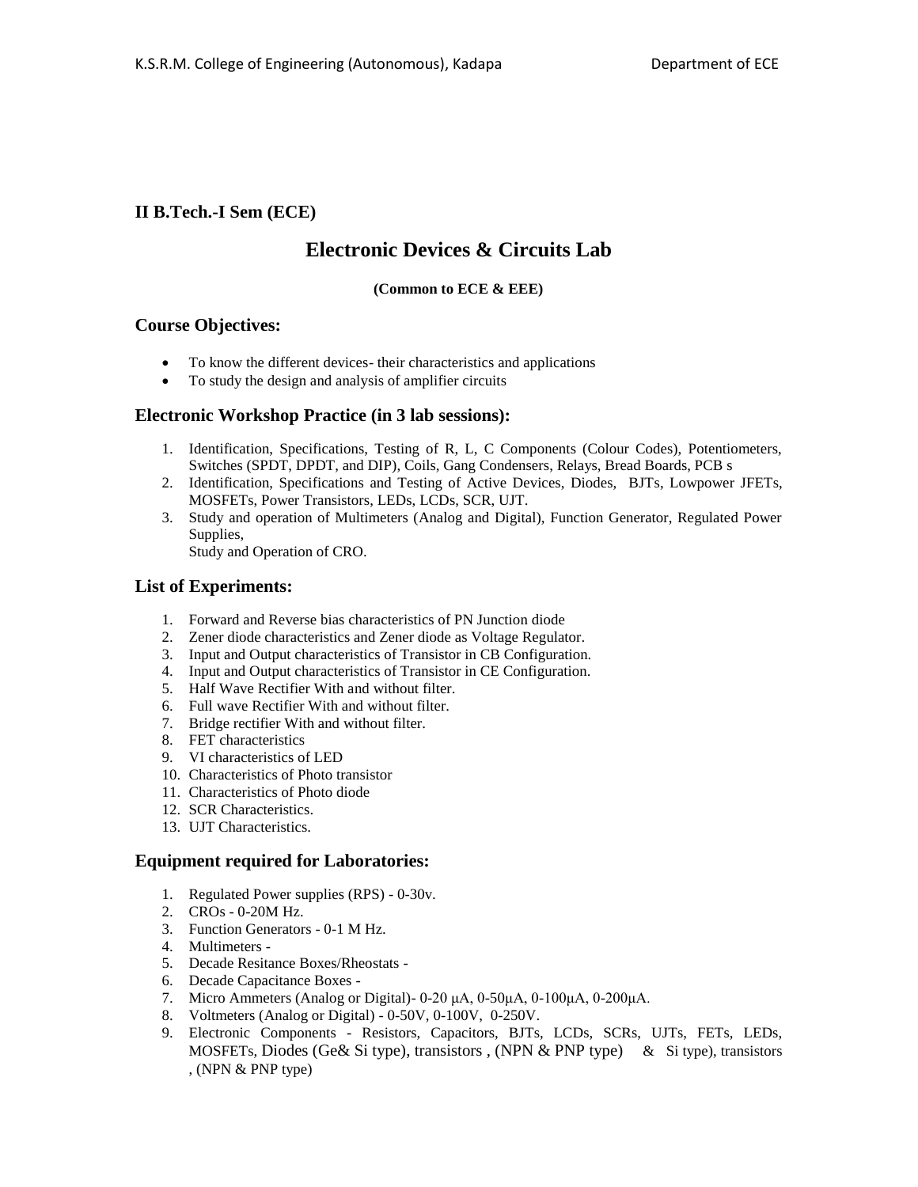**II B.Tech.-I Sem (ECE)**

# Electronic Devices & Circuits Lab

**(Common to ECE & EEE)**

## Course Objectives:

- To know the different devices- their characteristics and applications
- To study the design and analysis of amplifier circuits

## Electronic Workshop Practice (in 3 lab sessions):

1. Identification, Specifications, Testing of R, L, C Components (Colour Codes), Potentiometers, Switches (SPDT, DPDT, and DIP), Coils, Gang Condensers, Relays, Bread Boards, PCB s
2. Identification, Specifications and Testing of Active Devices, Diodes, BJTs, Lowpower JFETs, MOSFETs, Power Transistors, LEDs, LCDs, SCR, UJT.
3. Study and operation of Multimeters (Analog and Digital), Function Generator, Regulated Power Supplies,
   Study and Operation of CRO.

## List of Experiments:

1. Forward and Reverse bias characteristics of PN Junction diode
2. Zener diode characteristics and Zener diode as Voltage Regulator.
3. Input and Output characteristics of Transistor in CB Configuration.
4. Input and Output characteristics of Transistor in CE Configuration.
5. Half Wave Rectifier With and without filter.
6. Full wave Rectifier With and without filter.
7. Bridge rectifier With and without filter.
8. FET characteristics
9. VI characteristics of LED
10. Characteristics of Photo transistor
11. Characteristics of Photo diode
12. SCR Characteristics.
13. UJT Characteristics.

## Equipment required for Laboratories:

1. Regulated Power supplies (RPS) - 0-30v.
2. CROs - 0-20M Hz.
3. Function Generators - 0-1 M Hz.
4. Multimeters -
5. Decade Resitance Boxes/Rheostats -
6. Decade Capacitance Boxes -
7. Micro Ammeters (Analog or Digital)- 0-20 µA, 0-50µA, 0-100µA, 0-200µA.
8. Voltmeters (Analog or Digital) - 0-50V, 0-100V, 0-250V.
9. Electronic Components - Resistors, Capacitors, BJTs, LCDs, SCRs, UJTs, FETs, LEDs, MOSFETs, Diodes (Ge& Si type), transistors , (NPN & PNP type) & Si type), transistors , (NPN & PNP type)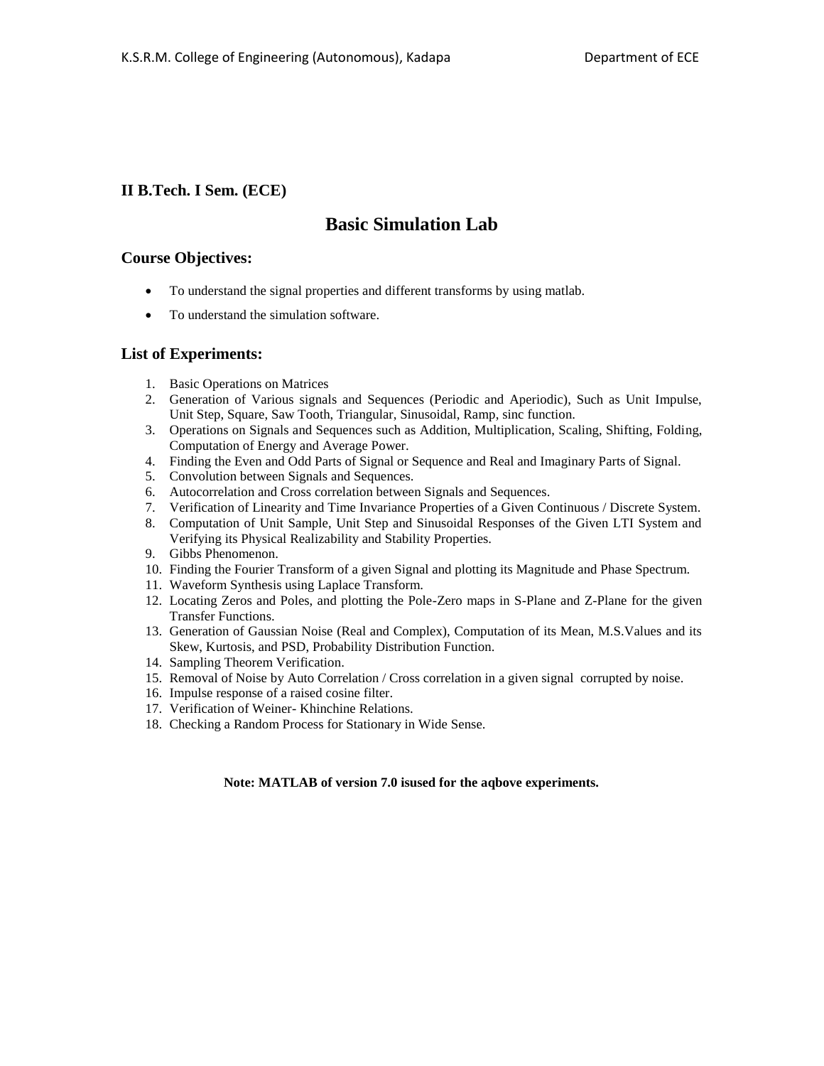**II B.Tech. I Sem. (ECE)**

# Basic Simulation Lab

## Course Objectives:

- To understand the signal properties and different transforms by using matlab.
- To understand the simulation software.

## List of Experiments:

1. Basic Operations on Matrices
2. Generation of Various signals and Sequences (Periodic and Aperiodic), Such as Unit Impulse, Unit Step, Square, Saw Tooth, Triangular, Sinusoidal, Ramp, sinc function.
3. Operations on Signals and Sequences such as Addition, Multiplication, Scaling, Shifting, Folding, Computation of Energy and Average Power.
4. Finding the Even and Odd Parts of Signal or Sequence and Real and Imaginary Parts of Signal.
5. Convolution between Signals and Sequences.
6. Autocorrelation and Cross correlation between Signals and Sequences.
7. Verification of Linearity and Time Invariance Properties of a Given Continuous / Discrete System.
8. Computation of Unit Sample, Unit Step and Sinusoidal Responses of the Given LTI System and Verifying its Physical Realizability and Stability Properties.
9. Gibbs Phenomenon.
10. Finding the Fourier Transform of a given Signal and plotting its Magnitude and Phase Spectrum.
11. Waveform Synthesis using Laplace Transform.
12. Locating Zeros and Poles, and plotting the Pole-Zero maps in S-Plane and Z-Plane for the given Transfer Functions.
13. Generation of Gaussian Noise (Real and Complex), Computation of its Mean, M.S.Values and its Skew, Kurtosis, and PSD, Probability Distribution Function.
14. Sampling Theorem Verification.
15. Removal of Noise by Auto Correlation / Cross correlation in a given signal corrupted by noise.
16. Impulse response of a raised cosine filter.
17. Verification of Weiner- Khinchine Relations.
18. Checking a Random Process for Stationary in Wide Sense.

**Note: MATLAB of version 7.0 isused for the aqbove experiments.**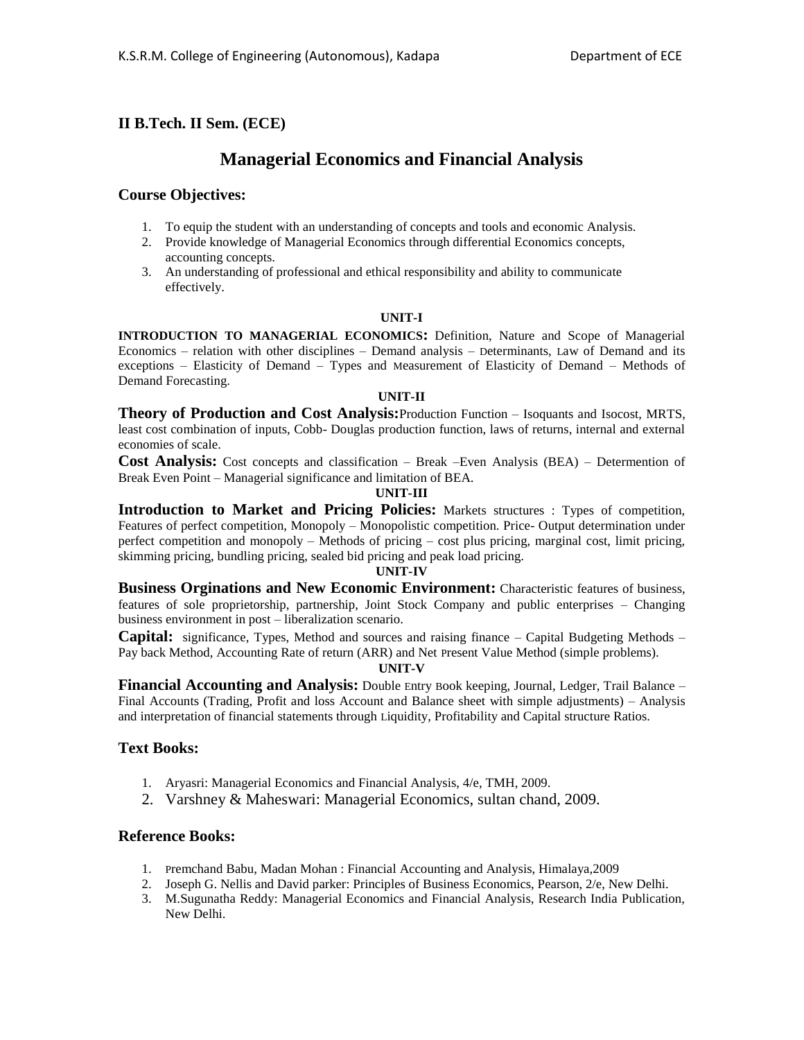## II B.Tech. II Sem. (ECE)

# Managerial Economics and Financial Analysis

### Course Objectives:

1. To equip the student with an understanding of concepts and tools and economic Analysis.
2. Provide knowledge of Managerial Economics through differential Economics concepts, accounting concepts.
3. An understanding of professional and ethical responsibility and ability to communicate effectively.

**UNIT-I**

**INTRODUCTION TO MANAGERIAL ECONOMICS:** Definition, Nature and Scope of Managerial Economics – relation with other disciplines – Demand analysis – Determinants, Law of Demand and its exceptions – Elasticity of Demand – Types and Measurement of Elasticity of Demand – Methods of Demand Forecasting.

**UNIT-II**

**Theory of Production and Cost Analysis:** Production Function – Isoquants and Isocost, MRTS, least cost combination of inputs, Cobb- Douglas production function, laws of returns, internal and external economies of scale.

**Cost Analysis:** Cost concepts and classification – Break –Even Analysis (BEA) – Determention of Break Even Point – Managerial significance and limitation of BEA.

**UNIT-III**

**Introduction to Market and Pricing Policies:** Markets structures : Types of competition, Features of perfect competition, Monopoly – Monopolistic competition. Price- Output determination under perfect competition and monopoly – Methods of pricing – cost plus pricing, marginal cost, limit pricing, skimming pricing, bundling pricing, sealed bid pricing and peak load pricing.

**UNIT-IV**

**Business Orginations and New Economic Environment:** Characteristic features of business, features of sole proprietorship, partnership, Joint Stock Company and public enterprises – Changing business environment in post – liberalization scenario.

**Capital:** significance, Types, Method and sources and raising finance – Capital Budgeting Methods – Pay back Method, Accounting Rate of return (ARR) and Net Present Value Method (simple problems).

**UNIT-V**

**Financial Accounting and Analysis:** Double Entry Book keeping, Journal, Ledger, Trail Balance – Final Accounts (Trading, Profit and loss Account and Balance sheet with simple adjustments) – Analysis and interpretation of financial statements through Liquidity, Profitability and Capital structure Ratios.

### Text Books:

1. Aryasri: Managerial Economics and Financial Analysis, 4/e, TMH, 2009.
2. Varshney & Maheswari: Managerial Economics, sultan chand, 2009.

### Reference Books:

1. Premchand Babu, Madan Mohan : Financial Accounting and Analysis, Himalaya,2009
2. Joseph G. Nellis and David parker: Principles of Business Economics, Pearson, 2/e, New Delhi.
3. M.Sugunatha Reddy: Managerial Economics and Financial Analysis, Research India Publication, New Delhi.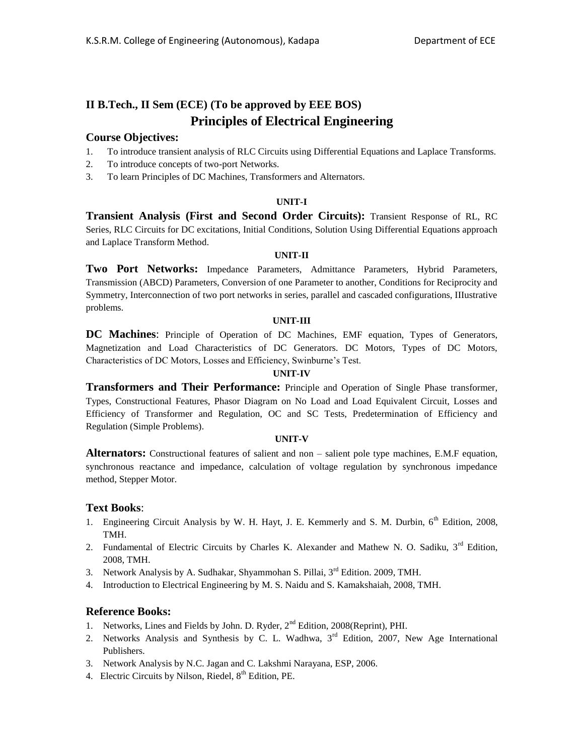## II B.Tech., II Sem (ECE) (To be approved by EEE BOS)

# Principles of Electrical Engineering

### Course Objectives:

1. To introduce transient analysis of RLC Circuits using Differential Equations and Laplace Transforms.
2. To introduce concepts of two-port Networks.
3. To learn Principles of DC Machines, Transformers and Alternators.

**UNIT-I**

**Transient Analysis (First and Second Order Circuits):** Transient Response of RL, RC Series, RLC Circuits for DC excitations, Initial Conditions, Solution Using Differential Equations approach and Laplace Transform Method.

**UNIT-II**

**Two Port Networks:** Impedance Parameters, Admittance Parameters, Hybrid Parameters, Transmission (ABCD) Parameters, Conversion of one Parameter to another, Conditions for Reciprocity and Symmetry, Interconnection of two port networks in series, parallel and cascaded configurations, IIlustrative problems.

**UNIT-III**

**DC Machines**: Principle of Operation of DC Machines, EMF equation, Types of Generators, Magnetization and Load Characteristics of DC Generators. DC Motors, Types of DC Motors, Characteristics of DC Motors, Losses and Efficiency, Swinburne's Test.

**UNIT-IV**

**Transformers and Their Performance:** Principle and Operation of Single Phase transformer, Types, Constructional Features, Phasor Diagram on No Load and Load Equivalent Circuit, Losses and Efficiency of Transformer and Regulation, OC and SC Tests, Predetermination of Efficiency and Regulation (Simple Problems).

**UNIT-V**

**Alternators:** Constructional features of salient and non – salient pole type machines, E.M.F equation, synchronous reactance and impedance, calculation of voltage regulation by synchronous impedance method, Stepper Motor.

### Text Books:

1. Engineering Circuit Analysis by W. H. Hayt, J. E. Kemmerly and S. M. Durbin, 6th Edition, 2008, TMH.
2. Fundamental of Electric Circuits by Charles K. Alexander and Mathew N. O. Sadiku, 3rd Edition, 2008, TMH.
3. Network Analysis by A. Sudhakar, Shyammohan S. Pillai, 3rd Edition. 2009, TMH.
4. Introduction to Electrical Engineering by M. S. Naidu and S. Kamakshaiah, 2008, TMH.

### Reference Books:

1. Networks, Lines and Fields by John. D. Ryder, 2nd Edition, 2008(Reprint), PHI.
2. Networks Analysis and Synthesis by C. L. Wadhwa, 3rd Edition, 2007, New Age International Publishers.
3. Network Analysis by N.C. Jagan and C. Lakshmi Narayana, ESP, 2006.
4. Electric Circuits by Nilson, Riedel, 8th Edition, PE.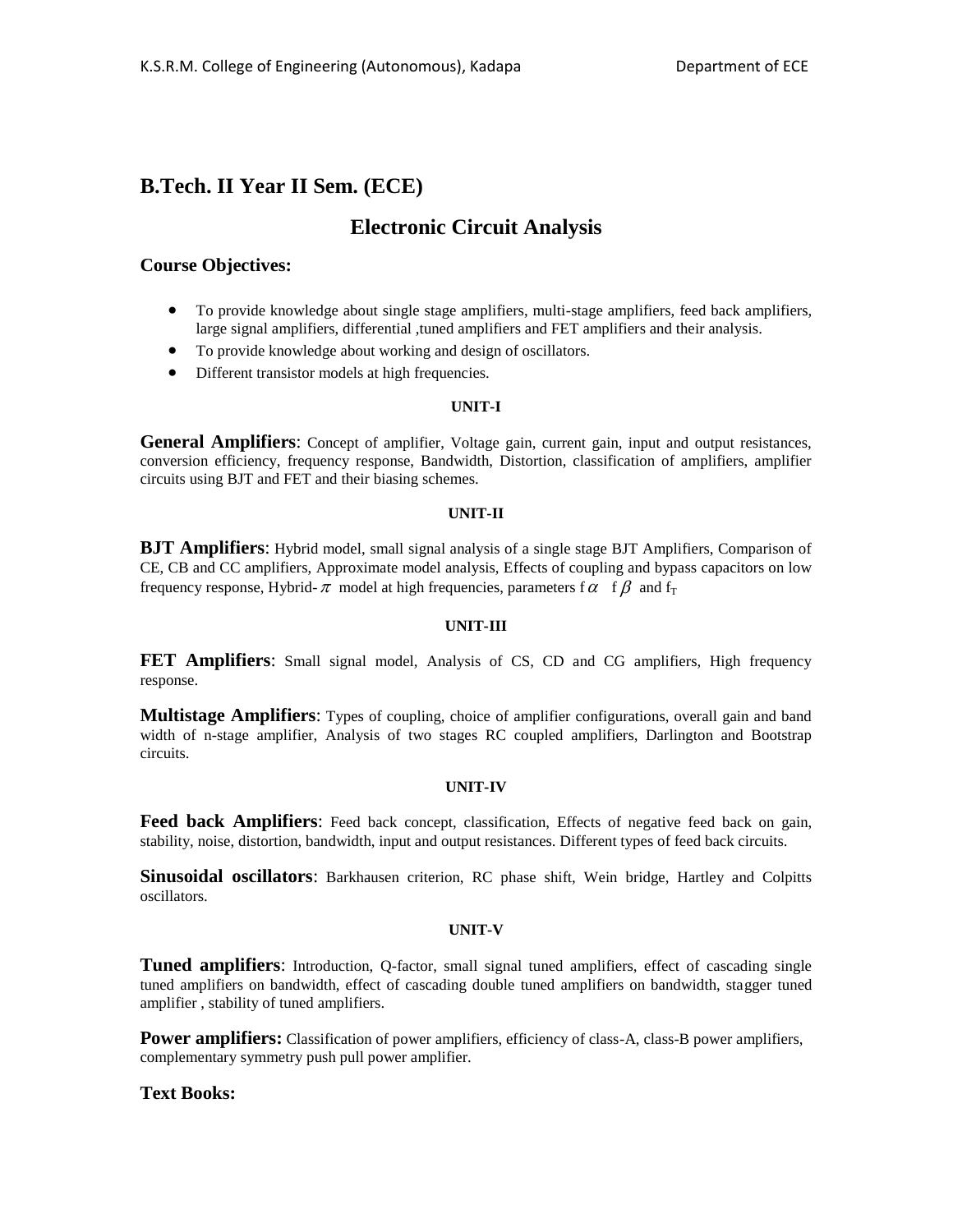## B.Tech. II Year II Sem. (ECE)

# Electronic Circuit Analysis

### Course Objectives:

- To provide knowledge about single stage amplifiers, multi-stage amplifiers, feed back amplifiers, large signal amplifiers, differential ,tuned amplifiers and FET amplifiers and their analysis.
- To provide knowledge about working and design of oscillators.
- Different transistor models at high frequencies.

**UNIT-I**

**General Amplifiers**: Concept of amplifier, Voltage gain, current gain, input and output resistances, conversion efficiency, frequency response, Bandwidth, Distortion, classification of amplifiers, amplifier circuits using BJT and FET and their biasing schemes.

**UNIT-II**

**BJT Amplifiers**: Hybrid model, small signal analysis of a single stage BJT Amplifiers, Comparison of CE, CB and CC amplifiers, Approximate model analysis, Effects of coupling and bypass capacitors on low frequency response, Hybrid-$\pi$ model at high frequencies, parameters $f_\alpha$ $f_\beta$ and $f_T$

**UNIT-III**

**FET Amplifiers**: Small signal model, Analysis of CS, CD and CG amplifiers, High frequency response.

**Multistage Amplifiers**: Types of coupling, choice of amplifier configurations, overall gain and band width of n-stage amplifier, Analysis of two stages RC coupled amplifiers, Darlington and Bootstrap circuits.

**UNIT-IV**

**Feed back Amplifiers**: Feed back concept, classification, Effects of negative feed back on gain, stability, noise, distortion, bandwidth, input and output resistances. Different types of feed back circuits.

**Sinusoidal oscillators**: Barkhausen criterion, RC phase shift, Wein bridge, Hartley and Colpitts oscillators.

**UNIT-V**

**Tuned amplifiers**: Introduction, Q-factor, small signal tuned amplifiers, effect of cascading single tuned amplifiers on bandwidth, effect of cascading double tuned amplifiers on bandwidth, stagger tuned amplifier , stability of tuned amplifiers.

**Power amplifiers:** Classification of power amplifiers, efficiency of class-A, class-B power amplifiers, complementary symmetry push pull power amplifier.

### Text Books: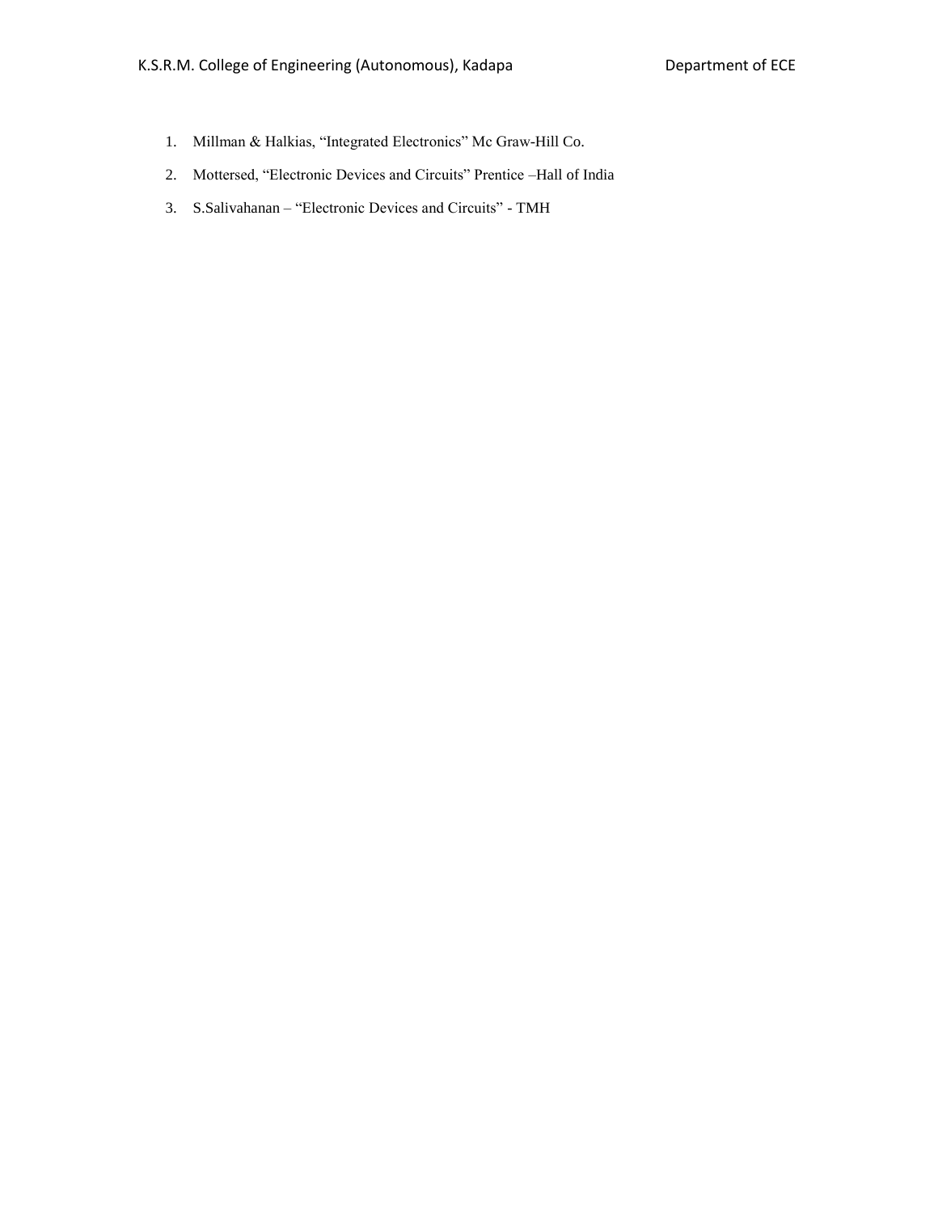1. Millman & Halkias, “Integrated Electronics” Mc Graw-Hill Co.
2. Mottersed, “Electronic Devices and Circuits” Prentice –Hall of India
3. S.Salivahanan – “Electronic Devices and Circuits” - TMH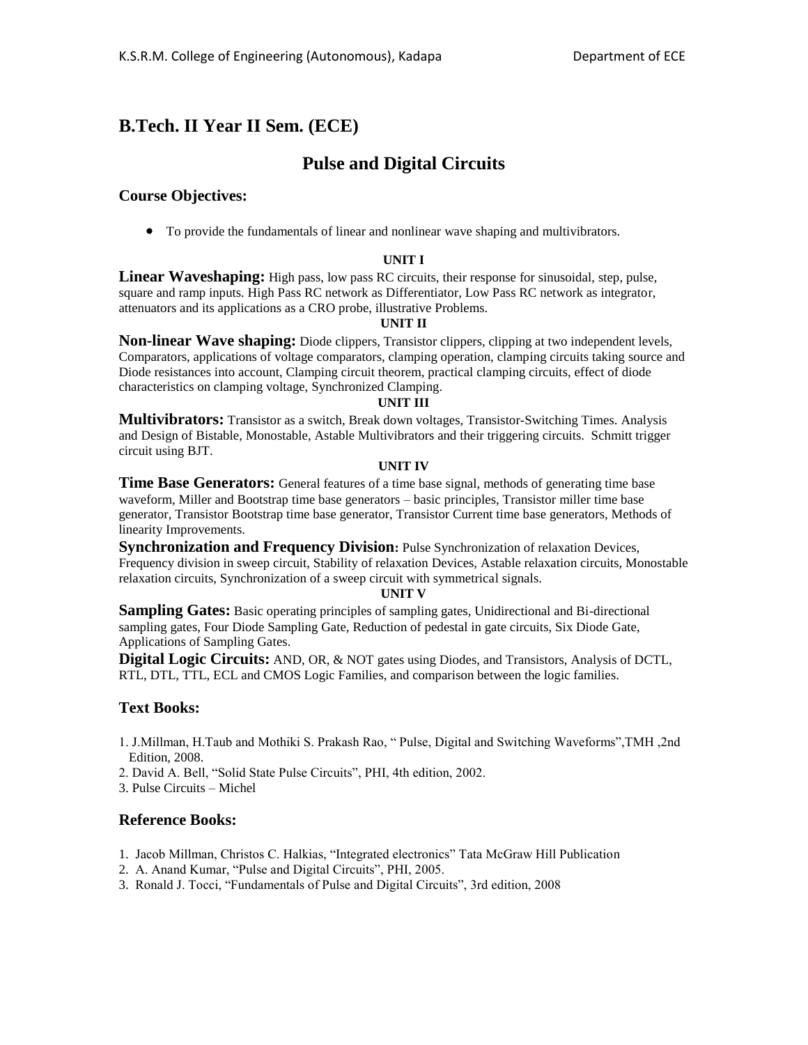## B.Tech. II Year II Sem. (ECE)

# Pulse and Digital Circuits

### Course Objectives:

- To provide the fundamentals of linear and nonlinear wave shaping and multivibrators.

**UNIT I**

**Linear Waveshaping:** High pass, low pass RC circuits, their response for sinusoidal, step, pulse, square and ramp inputs. High Pass RC network as Differentiator, Low Pass RC network as integrator, attenuators and its applications as a CRO probe, illustrative Problems.

**UNIT II**

**Non-linear Wave shaping:** Diode clippers, Transistor clippers, clipping at two independent levels, Comparators, applications of voltage comparators, clamping operation, clamping circuits taking source and Diode resistances into account, Clamping circuit theorem, practical clamping circuits, effect of diode characteristics on clamping voltage, Synchronized Clamping.

**UNIT III**

**Multivibrators:** Transistor as a switch, Break down voltages, Transistor-Switching Times. Analysis and Design of Bistable, Monostable, Astable Multivibrators and their triggering circuits. Schmitt trigger circuit using BJT.

**UNIT IV**

**Time Base Generators:** General features of a time base signal, methods of generating time base waveform, Miller and Bootstrap time base generators – basic principles, Transistor miller time base generator, Transistor Bootstrap time base generator, Transistor Current time base generators, Methods of linearity Improvements.

**Synchronization and Frequency Division:** Pulse Synchronization of relaxation Devices, Frequency division in sweep circuit, Stability of relaxation Devices, Astable relaxation circuits, Monostable relaxation circuits, Synchronization of a sweep circuit with symmetrical signals.

**UNIT V**

**Sampling Gates:** Basic operating principles of sampling gates, Unidirectional and Bi-directional sampling gates, Four Diode Sampling Gate, Reduction of pedestal in gate circuits, Six Diode Gate, Applications of Sampling Gates.

**Digital Logic Circuits:** AND, OR, & NOT gates using Diodes, and Transistors, Analysis of DCTL, RTL, DTL, TTL, ECL and CMOS Logic Families, and comparison between the logic families.

### Text Books:

1. J.Millman, H.Taub and Mothiki S. Prakash Rao, " Pulse, Digital and Switching Waveforms",TMH ,2nd Edition, 2008.
2. David A. Bell, "Solid State Pulse Circuits", PHI, 4th edition, 2002.
3. Pulse Circuits – Michel

### Reference Books:

1. Jacob Millman, Christos C. Halkias, "Integrated electronics" Tata McGraw Hill Publication
2. A. Anand Kumar, "Pulse and Digital Circuits", PHI, 2005.
3. Ronald J. Tocci, "Fundamentals of Pulse and Digital Circuits", 3rd edition, 2008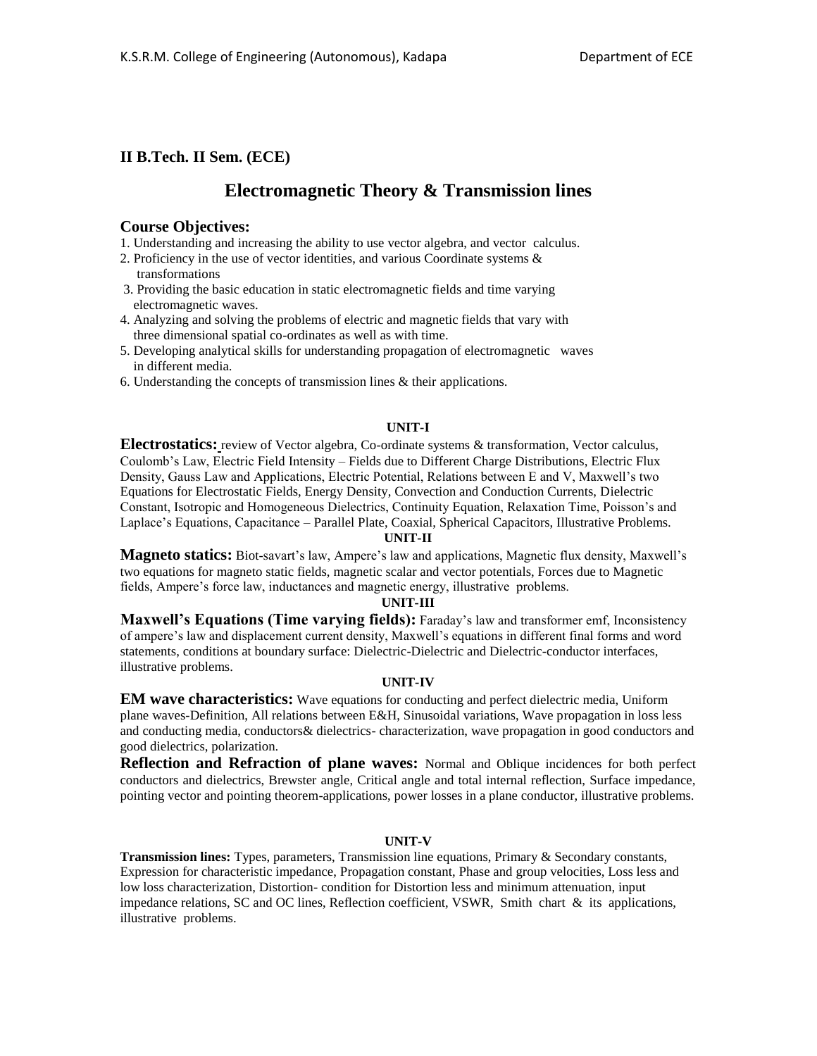**II B.Tech. II Sem. (ECE)**

# Electromagnetic Theory & Transmission lines

## Course Objectives:

1. Understanding and increasing the ability to use vector algebra, and vector calculus.
2. Proficiency in the use of vector identities, and various Coordinate systems & transformations
3. Providing the basic education in static electromagnetic fields and time varying electromagnetic waves.
4. Analyzing and solving the problems of electric and magnetic fields that vary with three dimensional spatial co-ordinates as well as with time.
5. Developing analytical skills for understanding propagation of electromagnetic waves in different media.
6. Understanding the concepts of transmission lines & their applications.

### UNIT-I

**Electrostatics:** review of Vector algebra, Co-ordinate systems & transformation, Vector calculus, Coulomb's Law, Electric Field Intensity – Fields due to Different Charge Distributions, Electric Flux Density, Gauss Law and Applications, Electric Potential, Relations between E and V, Maxwell's two Equations for Electrostatic Fields, Energy Density, Convection and Conduction Currents, Dielectric Constant, Isotropic and Homogeneous Dielectrics, Continuity Equation, Relaxation Time, Poisson's and Laplace's Equations, Capacitance – Parallel Plate, Coaxial, Spherical Capacitors, Illustrative Problems.

### UNIT-II

**Magneto statics:** Biot-savart's law, Ampere's law and applications, Magnetic flux density, Maxwell's two equations for magneto static fields, magnetic scalar and vector potentials, Forces due to Magnetic fields, Ampere's force law, inductances and magnetic energy, illustrative problems.

### UNIT-III

**Maxwell's Equations (Time varying fields):** Faraday's law and transformer emf, Inconsistency of ampere's law and displacement current density, Maxwell's equations in different final forms and word statements, conditions at boundary surface: Dielectric-Dielectric and Dielectric-conductor interfaces, illustrative problems.

### UNIT-IV

**EM wave characteristics:** Wave equations for conducting and perfect dielectric media, Uniform plane waves-Definition, All relations between E&H, Sinusoidal variations, Wave propagation in loss less and conducting media, conductors& dielectrics- characterization, wave propagation in good conductors and good dielectrics, polarization.

**Reflection and Refraction of plane waves:** Normal and Oblique incidences for both perfect conductors and dielectrics, Brewster angle, Critical angle and total internal reflection, Surface impedance, pointing vector and pointing theorem-applications, power losses in a plane conductor, illustrative problems.

### UNIT-V

**Transmission lines:** Types, parameters, Transmission line equations, Primary & Secondary constants, Expression for characteristic impedance, Propagation constant, Phase and group velocities, Loss less and low loss characterization, Distortion- condition for Distortion less and minimum attenuation, input impedance relations, SC and OC lines, Reflection coefficient, VSWR, Smith chart & its applications, illustrative problems.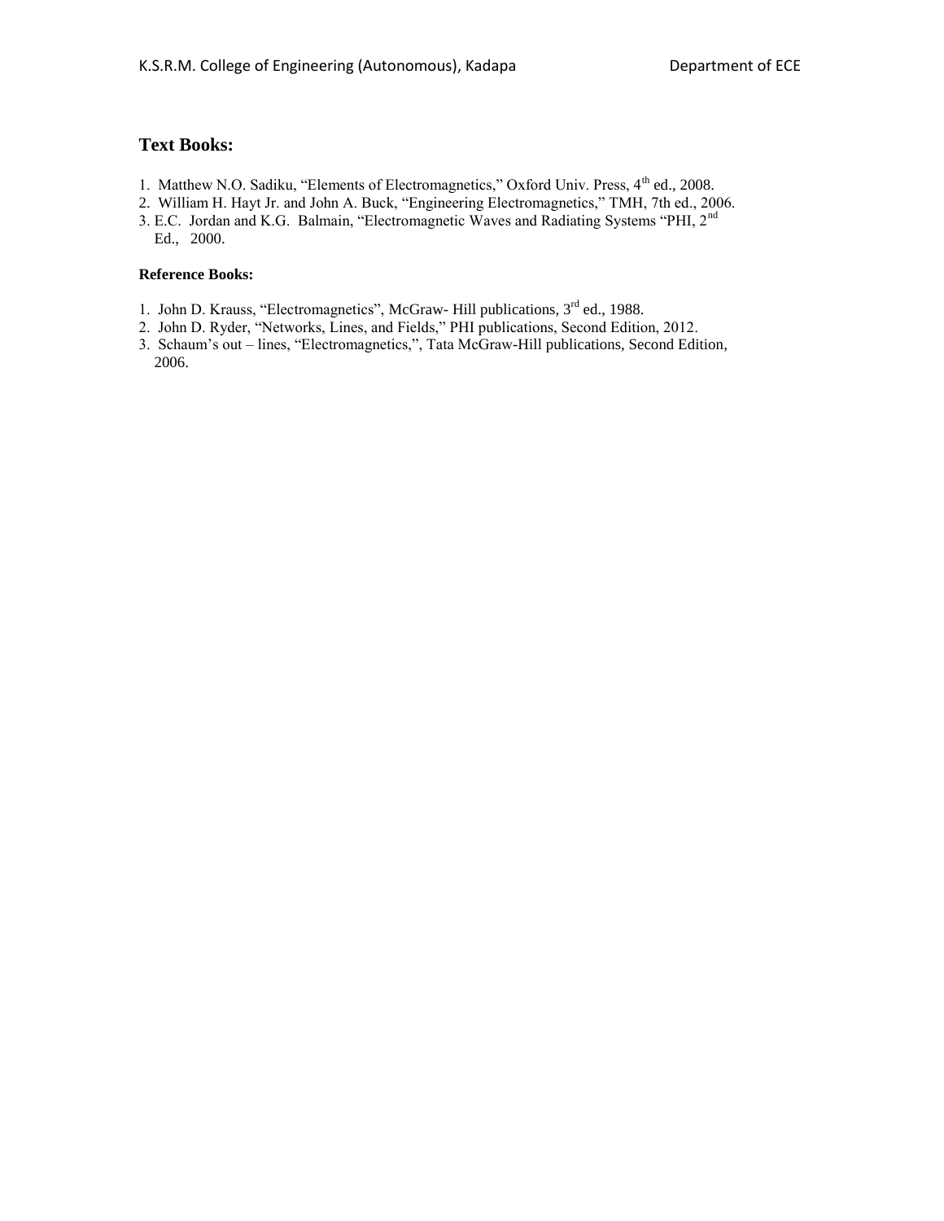## Text Books:

1. Matthew N.O. Sadiku, “Elements of Electromagnetics,” Oxford Univ. Press, 4th ed., 2008.
2. William H. Hayt Jr. and John A. Buck, “Engineering Electromagnetics,” TMH, 7th ed., 2006.
3. E.C. Jordan and K.G. Balmain, “Electromagnetic Waves and Radiating Systems “PHI, 2nd Ed., 2000.

**Reference Books:**

1. John D. Krauss, “Electromagnetics”, McGraw- Hill publications, 3rd ed., 1988.
2. John D. Ryder, “Networks, Lines, and Fields,” PHI publications, Second Edition, 2012.
3. Schaum’s out – lines, “Electromagnetics,”, Tata McGraw-Hill publications, Second Edition, 2006.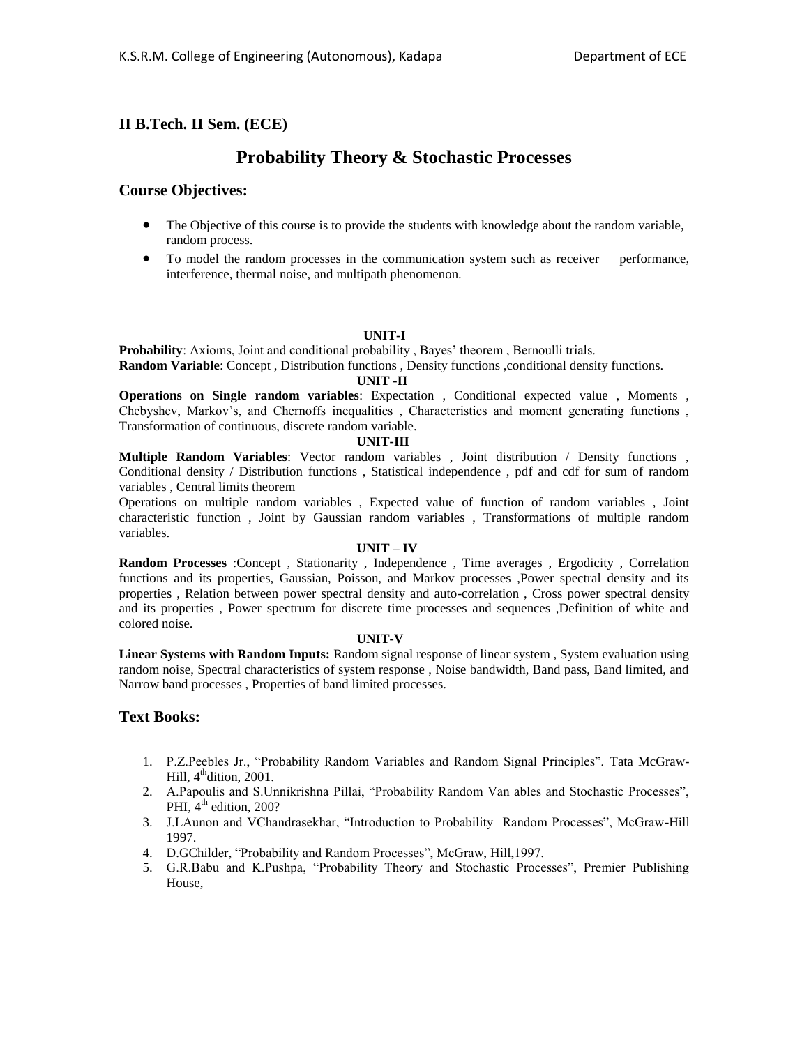## II B.Tech. II Sem. (ECE)

# Probability Theory & Stochastic Processes

## Course Objectives:

- The Objective of this course is to provide the students with knowledge about the random variable, random process.
- To model the random processes in the communication system such as receiver performance, interference, thermal noise, and multipath phenomenon.

### UNIT-I

**Probability**: Axioms, Joint and conditional probability , Bayes' theorem , Bernoulli trials.
**Random Variable**: Concept , Distribution functions , Density functions ,conditional density functions.

### UNIT -II

**Operations on Single random variables**: Expectation , Conditional expected value , Moments , Chebyshev, Markov's, and Chernoffs inequalities , Characteristics and moment generating functions , Transformation of continuous, discrete random variable.

### UNIT-III

**Multiple Random Variables**: Vector random variables , Joint distribution / Density functions , Conditional density / Distribution functions , Statistical independence , pdf and cdf for sum of random variables , Central limits theorem

Operations on multiple random variables , Expected value of function of random variables , Joint characteristic function , Joint by Gaussian random variables , Transformations of multiple random variables.

### UNIT – IV

**Random Processes** :Concept , Stationarity , Independence , Time averages , Ergodicity , Correlation functions and its properties, Gaussian, Poisson, and Markov processes ,Power spectral density and its properties , Relation between power spectral density and auto-correlation , Cross power spectral density and its properties , Power spectrum for discrete time processes and sequences ,Definition of white and colored noise.

### UNIT-V

**Linear Systems with Random Inputs:** Random signal response of linear system , System evaluation using random noise, Spectral characteristics of system response , Noise bandwidth, Band pass, Band limited, and Narrow band processes , Properties of band limited processes.

## Text Books:

1. P.Z.Peebles Jr., "Probability Random Variables and Random Signal Principles". Tata McGraw-Hill, 4thdition, 2001.
2. A.Papoulis and S.Unnikrishna Pillai, "Probability Random Van ables and Stochastic Processes", PHI, 4th edition, 200?
3. J.LAunon and VChandrasekhar, "Introduction to Probability Random Processes", McGraw-Hill 1997.
4. D.GChilder, "Probability and Random Processes", McGraw, Hill,1997.
5. G.R.Babu and K.Pushpa, "Probability Theory and Stochastic Processes", Premier Publishing House,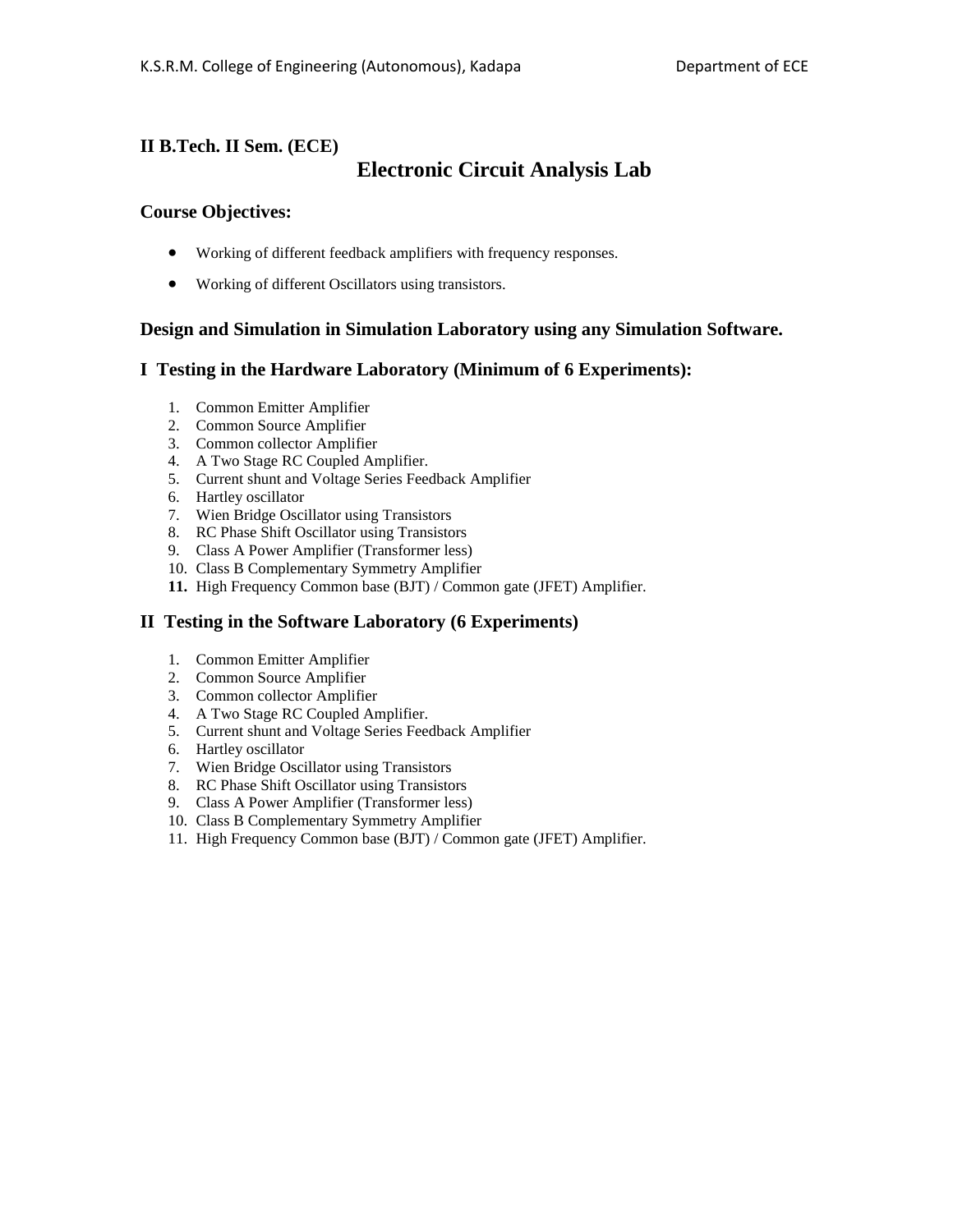**II B.Tech. II Sem. (ECE)**

# Electronic Circuit Analysis Lab

## Course Objectives:

- Working of different feedback amplifiers with frequency responses.
- Working of different Oscillators using transistors.

## Design and Simulation in Simulation Laboratory using any Simulation Software.

## I Testing in the Hardware Laboratory (Minimum of 6 Experiments):

1. Common Emitter Amplifier
2. Common Source Amplifier
3. Common collector Amplifier
4. A Two Stage RC Coupled Amplifier.
5. Current shunt and Voltage Series Feedback Amplifier
6. Hartley oscillator
7. Wien Bridge Oscillator using Transistors
8. RC Phase Shift Oscillator using Transistors
9. Class A Power Amplifier (Transformer less)
10. Class B Complementary Symmetry Amplifier
11. High Frequency Common base (BJT) / Common gate (JFET) Amplifier.

## II Testing in the Software Laboratory (6 Experiments)

1. Common Emitter Amplifier
2. Common Source Amplifier
3. Common collector Amplifier
4. A Two Stage RC Coupled Amplifier.
5. Current shunt and Voltage Series Feedback Amplifier
6. Hartley oscillator
7. Wien Bridge Oscillator using Transistors
8. RC Phase Shift Oscillator using Transistors
9. Class A Power Amplifier (Transformer less)
10. Class B Complementary Symmetry Amplifier
11. High Frequency Common base (BJT) / Common gate (JFET) Amplifier.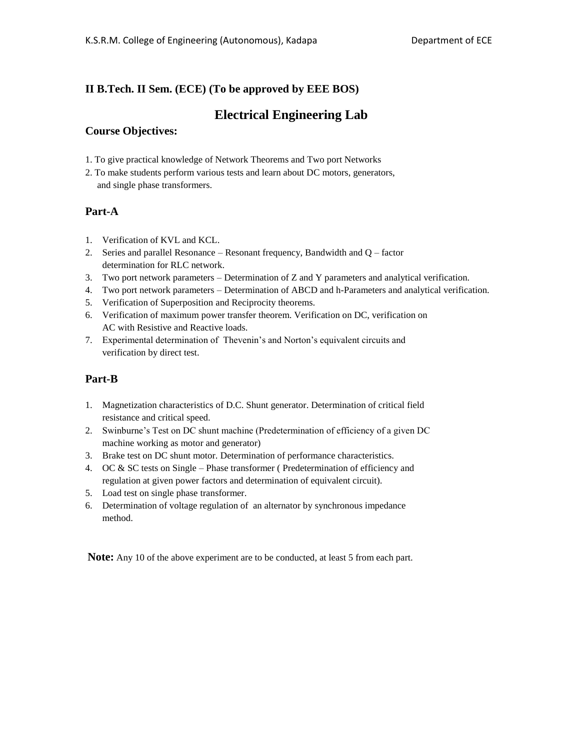## II B.Tech. II Sem. (ECE) (To be approved by EEE BOS)

# Electrical Engineering Lab

### Course Objectives:

1. To give practical knowledge of Network Theorems and Two port Networks
2. To make students perform various tests and learn about DC motors, generators, and single phase transformers.

### Part-A

1. Verification of KVL and KCL.
2. Series and parallel Resonance – Resonant frequency, Bandwidth and Q – factor determination for RLC network.
3. Two port network parameters – Determination of Z and Y parameters and analytical verification.
4. Two port network parameters – Determination of ABCD and h-Parameters and analytical verification.
5. Verification of Superposition and Reciprocity theorems.
6. Verification of maximum power transfer theorem. Verification on DC, verification on AC with Resistive and Reactive loads.
7. Experimental determination of Thevenin's and Norton's equivalent circuits and verification by direct test.

### Part-B

1. Magnetization characteristics of D.C. Shunt generator. Determination of critical field resistance and critical speed.
2. Swinburne's Test on DC shunt machine (Predetermination of efficiency of a given DC machine working as motor and generator)
3. Brake test on DC shunt motor. Determination of performance characteristics.
4. OC & SC tests on Single – Phase transformer ( Predetermination of efficiency and regulation at given power factors and determination of equivalent circuit).
5. Load test on single phase transformer.
6. Determination of voltage regulation of an alternator by synchronous impedance method.

**Note:** Any 10 of the above experiment are to be conducted, at least 5 from each part.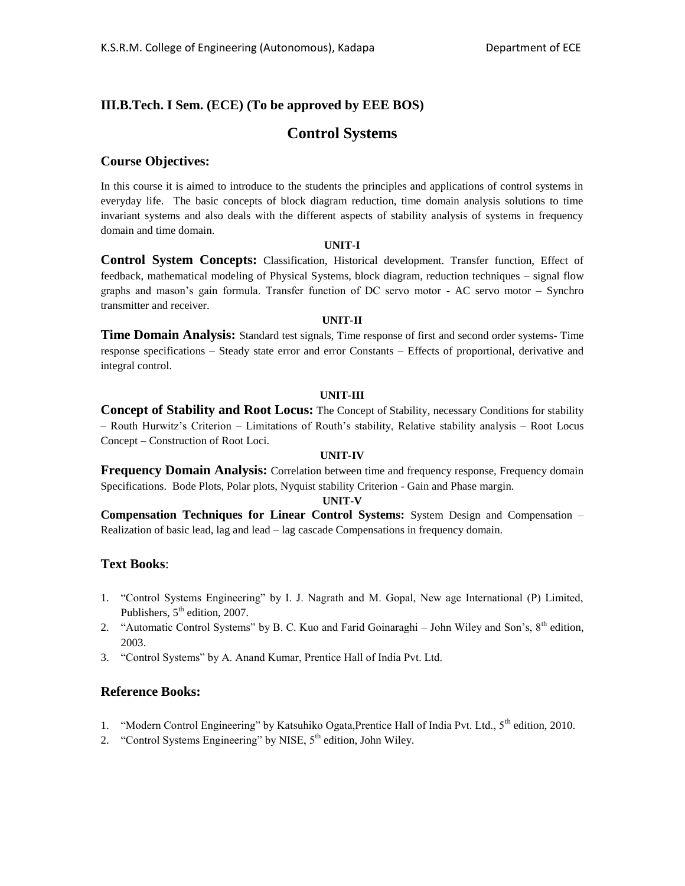### III.B.Tech. I Sem. (ECE) (To be approved by EEE BOS)

# Control Systems

## Course Objectives:

In this course it is aimed to introduce to the students the principles and applications of control systems in everyday life. The basic concepts of block diagram reduction, time domain analysis solutions to time invariant systems and also deals with the different aspects of stability analysis of systems in frequency domain and time domain.

**UNIT-I**

**Control System Concepts:** Classification, Historical development. Transfer function, Effect of feedback, mathematical modeling of Physical Systems, block diagram, reduction techniques – signal flow graphs and mason's gain formula. Transfer function of DC servo motor - AC servo motor – Synchro transmitter and receiver.

**UNIT-II**

**Time Domain Analysis:** Standard test signals, Time response of first and second order systems- Time response specifications – Steady state error and error Constants – Effects of proportional, derivative and integral control.

**UNIT-III**

**Concept of Stability and Root Locus:** The Concept of Stability, necessary Conditions for stability – Routh Hurwitz's Criterion – Limitations of Routh's stability, Relative stability analysis – Root Locus Concept – Construction of Root Loci.

**UNIT-IV**

**Frequency Domain Analysis:** Correlation between time and frequency response, Frequency domain Specifications. Bode Plots, Polar plots, Nyquist stability Criterion - Gain and Phase margin.

**UNIT-V**

**Compensation Techniques for Linear Control Systems:** System Design and Compensation – Realization of basic lead, lag and lead – lag cascade Compensations in frequency domain.

## Text Books:

1. "Control Systems Engineering" by I. J. Nagrath and M. Gopal, New age International (P) Limited, Publishers, 5th edition, 2007.
2. "Automatic Control Systems" by B. C. Kuo and Farid Goinaraghi – John Wiley and Son's, 8th edition, 2003.
3. "Control Systems" by A. Anand Kumar, Prentice Hall of India Pvt. Ltd.

## Reference Books:

1. "Modern Control Engineering" by Katsuhiko Ogata,Prentice Hall of India Pvt. Ltd., 5th edition, 2010.
2. "Control Systems Engineering" by NISE, 5th edition, John Wiley.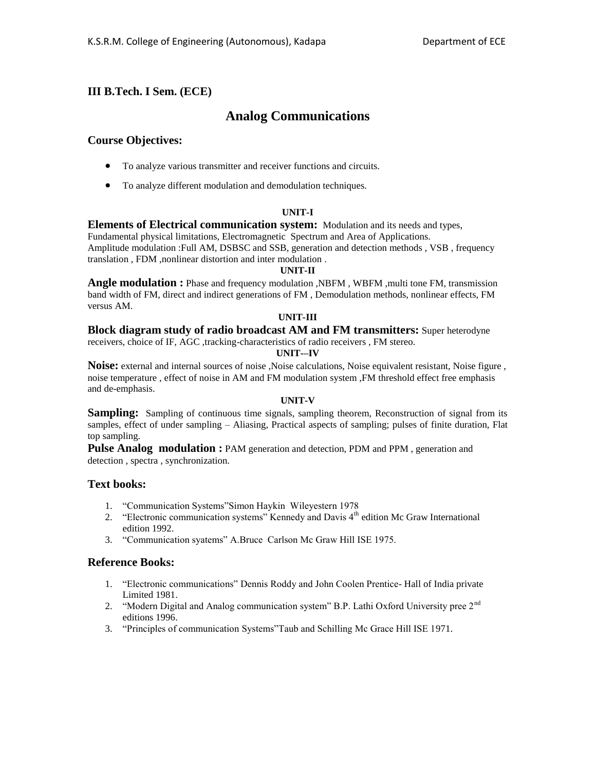## III B.Tech. I Sem. (ECE)

# Analog Communications

### Course Objectives:

- To analyze various transmitter and receiver functions and circuits.
- To analyze different modulation and demodulation techniques.

**UNIT-I**

**Elements of Electrical communication system:** Modulation and its needs and types, Fundamental physical limitations, Electromagnetic Spectrum and Area of Applications. Amplitude modulation :Full AM, DSBSC and SSB, generation and detection methods , VSB , frequency translation , FDM ,nonlinear distortion and inter modulation .

**UNIT-II**

**Angle modulation :** Phase and frequency modulation ,NBFM , WBFM ,multi tone FM, transmission band width of FM, direct and indirect generations of FM , Demodulation methods, nonlinear effects, FM versus AM.

**UNIT-III**

**Block diagram study of radio broadcast AM and FM transmitters:** Super heterodyne receivers, choice of IF, AGC ,tracking-characteristics of radio receivers , FM stereo.

**UNIT-–IV**

**Noise:** external and internal sources of noise ,Noise calculations, Noise equivalent resistant, Noise figure , noise temperature , effect of noise in AM and FM modulation system ,FM threshold effect free emphasis and de-emphasis.

**UNIT-V**

**Sampling:** Sampling of continuous time signals, sampling theorem, Reconstruction of signal from its samples, effect of under sampling – Aliasing, Practical aspects of sampling; pulses of finite duration, Flat top sampling.

**Pulse Analog modulation :** PAM generation and detection, PDM and PPM , generation and detection , spectra , synchronization.

### Text books:

1. "Communication Systems"Simon Haykin Wileyestern 1978
2. "Electronic communication systems" Kennedy and Davis 4th edition Mc Graw International edition 1992.
3. "Communication syatems" A.Bruce Carlson Mc Graw Hill ISE 1975.

### Reference Books:

1. "Electronic communications" Dennis Roddy and John Coolen Prentice- Hall of India private Limited 1981.
2. "Modern Digital and Analog communication system" B.P. Lathi Oxford University pree 2nd editions 1996.
3. "Principles of communication Systems"Taub and Schilling Mc Grace Hill ISE 1971.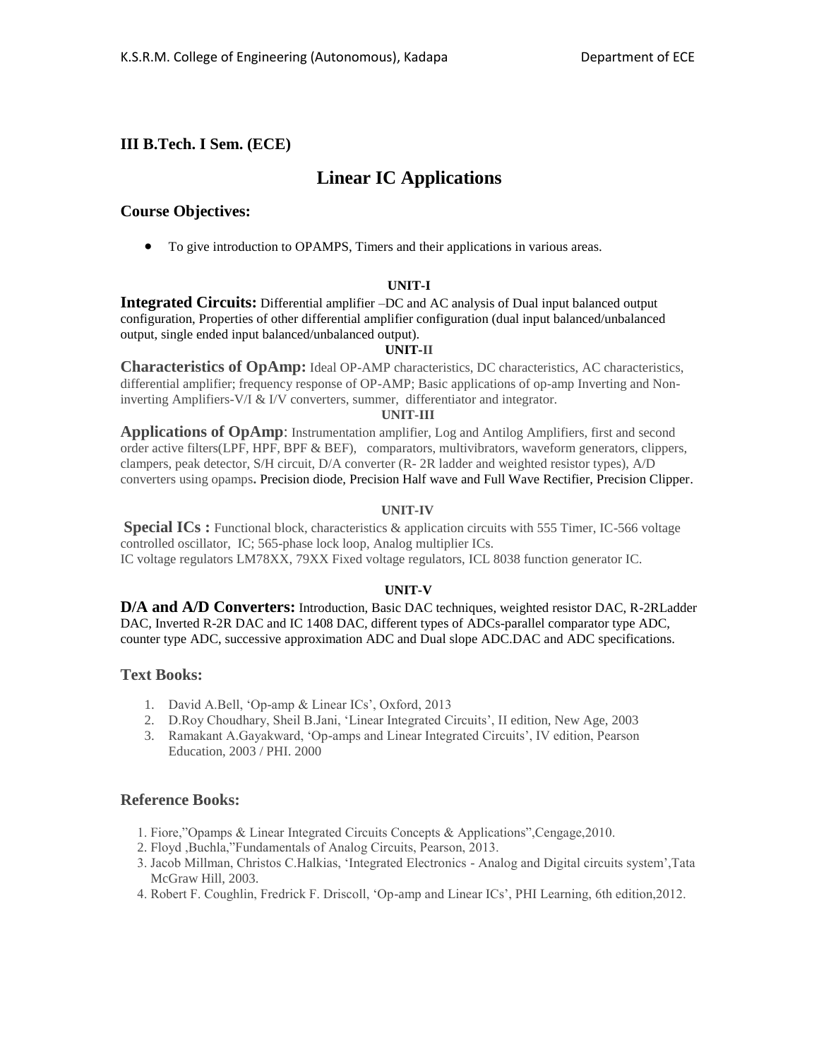### III B.Tech. I Sem. (ECE)

# Linear IC Applications

### Course Objectives:

- To give introduction to OPAMPS, Timers and their applications in various areas.

**UNIT-I**

**Integrated Circuits:** Differential amplifier –DC and AC analysis of Dual input balanced output configuration, Properties of other differential amplifier configuration (dual input balanced/unbalanced output, single ended input balanced/unbalanced output).

**UNIT-II**

**Characteristics of OpAmp:** Ideal OP-AMP characteristics, DC characteristics, AC characteristics, differential amplifier; frequency response of OP-AMP; Basic applications of op-amp Inverting and Non-inverting Amplifiers-V/I & I/V converters, summer, differentiator and integrator.

**UNIT-III**

**Applications of OpAmp**: Instrumentation amplifier, Log and Antilog Amplifiers, first and second order active filters(LPF, HPF, BPF & BEF), comparators, multivibrators, waveform generators, clippers, clampers, peak detector, S/H circuit, D/A converter (R- 2R ladder and weighted resistor types), A/D converters using opamps**.** Precision diode, Precision Half wave and Full Wave Rectifier, Precision Clipper.

**UNIT-IV**

**Special ICs :** Functional block, characteristics & application circuits with 555 Timer, IC-566 voltage controlled oscillator, IC; 565-phase lock loop, Analog multiplier ICs.
IC voltage regulators LM78XX, 79XX Fixed voltage regulators, ICL 8038 function generator IC.

**UNIT-V**

**D/A and A/D Converters:** Introduction, Basic DAC techniques, weighted resistor DAC, R-2RLadder DAC, Inverted R-2R DAC and IC 1408 DAC, different types of ADCs-parallel comparator type ADC, counter type ADC, successive approximation ADC and Dual slope ADC.DAC and ADC specifications.

### Text Books:

1. David A.Bell, 'Op-amp & Linear ICs', Oxford, 2013
2. D.Roy Choudhary, Sheil B.Jani, 'Linear Integrated Circuits', II edition, New Age, 2003
3. Ramakant A.Gayakward, 'Op-amps and Linear Integrated Circuits', IV edition, Pearson Education, 2003 / PHI. 2000

### Reference Books:

1. Fiore,"Opamps & Linear Integrated Circuits Concepts & Applications",Cengage,2010.
2. Floyd ,Buchla,"Fundamentals of Analog Circuits, Pearson, 2013.
3. Jacob Millman, Christos C.Halkias, 'Integrated Electronics - Analog and Digital circuits system',Tata McGraw Hill, 2003.
4. Robert F. Coughlin, Fredrick F. Driscoll, 'Op-amp and Linear ICs', PHI Learning, 6th edition,2012.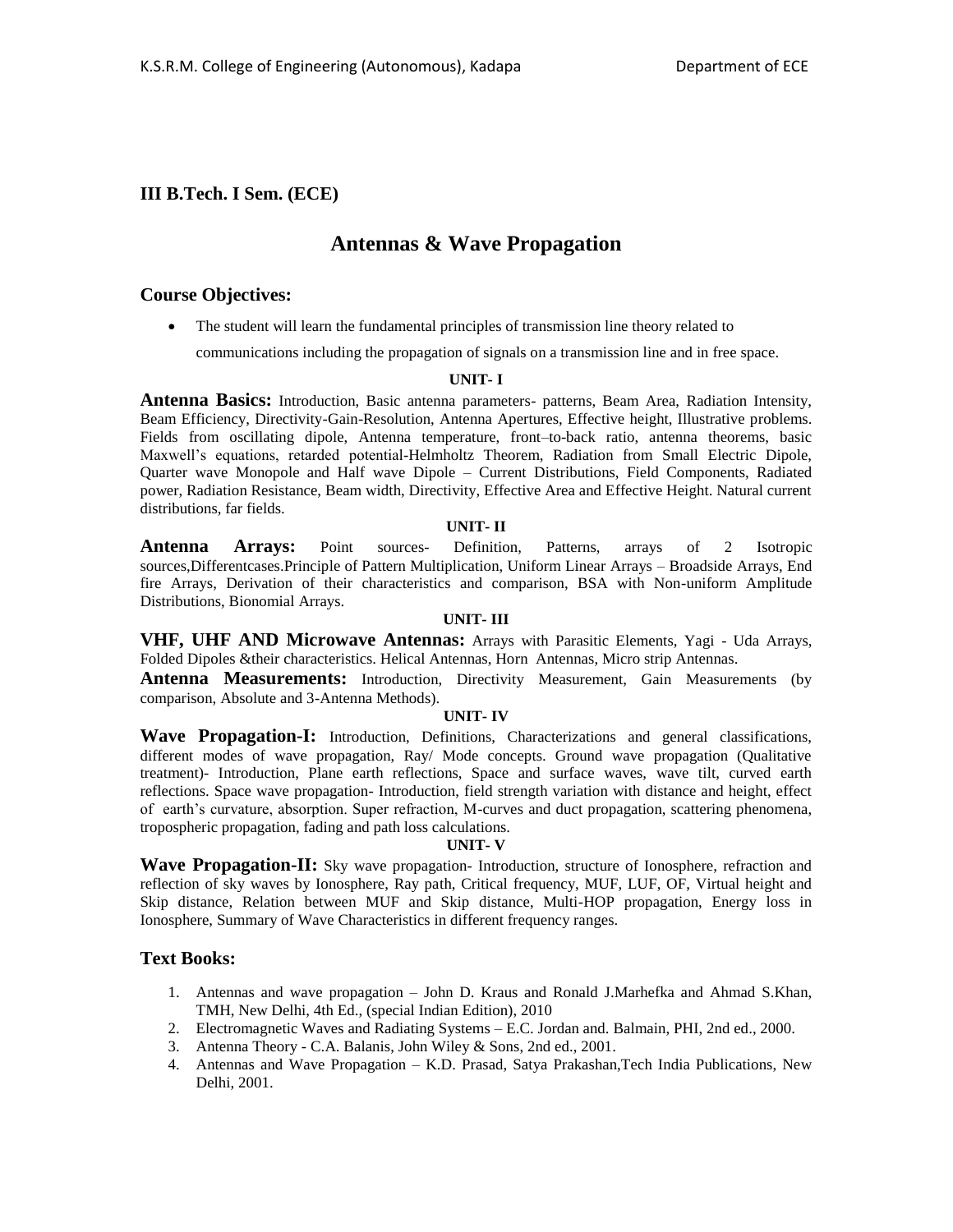## III B.Tech. I Sem. (ECE)

# Antennas & Wave Propagation

### Course Objectives:

- The student will learn the fundamental principles of transmission line theory related to communications including the propagation of signals on a transmission line and in free space.

**UNIT- I**

**Antenna Basics:** Introduction, Basic antenna parameters- patterns, Beam Area, Radiation Intensity, Beam Efficiency, Directivity-Gain-Resolution, Antenna Apertures, Effective height, Illustrative problems. Fields from oscillating dipole, Antenna temperature, front–to-back ratio, antenna theorems, basic Maxwell's equations, retarded potential-Helmholtz Theorem, Radiation from Small Electric Dipole, Quarter wave Monopole and Half wave Dipole – Current Distributions, Field Components, Radiated power, Radiation Resistance, Beam width, Directivity, Effective Area and Effective Height. Natural current distributions, far fields.

**UNIT- II**

**Antenna Arrays:** Point sources- Definition, Patterns, arrays of 2 Isotropic sources,Differentcases.Principle of Pattern Multiplication, Uniform Linear Arrays – Broadside Arrays, End fire Arrays, Derivation of their characteristics and comparison, BSA with Non-uniform Amplitude Distributions, Bionomial Arrays.

**UNIT- III**

**VHF, UHF AND Microwave Antennas:** Arrays with Parasitic Elements, Yagi - Uda Arrays, Folded Dipoles &their characteristics. Helical Antennas, Horn Antennas, Micro strip Antennas.

**Antenna Measurements:** Introduction, Directivity Measurement, Gain Measurements (by comparison, Absolute and 3-Antenna Methods).

**UNIT- IV**

**Wave Propagation-I:** Introduction, Definitions, Characterizations and general classifications, different modes of wave propagation, Ray/ Mode concepts. Ground wave propagation (Qualitative treatment)- Introduction, Plane earth reflections, Space and surface waves, wave tilt, curved earth reflections. Space wave propagation- Introduction, field strength variation with distance and height, effect of earth's curvature, absorption. Super refraction, M-curves and duct propagation, scattering phenomena, tropospheric propagation, fading and path loss calculations.

**UNIT- V**

**Wave Propagation-II:** Sky wave propagation- Introduction, structure of Ionosphere, refraction and reflection of sky waves by Ionosphere, Ray path, Critical frequency, MUF, LUF, OF, Virtual height and Skip distance, Relation between MUF and Skip distance, Multi-HOP propagation, Energy loss in Ionosphere, Summary of Wave Characteristics in different frequency ranges.

### Text Books:

1. Antennas and wave propagation – John D. Kraus and Ronald J.Marhefka and Ahmad S.Khan, TMH, New Delhi, 4th Ed., (special Indian Edition), 2010
2. Electromagnetic Waves and Radiating Systems – E.C. Jordan and. Balmain, PHI, 2nd ed., 2000.
3. Antenna Theory - C.A. Balanis, John Wiley & Sons, 2nd ed., 2001.
4. Antennas and Wave Propagation – K.D. Prasad, Satya Prakashan,Tech India Publications, New Delhi, 2001.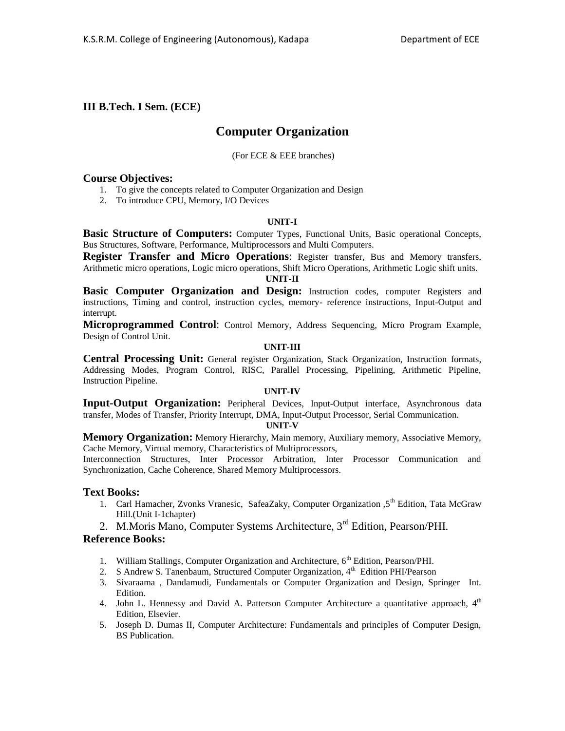**III B.Tech. I Sem. (ECE)**

# Computer Organization

(For ECE & EEE branches)

## Course Objectives:

1. To give the concepts related to Computer Organization and Design
2. To introduce CPU, Memory, I/O Devices

### UNIT-I

**Basic Structure of Computers:** Computer Types, Functional Units, Basic operational Concepts, Bus Structures, Software, Performance, Multiprocessors and Multi Computers.

**Register Transfer and Micro Operations**: Register transfer, Bus and Memory transfers, Arithmetic micro operations, Logic micro operations, Shift Micro Operations, Arithmetic Logic shift units.

### UNIT-II

**Basic Computer Organization and Design:** Instruction codes, computer Registers and instructions, Timing and control, instruction cycles, memory- reference instructions, Input-Output and interrupt.

**Microprogrammed Control**: Control Memory, Address Sequencing, Micro Program Example, Design of Control Unit.

### UNIT-III

**Central Processing Unit:** General register Organization, Stack Organization, Instruction formats, Addressing Modes, Program Control, RISC, Parallel Processing, Pipelining, Arithmetic Pipeline, Instruction Pipeline.

### UNIT-IV

**Input-Output Organization:** Peripheral Devices, Input-Output interface, Asynchronous data transfer, Modes of Transfer, Priority Interrupt, DMA, Input-Output Processor, Serial Communication.

### UNIT-V

**Memory Organization:** Memory Hierarchy, Main memory, Auxiliary memory, Associative Memory, Cache Memory, Virtual memory, Characteristics of Multiprocessors,
Interconnection Structures, Inter Processor Arbitration, Inter Processor Communication and Synchronization, Cache Coherence, Shared Memory Multiprocessors.

## Text Books:

1. Carl Hamacher, Zvonks Vranesic, SafeaZaky, Computer Organization ,5th Edition, Tata McGraw Hill.(Unit I-1chapter)
2. M.Moris Mano, Computer Systems Architecture, 3rd Edition, Pearson/PHI.

## Reference Books:

1. William Stallings, Computer Organization and Architecture, 6th Edition, Pearson/PHI.
2. S Andrew S. Tanenbaum, Structured Computer Organization, 4th Edition PHI/Pearson
3. Sivaraama , Dandamudi, Fundamentals or Computer Organization and Design, Springer Int. Edition.
4. John L. Hennessy and David A. Patterson Computer Architecture a quantitative approach, 4th Edition, Elsevier.
5. Joseph D. Dumas II, Computer Architecture: Fundamentals and principles of Computer Design, BS Publication.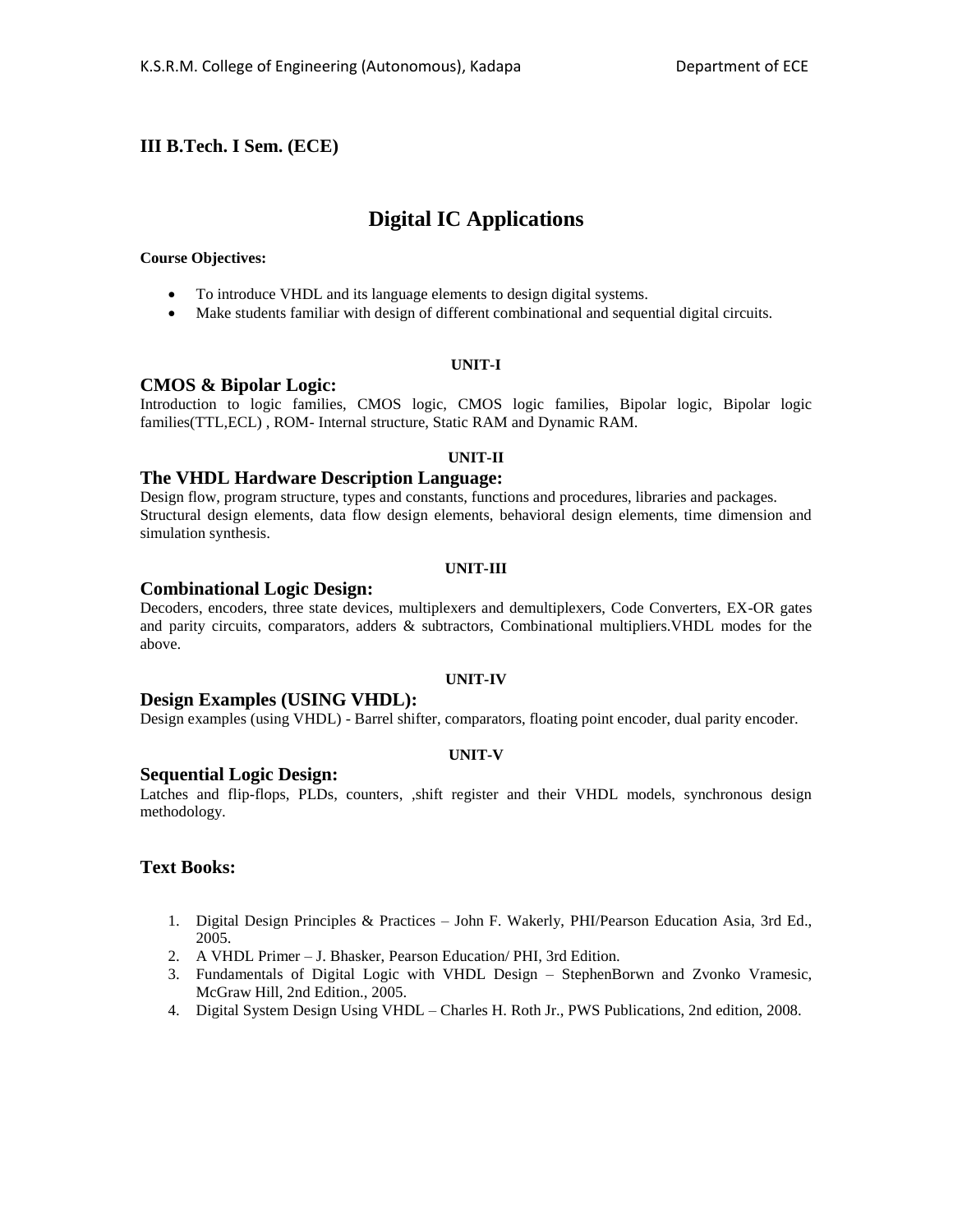**III B.Tech. I Sem. (ECE)**

# Digital IC Applications

**Course Objectives:**

- To introduce VHDL and its language elements to design digital systems.
- Make students familiar with design of different combinational and sequential digital circuits.

**UNIT-I**

## CMOS & Bipolar Logic:

Introduction to logic families, CMOS logic, CMOS logic families, Bipolar logic, Bipolar logic families(TTL,ECL) , ROM- Internal structure, Static RAM and Dynamic RAM.

**UNIT-II**

## The VHDL Hardware Description Language:

Design flow, program structure, types and constants, functions and procedures, libraries and packages.
Structural design elements, data flow design elements, behavioral design elements, time dimension and simulation synthesis.

**UNIT-III**

## Combinational Logic Design:

Decoders, encoders, three state devices, multiplexers and demultiplexers, Code Converters, EX-OR gates and parity circuits, comparators, adders & subtractors, Combinational multipliers.VHDL modes for the above.

**UNIT-IV**

## Design Examples (USING VHDL):

Design examples (using VHDL) - Barrel shifter, comparators, floating point encoder, dual parity encoder.

**UNIT-V**

## Sequential Logic Design:

Latches and flip-flops, PLDs, counters, ,shift register and their VHDL models, synchronous design methodology.

## Text Books:

1. Digital Design Principles & Practices – John F. Wakerly, PHI/Pearson Education Asia, 3rd Ed., 2005.
2. A VHDL Primer – J. Bhasker, Pearson Education/ PHI, 3rd Edition.
3. Fundamentals of Digital Logic with VHDL Design – StephenBorwn and Zvonko Vramesic, McGraw Hill, 2nd Edition., 2005.
4. Digital System Design Using VHDL – Charles H. Roth Jr., PWS Publications, 2nd edition, 2008.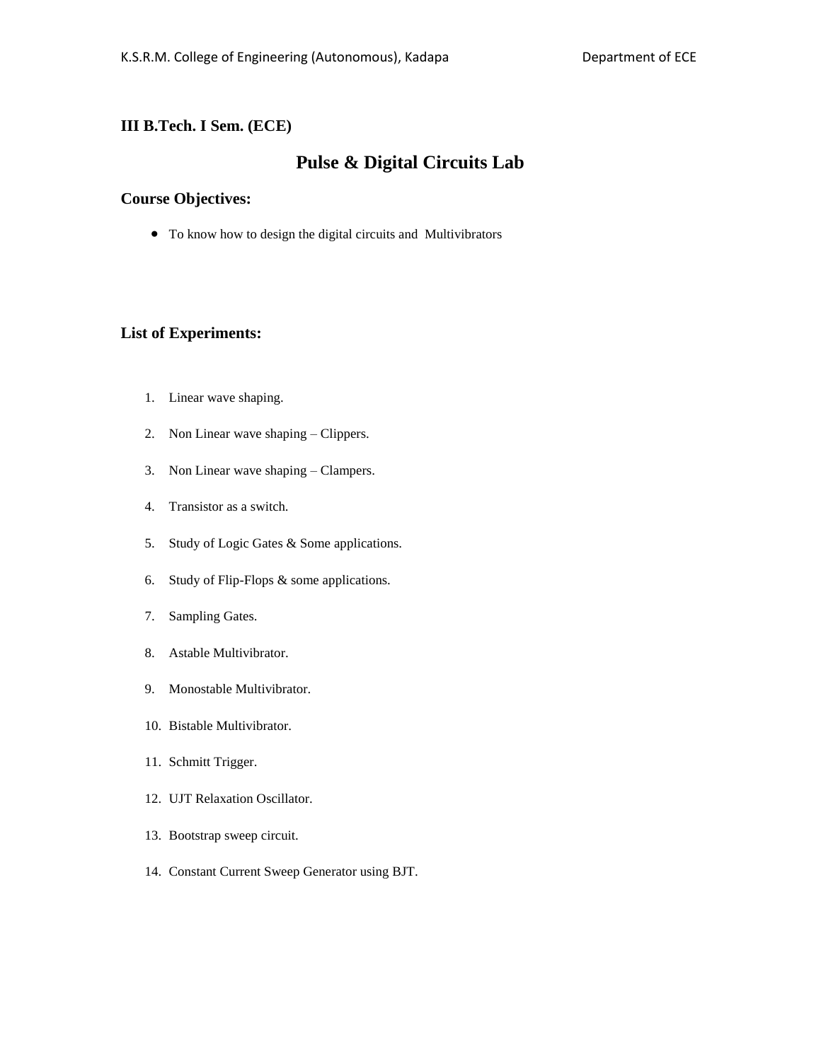**III B.Tech. I Sem. (ECE)**

# Pulse & Digital Circuits Lab

## Course Objectives:

- To know how to design the digital circuits and Multivibrators

## List of Experiments:

1. Linear wave shaping.
2. Non Linear wave shaping – Clippers.
3. Non Linear wave shaping – Clampers.
4. Transistor as a switch.
5. Study of Logic Gates & Some applications.
6. Study of Flip-Flops & some applications.
7. Sampling Gates.
8. Astable Multivibrator.
9. Monostable Multivibrator.
10. Bistable Multivibrator.
11. Schmitt Trigger.
12. UJT Relaxation Oscillator.
13. Bootstrap sweep circuit.
14. Constant Current Sweep Generator using BJT.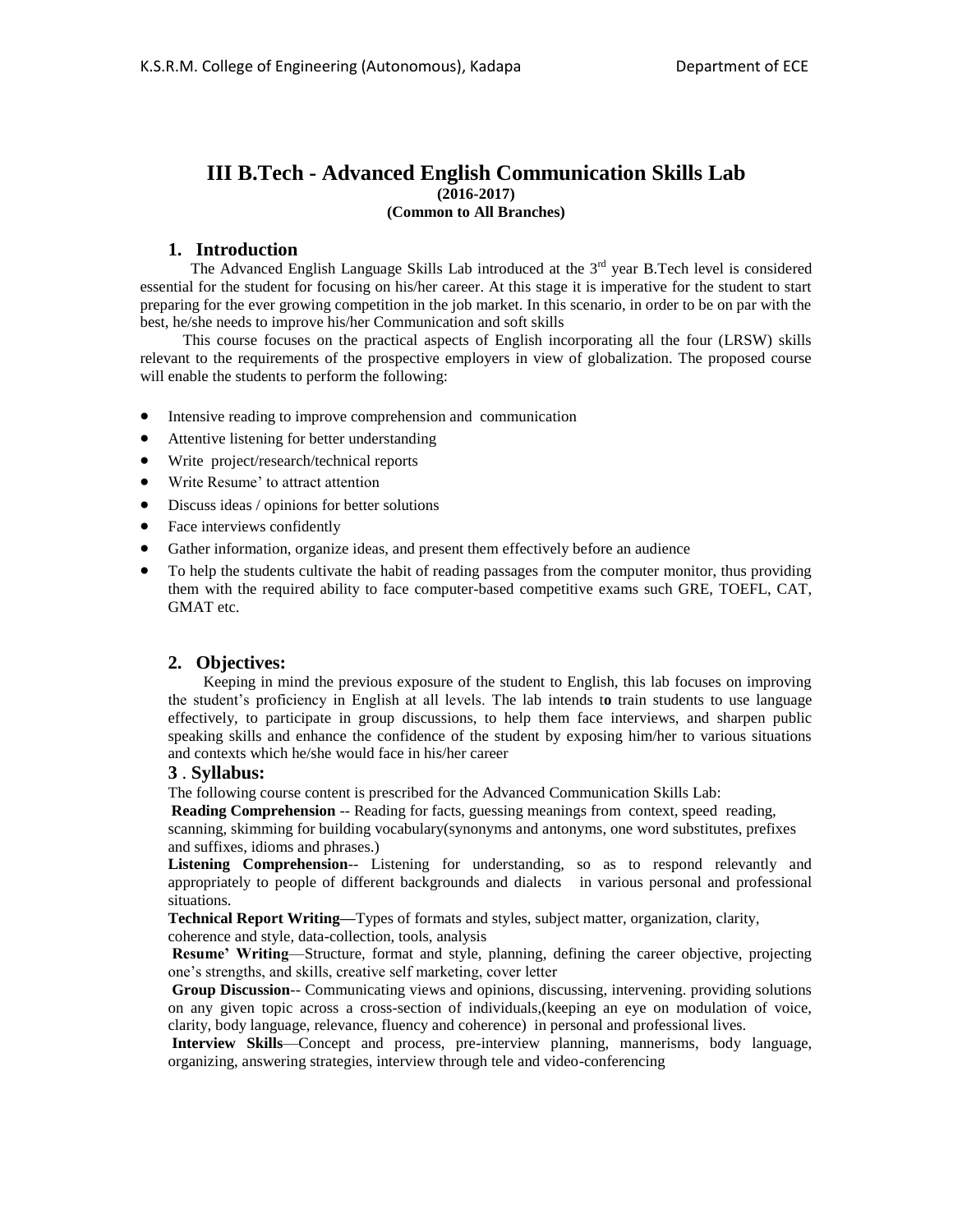# III B.Tech - Advanced English Communication Skills Lab

**(2016-2017)**

**(Common to All Branches)**

## 1. Introduction

The Advanced English Language Skills Lab introduced at the 3rd year B.Tech level is considered essential for the student for focusing on his/her career. At this stage it is imperative for the student to start preparing for the ever growing competition in the job market. In this scenario, in order to be on par with the best, he/she needs to improve his/her Communication and soft skills

This course focuses on the practical aspects of English incorporating all the four (LRSW) skills relevant to the requirements of the prospective employers in view of globalization. The proposed course will enable the students to perform the following:

- Intensive reading to improve comprehension and communication
- Attentive listening for better understanding
- Write project/research/technical reports
- Write Resume' to attract attention
- Discuss ideas / opinions for better solutions
- Face interviews confidently
- Gather information, organize ideas, and present them effectively before an audience
- To help the students cultivate the habit of reading passages from the computer monitor, thus providing them with the required ability to face computer-based competitive exams such GRE, TOEFL, CAT, GMAT etc.

## 2. Objectives:

Keeping in mind the previous exposure of the student to English, this lab focuses on improving the student's proficiency in English at all levels. The lab intends t**o** train students to use language effectively, to participate in group discussions, to help them face interviews, and sharpen public speaking skills and enhance the confidence of the student by exposing him/her to various situations and contexts which he/she would face in his/her career

## 3 . Syllabus:

The following course content is prescribed for the Advanced Communication Skills Lab:

**Reading Comprehension** -- Reading for facts, guessing meanings from context, speed reading, scanning, skimming for building vocabulary(synonyms and antonyms, one word substitutes, prefixes and suffixes, idioms and phrases.)

**Listening Comprehension**-- Listening for understanding, so as to respond relevantly and appropriately to people of different backgrounds and dialects in various personal and professional situations.

**Technical Report Writing—**Types of formats and styles, subject matter, organization, clarity, coherence and style, data-collection, tools, analysis

**Resume' Writing**—Structure, format and style, planning, defining the career objective, projecting one's strengths, and skills, creative self marketing, cover letter

**Group Discussion**-- Communicating views and opinions, discussing, intervening. providing solutions on any given topic across a cross-section of individuals,(keeping an eye on modulation of voice, clarity, body language, relevance, fluency and coherence) in personal and professional lives.

**Interview Skills**—Concept and process, pre-interview planning, mannerisms, body language, organizing, answering strategies, interview through tele and video-conferencing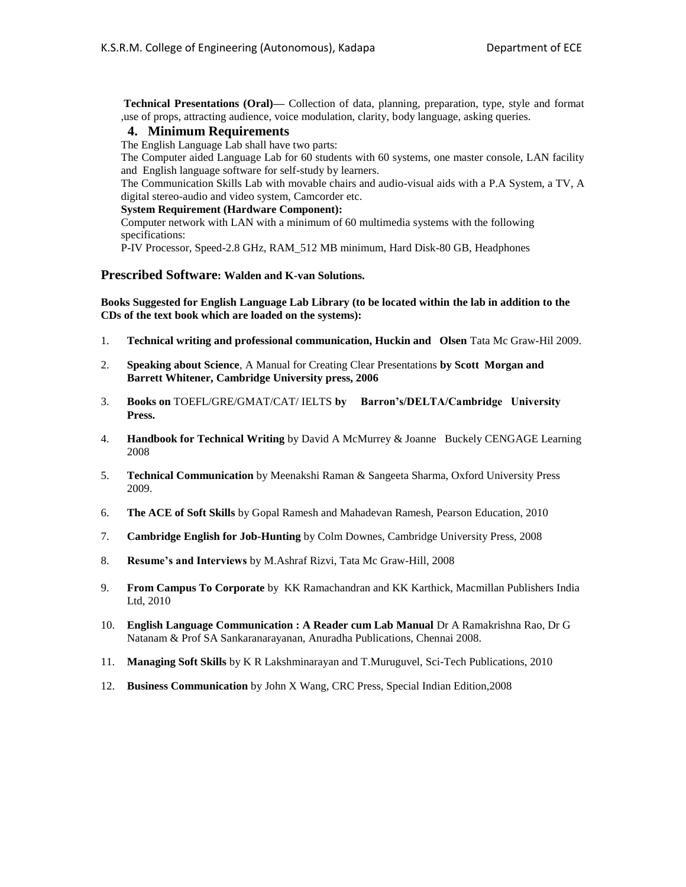**Technical Presentations (Oral)**— Collection of data, planning, preparation, type, style and format ,use of props, attracting audience, voice modulation, clarity, body language, asking queries.

## 4. Minimum Requirements

The English Language Lab shall have two parts:

The Computer aided Language Lab for 60 students with 60 systems, one master console, LAN facility and English language software for self-study by learners.

The Communication Skills Lab with movable chairs and audio-visual aids with a P.A System, a TV, A digital stereo-audio and video system, Camcorder etc.

**System Requirement (Hardware Component):**

Computer network with LAN with a minimum of 60 multimedia systems with the following specifications:

P-IV Processor, Speed-2.8 GHz, RAM_512 MB minimum, Hard Disk-80 GB, Headphones

### Prescribed Software: Walden and K-van Solutions.

**Books Suggested for English Language Lab Library (to be located within the lab in addition to the CDs of the text book which are loaded on the systems):**

1. **Technical writing and professional communication, Huckin and Olsen** Tata Mc Graw-Hil 2009.
2. **Speaking about Science**, A Manual for Creating Clear Presentations **by Scott Morgan and Barrett Whitener, Cambridge University press, 2006**
3. **Books on** TOEFL/GRE/GMAT/CAT/ IELTS **by Barron's/DELTA/Cambridge University Press.**
4. **Handbook for Technical Writing** by David A McMurrey & Joanne Buckely CENGAGE Learning 2008
5. **Technical Communication** by Meenakshi Raman & Sangeeta Sharma, Oxford University Press 2009.
6. **The ACE of Soft Skills** by Gopal Ramesh and Mahadevan Ramesh, Pearson Education, 2010
7. **Cambridge English for Job-Hunting** by Colm Downes, Cambridge University Press, 2008
8. **Resume's and Interviews** by M.Ashraf Rizvi, Tata Mc Graw-Hill, 2008
9. **From Campus To Corporate** by KK Ramachandran and KK Karthick, Macmillan Publishers India Ltd, 2010
10. **English Language Communication : A Reader cum Lab Manual** Dr A Ramakrishna Rao, Dr G Natanam & Prof SA Sankaranarayanan, Anuradha Publications, Chennai 2008.
11. **Managing Soft Skills** by K R Lakshminarayan and T.Muruguvel, Sci-Tech Publications, 2010
12. **Business Communication** by John X Wang, CRC Press, Special Indian Edition,2008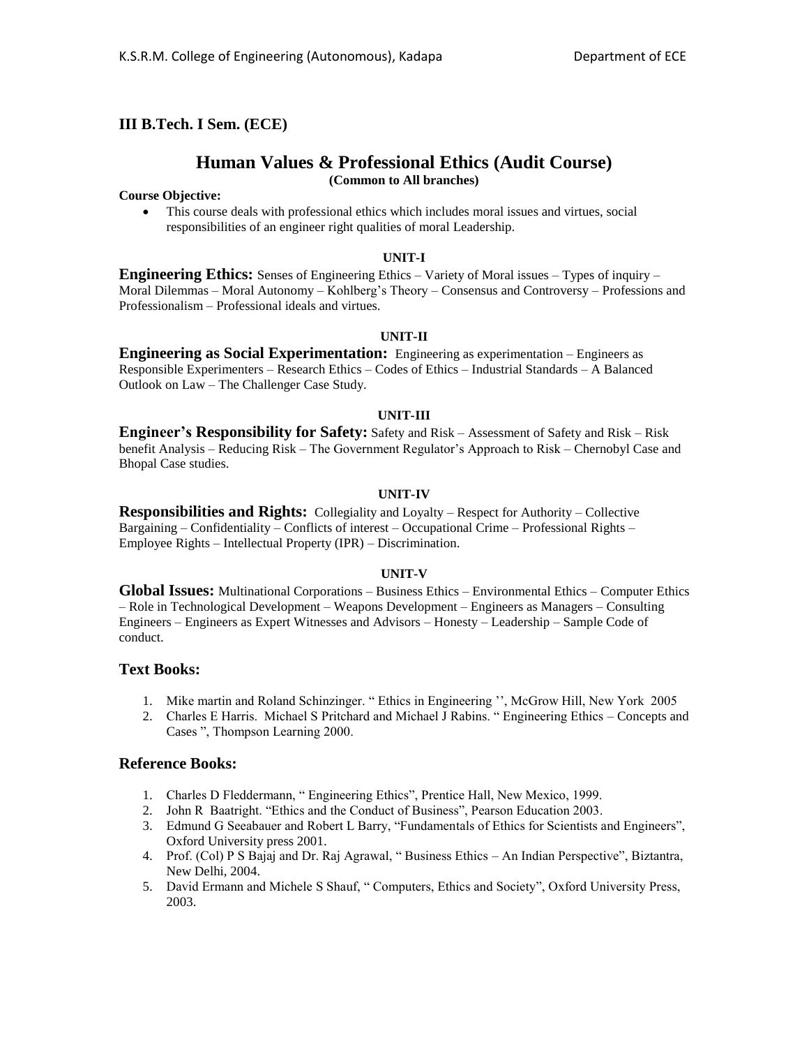## III B.Tech. I Sem. (ECE)

# Human Values & Professional Ethics (Audit Course)

**(Common to All branches)**

**Course Objective:**

- This course deals with professional ethics which includes moral issues and virtues, social responsibilities of an engineer right qualities of moral Leadership.

**UNIT-I**

**Engineering Ethics:** Senses of Engineering Ethics – Variety of Moral issues – Types of inquiry – Moral Dilemmas – Moral Autonomy – Kohlberg's Theory – Consensus and Controversy – Professions and Professionalism – Professional ideals and virtues.

**UNIT-II**

**Engineering as Social Experimentation:** Engineering as experimentation – Engineers as Responsible Experimenters – Research Ethics – Codes of Ethics – Industrial Standards – A Balanced Outlook on Law – The Challenger Case Study.

**UNIT-III**

**Engineer's Responsibility for Safety:** Safety and Risk – Assessment of Safety and Risk – Risk benefit Analysis – Reducing Risk – The Government Regulator's Approach to Risk – Chernobyl Case and Bhopal Case studies.

**UNIT-IV**

**Responsibilities and Rights:** Collegiality and Loyalty – Respect for Authority – Collective Bargaining – Confidentiality – Conflicts of interest – Occupational Crime – Professional Rights – Employee Rights – Intellectual Property (IPR) – Discrimination.

**UNIT-V**

**Global Issues:** Multinational Corporations – Business Ethics – Environmental Ethics – Computer Ethics – Role in Technological Development – Weapons Development – Engineers as Managers – Consulting Engineers – Engineers as Expert Witnesses and Advisors – Honesty – Leadership – Sample Code of conduct.

## Text Books:

1. Mike martin and Roland Schinzinger. " Ethics in Engineering '', McGrow Hill, New York 2005
2. Charles E Harris. Michael S Pritchard and Michael J Rabins. " Engineering Ethics – Concepts and Cases ", Thompson Learning 2000.

## Reference Books:

1. Charles D Fleddermann, " Engineering Ethics", Prentice Hall, New Mexico, 1999.
2. John R Baatright. "Ethics and the Conduct of Business", Pearson Education 2003.
3. Edmund G Seeabauer and Robert L Barry, "Fundamentals of Ethics for Scientists and Engineers", Oxford University press 2001.
4. Prof. (Col) P S Bajaj and Dr. Raj Agrawal, " Business Ethics – An Indian Perspective", Biztantra, New Delhi, 2004.
5. David Ermann and Michele S Shauf, " Computers, Ethics and Society", Oxford University Press, 2003.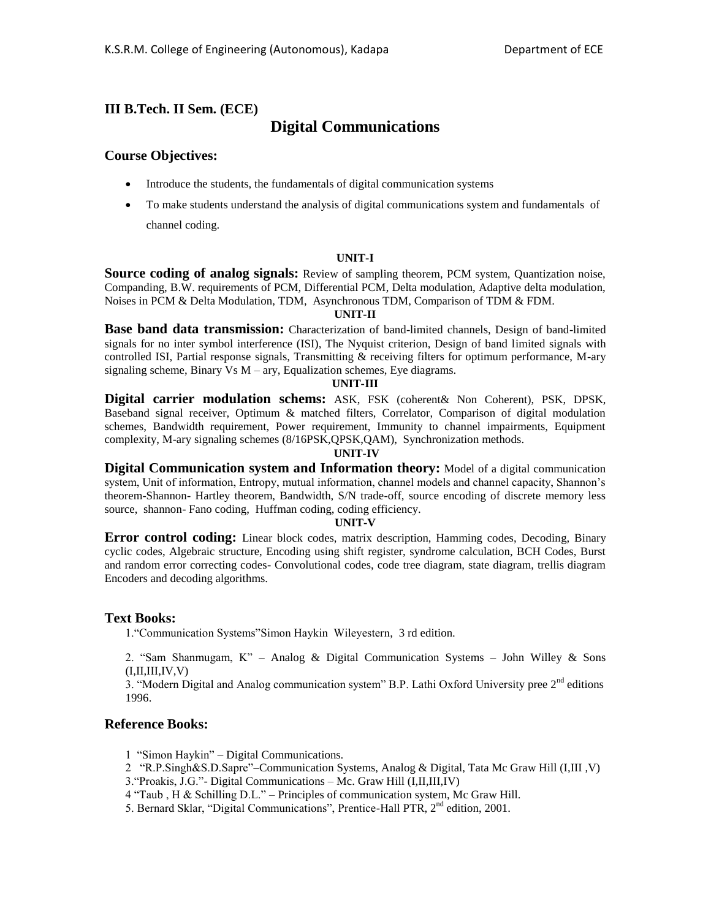## III B.Tech. II Sem. (ECE)

# Digital Communications

### Course Objectives:

- Introduce the students, the fundamentals of digital communication systems
- To make students understand the analysis of digital communications system and fundamentals of channel coding.

**UNIT-I**

**Source coding of analog signals:** Review of sampling theorem, PCM system, Quantization noise, Companding, B.W. requirements of PCM, Differential PCM, Delta modulation, Adaptive delta modulation, Noises in PCM & Delta Modulation, TDM, Asynchronous TDM, Comparison of TDM & FDM.

**UNIT-II**

**Base band data transmission:** Characterization of band-limited channels, Design of band-limited signals for no inter symbol interference (ISI), The Nyquist criterion, Design of band limited signals with controlled ISI, Partial response signals, Transmitting & receiving filters for optimum performance, M-ary signaling scheme, Binary Vs M – ary, Equalization schemes, Eye diagrams.

**UNIT-III**

**Digital carrier modulation schems:** ASK, FSK (coherent& Non Coherent), PSK, DPSK, Baseband signal receiver, Optimum & matched filters, Correlator, Comparison of digital modulation schemes, Bandwidth requirement, Power requirement, Immunity to channel impairments, Equipment complexity, M-ary signaling schemes (8/16PSK,QPSK,QAM), Synchronization methods.

**UNIT-IV**

**Digital Communication system and Information theory:** Model of a digital communication system, Unit of information, Entropy, mutual information, channel models and channel capacity, Shannon's theorem-Shannon- Hartley theorem, Bandwidth, S/N trade-off, source encoding of discrete memory less source, shannon- Fano coding, Huffman coding, coding efficiency.

**UNIT-V**

**Error control coding:** Linear block codes, matrix description, Hamming codes, Decoding, Binary cyclic codes, Algebraic structure, Encoding using shift register, syndrome calculation, BCH Codes, Burst and random error correcting codes- Convolutional codes, code tree diagram, state diagram, trellis diagram Encoders and decoding algorithms.

### Text Books:

1. "Communication Systems"Simon Haykin Wileyestern, 3 rd edition.
2. "Sam Shanmugam, K" – Analog & Digital Communication Systems – John Willey & Sons (I,II,III,IV,V)
3. "Modern Digital and Analog communication system" B.P. Lathi Oxford University pree 2nd editions 1996.

### Reference Books:

1. "Simon Haykin" – Digital Communications.
2. "R.P.Singh&S.D.Sapre"–Communication Systems, Analog & Digital, Tata Mc Graw Hill (I,III ,V)
3. "Proakis, J.G."- Digital Communications – Mc. Graw Hill (I,II,III,IV)
4. "Taub , H & Schilling D.L." – Principles of communication system, Mc Graw Hill.
5. Bernard Sklar, "Digital Communications", Prentice-Hall PTR, 2nd edition, 2001.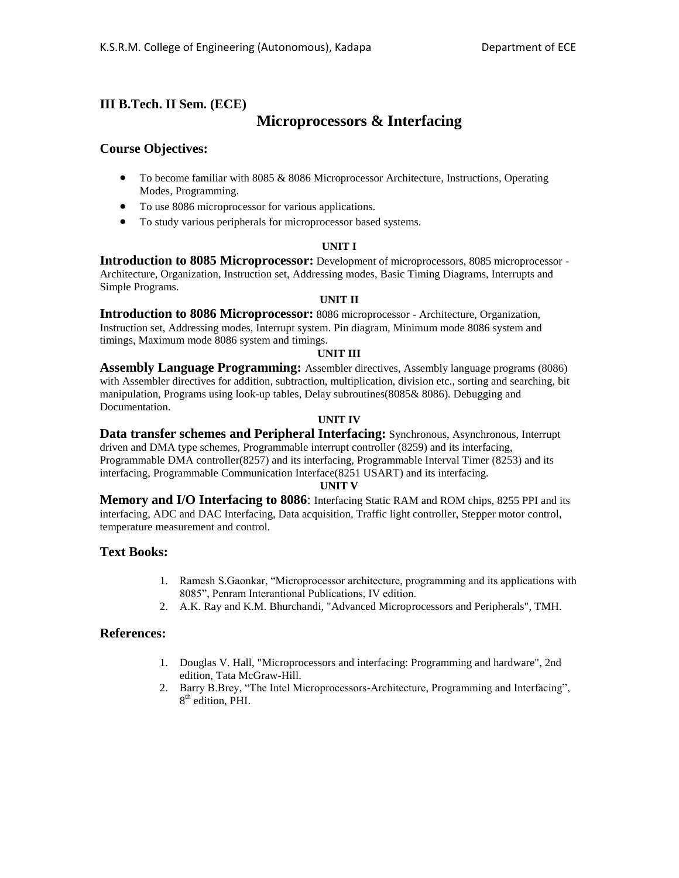## III B.Tech. II Sem. (ECE)

# Microprocessors & Interfacing

## Course Objectives:

- To become familiar with 8085 & 8086 Microprocessor Architecture, Instructions, Operating Modes, Programming.
- To use 8086 microprocessor for various applications.
- To study various peripherals for microprocessor based systems.

**UNIT I**

**Introduction to 8085 Microprocessor:** Development of microprocessors, 8085 microprocessor - Architecture, Organization, Instruction set, Addressing modes, Basic Timing Diagrams, Interrupts and Simple Programs.

**UNIT II**

**Introduction to 8086 Microprocessor:** 8086 microprocessor - Architecture, Organization, Instruction set, Addressing modes, Interrupt system. Pin diagram, Minimum mode 8086 system and timings, Maximum mode 8086 system and timings.

**UNIT III**

**Assembly Language Programming:** Assembler directives, Assembly language programs (8086) with Assembler directives for addition, subtraction, multiplication, division etc., sorting and searching, bit manipulation, Programs using look-up tables, Delay subroutines(8085& 8086). Debugging and Documentation.

**UNIT IV**

**Data transfer schemes and Peripheral Interfacing:** Synchronous, Asynchronous, Interrupt driven and DMA type schemes, Programmable interrupt controller (8259) and its interfacing, Programmable DMA controller(8257) and its interfacing, Programmable Interval Timer (8253) and its interfacing, Programmable Communication Interface(8251 USART) and its interfacing.

**UNIT V**

**Memory and I/O Interfacing to 8086**: Interfacing Static RAM and ROM chips, 8255 PPI and its interfacing, ADC and DAC Interfacing, Data acquisition, Traffic light controller, Stepper motor control, temperature measurement and control.

## Text Books:

1. Ramesh S.Gaonkar, "Microprocessor architecture, programming and its applications with 8085", Penram Interantional Publications, IV edition.
2. A.K. Ray and K.M. Bhurchandi, "Advanced Microprocessors and Peripherals", TMH.

## References:

1. Douglas V. Hall, "Microprocessors and interfacing: Programming and hardware", 2nd edition, Tata McGraw-Hill.
2. Barry B.Brey, "The Intel Microprocessors-Architecture, Programming and Interfacing", 8th edition, PHI.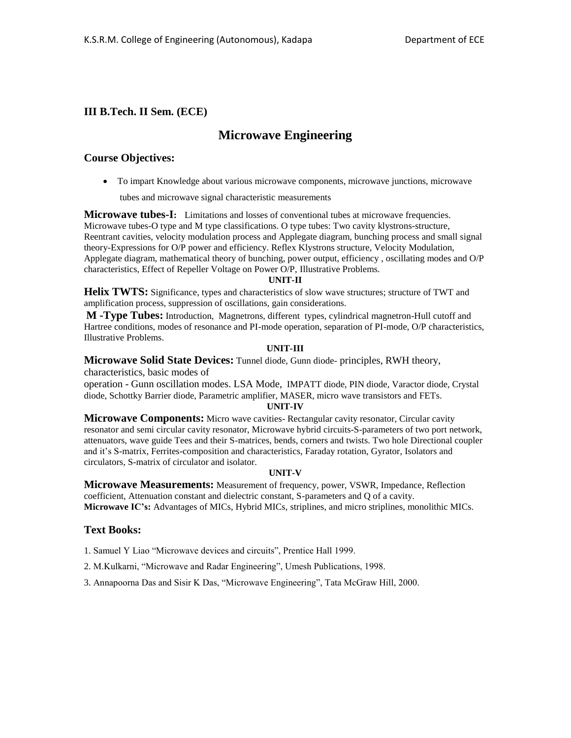### III B.Tech. II Sem. (ECE)

# Microwave Engineering

### Course Objectives:

- To impart Knowledge about various microwave components, microwave junctions, microwave tubes and microwave signal characteristic measurements

**Microwave tubes-I:** Limitations and losses of conventional tubes at microwave frequencies. Microwave tubes-O type and M type classifications. O type tubes: Two cavity klystrons-structure, Reentrant cavities, velocity modulation process and Applegate diagram, bunching process and small signal theory-Expressions for O/P power and efficiency. Reflex Klystrons structure, Velocity Modulation, Applegate diagram, mathematical theory of bunching, power output, efficiency , oscillating modes and O/P characteristics, Effect of Repeller Voltage on Power O/P, Illustrative Problems.

**UNIT-II**

**Helix TWTS:** Significance, types and characteristics of slow wave structures; structure of TWT and amplification process, suppression of oscillations, gain considerations.

**M -Type Tubes:** Introduction, Magnetrons, different types, cylindrical magnetron-Hull cutoff and Hartree conditions, modes of resonance and PI-mode operation, separation of PI-mode, O/P characteristics, Illustrative Problems.

**UNIT-III**

**Microwave Solid State Devices:** Tunnel diode, Gunn diode- principles, RWH theory, characteristics, basic modes of operation - Gunn oscillation modes. LSA Mode, IMPATT diode, PIN diode, Varactor diode, Crystal diode, Schottky Barrier diode, Parametric amplifier, MASER, micro wave transistors and FETs.

**UNIT-IV**

**Microwave Components:** Micro wave cavities- Rectangular cavity resonator, Circular cavity resonator and semi circular cavity resonator, Microwave hybrid circuits-S-parameters of two port network, attenuators, wave guide Tees and their S-matrices, bends, corners and twists. Two hole Directional coupler and it's S-matrix, Ferrites-composition and characteristics, Faraday rotation, Gyrator, Isolators and circulators, S-matrix of circulator and isolator.

**UNIT-V**

**Microwave Measurements:** Measurement of frequency, power, VSWR, Impedance, Reflection coefficient, Attenuation constant and dielectric constant, S-parameters and Q of a cavity.

**Microwave IC's:** Advantages of MICs, Hybrid MICs, striplines, and micro striplines, monolithic MICs.

### Text Books:

1. Samuel Y Liao "Microwave devices and circuits", Prentice Hall 1999.
2. M.Kulkarni, "Microwave and Radar Engineering", Umesh Publications, 1998.
3. Annapoorna Das and Sisir K Das, "Microwave Engineering", Tata McGraw Hill, 2000.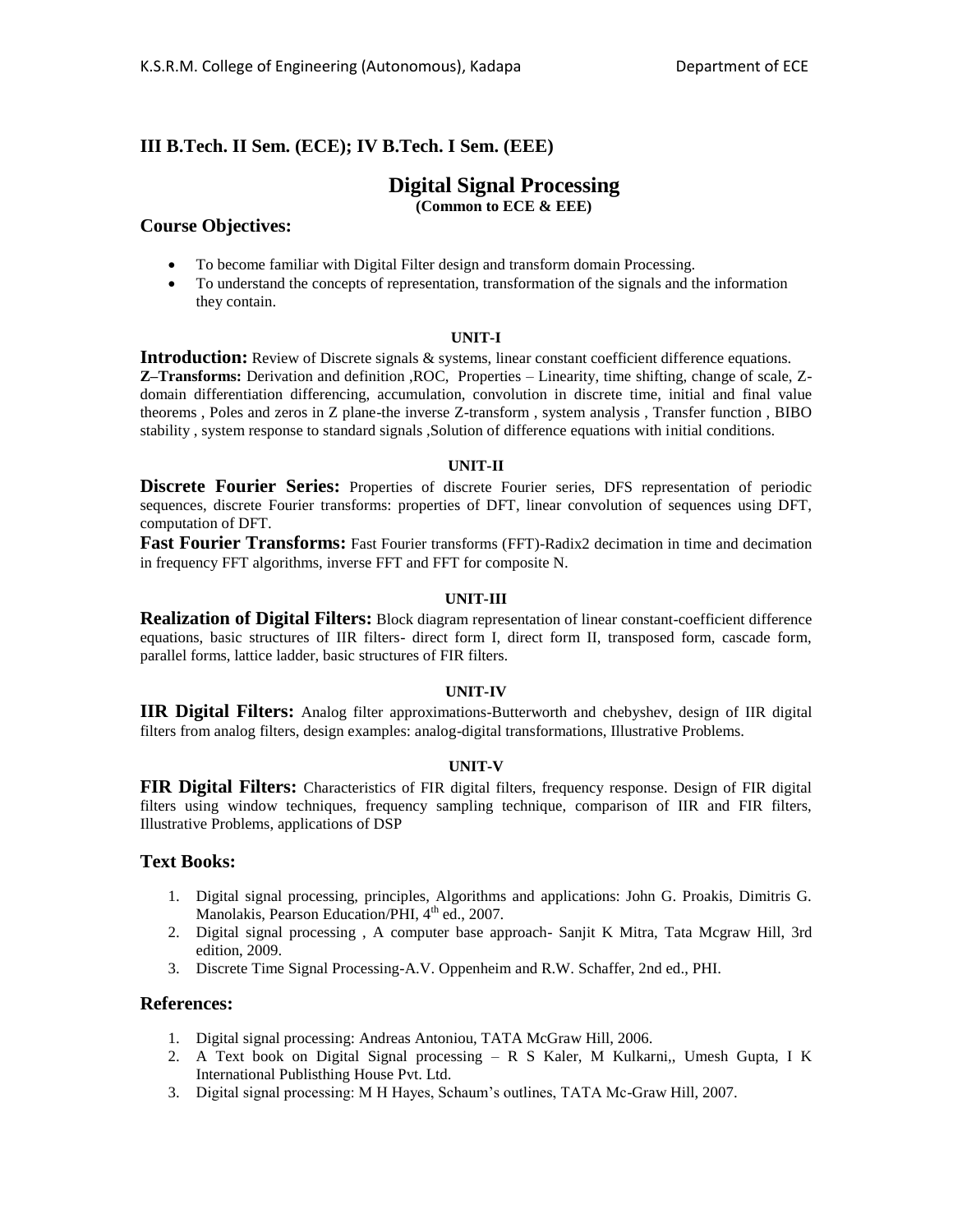### III B.Tech. II Sem. (ECE); IV B.Tech. I Sem. (EEE)

## Digital Signal Processing

**(Common to ECE & EEE)**

### Course Objectives:

- To become familiar with Digital Filter design and transform domain Processing.
- To understand the concepts of representation, transformation of the signals and the information they contain.

**UNIT-I**

**Introduction:** Review of Discrete signals & systems, linear constant coefficient difference equations. **Z–Transforms:** Derivation and definition ,ROC, Properties – Linearity, time shifting, change of scale, Z-domain differentiation differencing, accumulation, convolution in discrete time, initial and final value theorems , Poles and zeros in Z plane-the inverse Z-transform , system analysis , Transfer function , BIBO stability , system response to standard signals ,Solution of difference equations with initial conditions.

**UNIT-II**

**Discrete Fourier Series:** Properties of discrete Fourier series, DFS representation of periodic sequences, discrete Fourier transforms: properties of DFT, linear convolution of sequences using DFT, computation of DFT.

**Fast Fourier Transforms:** Fast Fourier transforms (FFT)-Radix2 decimation in time and decimation in frequency FFT algorithms, inverse FFT and FFT for composite N.

**UNIT-III**

**Realization of Digital Filters:** Block diagram representation of linear constant-coefficient difference equations, basic structures of IIR filters- direct form I, direct form II, transposed form, cascade form, parallel forms, lattice ladder, basic structures of FIR filters.

**UNIT-IV**

**IIR Digital Filters:** Analog filter approximations-Butterworth and chebyshev, design of IIR digital filters from analog filters, design examples: analog-digital transformations, Illustrative Problems.

**UNIT-V**

**FIR Digital Filters:** Characteristics of FIR digital filters, frequency response. Design of FIR digital filters using window techniques, frequency sampling technique, comparison of IIR and FIR filters, Illustrative Problems, applications of DSP

### Text Books:

1. Digital signal processing, principles, Algorithms and applications: John G. Proakis, Dimitris G. Manolakis, Pearson Education/PHI, 4th ed., 2007.
2. Digital signal processing , A computer base approach- Sanjit K Mitra, Tata Mcgraw Hill, 3rd edition, 2009.
3. Discrete Time Signal Processing-A.V. Oppenheim and R.W. Schaffer, 2nd ed., PHI.

### References:

1. Digital signal processing: Andreas Antoniou, TATA McGraw Hill, 2006.
2. A Text book on Digital Signal processing – R S Kaler, M Kulkarni,, Umesh Gupta, I K International Publisthing House Pvt. Ltd.
3. Digital signal processing: M H Hayes, Schaum's outlines, TATA Mc-Graw Hill, 2007.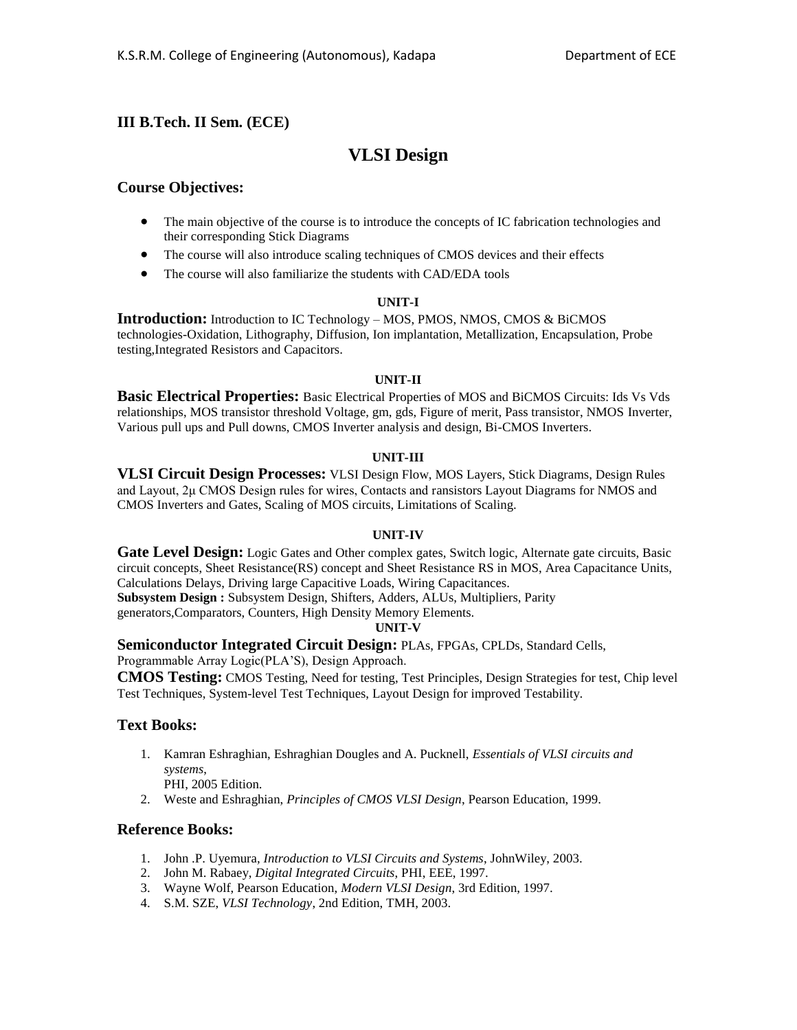### III B.Tech. II Sem. (ECE)

# VLSI Design

## Course Objectives:

- The main objective of the course is to introduce the concepts of IC fabrication technologies and their corresponding Stick Diagrams
- The course will also introduce scaling techniques of CMOS devices and their effects
- The course will also familiarize the students with CAD/EDA tools

**UNIT-I**

**Introduction:** Introduction to IC Technology – MOS, PMOS, NMOS, CMOS & BiCMOS technologies-Oxidation, Lithography, Diffusion, Ion implantation, Metallization, Encapsulation, Probe testing,Integrated Resistors and Capacitors.

**UNIT-II**

**Basic Electrical Properties:** Basic Electrical Properties of MOS and BiCMOS Circuits: Ids Vs Vds relationships, MOS transistor threshold Voltage, gm, gds, Figure of merit, Pass transistor, NMOS Inverter, Various pull ups and Pull downs, CMOS Inverter analysis and design, Bi-CMOS Inverters.

**UNIT-III**

**VLSI Circuit Design Processes:** VLSI Design Flow, MOS Layers, Stick Diagrams, Design Rules and Layout, 2μ CMOS Design rules for wires, Contacts and ransistors Layout Diagrams for NMOS and CMOS Inverters and Gates, Scaling of MOS circuits, Limitations of Scaling.

**UNIT-IV**

**Gate Level Design:** Logic Gates and Other complex gates, Switch logic, Alternate gate circuits, Basic circuit concepts, Sheet Resistance(RS) concept and Sheet Resistance RS in MOS, Area Capacitance Units, Calculations Delays, Driving large Capacitive Loads, Wiring Capacitances.

**Subsystem Design :** Subsystem Design, Shifters, Adders, ALUs, Multipliers, Parity generators,Comparators, Counters, High Density Memory Elements.

**UNIT-V**

**Semiconductor Integrated Circuit Design:** PLAs, FPGAs, CPLDs, Standard Cells, Programmable Array Logic(PLA'S), Design Approach.

**CMOS Testing:** CMOS Testing, Need for testing, Test Principles, Design Strategies for test, Chip level Test Techniques, System-level Test Techniques, Layout Design for improved Testability.

## Text Books:

1. Kamran Eshraghian, Eshraghian Dougles and A. Pucknell, *Essentials of VLSI circuits and systems*, PHI, 2005 Edition.
2. Weste and Eshraghian, *Principles of CMOS VLSI Design*, Pearson Education, 1999.

## Reference Books:

1. John .P. Uyemura, *Introduction to VLSI Circuits and Systems*, JohnWiley, 2003.
2. John M. Rabaey, *Digital Integrated Circuits*, PHI, EEE, 1997.
3. Wayne Wolf, Pearson Education, *Modern VLSI Design*, 3rd Edition, 1997.
4. S.M. SZE, *VLSI Technology*, 2nd Edition, TMH, 2003.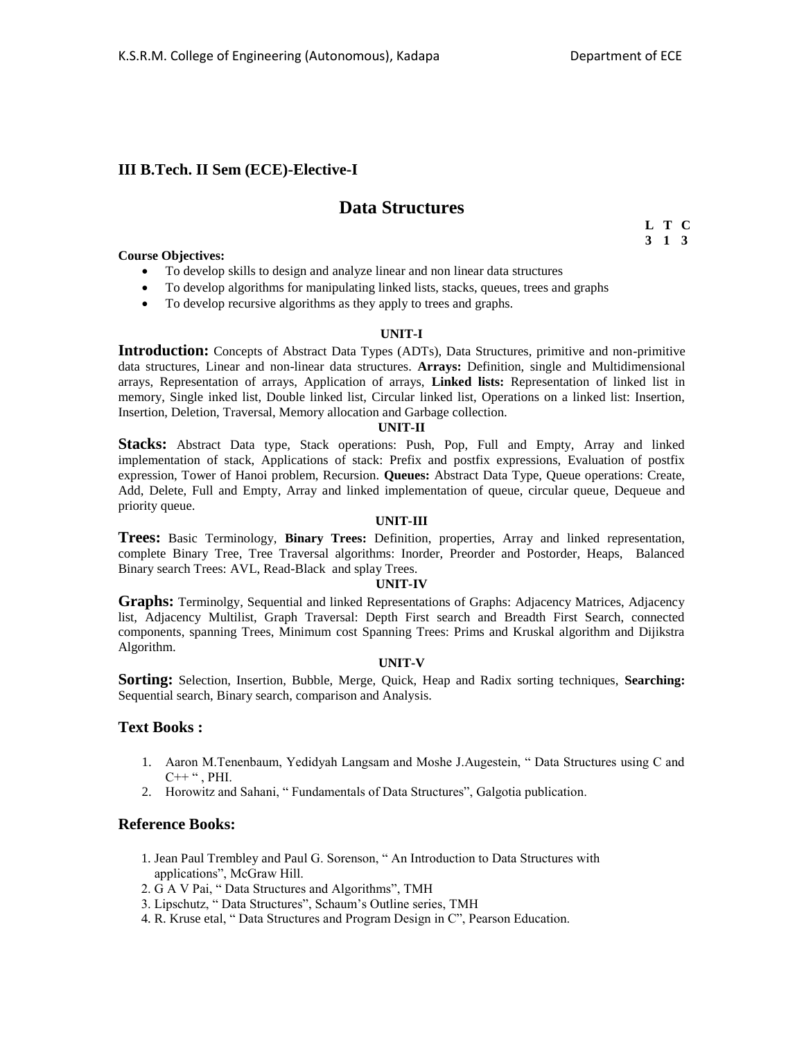## III B.Tech. II Sem (ECE)-Elective-I

# Data Structures

**L T C**
**3 1 3**

**Course Objectives:**

- To develop skills to design and analyze linear and non linear data structures
- To develop algorithms for manipulating linked lists, stacks, queues, trees and graphs
- To develop recursive algorithms as they apply to trees and graphs.

**UNIT-I**

**Introduction:** Concepts of Abstract Data Types (ADTs), Data Structures, primitive and non-primitive data structures, Linear and non-linear data structures. **Arrays:** Definition, single and Multidimensional arrays, Representation of arrays, Application of arrays, **Linked lists:** Representation of linked list in memory, Single inked list, Double linked list, Circular linked list, Operations on a linked list: Insertion, Insertion, Deletion, Traversal, Memory allocation and Garbage collection.

**UNIT-II**

**Stacks:** Abstract Data type, Stack operations: Push, Pop, Full and Empty, Array and linked implementation of stack, Applications of stack: Prefix and postfix expressions, Evaluation of postfix expression, Tower of Hanoi problem, Recursion. **Queues:** Abstract Data Type, Queue operations: Create, Add, Delete, Full and Empty, Array and linked implementation of queue, circular queue, Dequeue and priority queue.

**UNIT-III**

**Trees:** Basic Terminology, **Binary Trees:** Definition, properties, Array and linked representation, complete Binary Tree, Tree Traversal algorithms: Inorder, Preorder and Postorder, Heaps, Balanced Binary search Trees: AVL, Read-Black and splay Trees.

**UNIT-IV**

**Graphs:** Terminolgy, Sequential and linked Representations of Graphs: Adjacency Matrices, Adjacency list, Adjacency Multilist, Graph Traversal: Depth First search and Breadth First Search, connected components, spanning Trees, Minimum cost Spanning Trees: Prims and Kruskal algorithm and Dijikstra Algorithm.

**UNIT-V**

**Sorting:** Selection, Insertion, Bubble, Merge, Quick, Heap and Radix sorting techniques, **Searching:** Sequential search, Binary search, comparison and Analysis.

## Text Books :

1. Aaron M.Tenenbaum, Yedidyah Langsam and Moshe J.Augestein, " Data Structures using C and C++ " , PHI.
2. Horowitz and Sahani, " Fundamentals of Data Structures", Galgotia publication.

## Reference Books:

1. Jean Paul Trembley and Paul G. Sorenson, " An Introduction to Data Structures with applications", McGraw Hill.
2. G A V Pai, " Data Structures and Algorithms", TMH
3. Lipschutz, " Data Structures", Schaum's Outline series, TMH
4. R. Kruse etal, " Data Structures and Program Design in C", Pearson Education.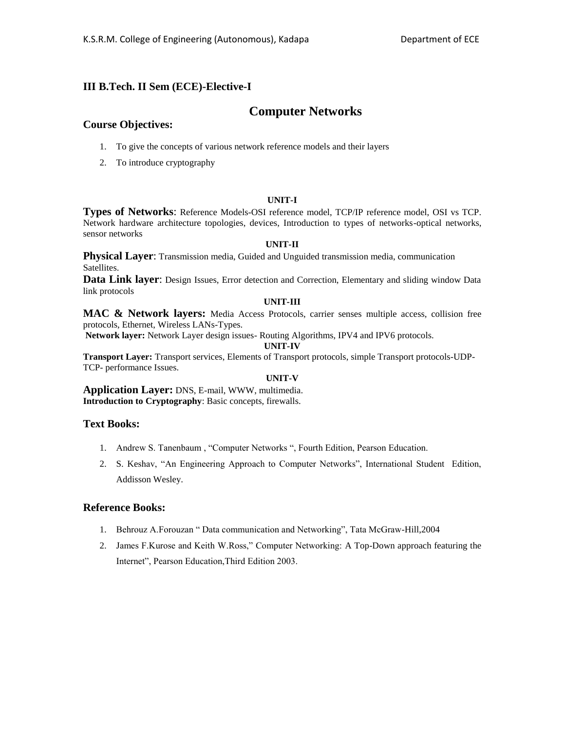## III B.Tech. II Sem (ECE)-Elective-I

# Computer Networks

### Course Objectives:

1. To give the concepts of various network reference models and their layers
2. To introduce cryptography

**UNIT-I**

**Types of Networks**: Reference Models-OSI reference model, TCP/IP reference model, OSI vs TCP. Network hardware architecture topologies, devices, Introduction to types of networks-optical networks, sensor networks

**UNIT-II**

**Physical Layer**: Transmission media, Guided and Unguided transmission media, communication Satellites.

**Data Link layer**: Design Issues, Error detection and Correction, Elementary and sliding window Data link protocols

**UNIT-III**

**MAC & Network layers:** Media Access Protocols, carrier senses multiple access, collision free protocols, Ethernet, Wireless LANs-Types.

**Network layer:** Network Layer design issues- Routing Algorithms, IPV4 and IPV6 protocols.

**UNIT-IV**

**Transport Layer:** Transport services, Elements of Transport protocols, simple Transport protocols-UDP-TCP- performance Issues.

**UNIT-V**

**Application Layer:** DNS, E-mail, WWW, multimedia.

**Introduction to Cryptography**: Basic concepts, firewalls.

### Text Books:

1. Andrew S. Tanenbaum , "Computer Networks ", Fourth Edition, Pearson Education.
2. S. Keshav, "An Engineering Approach to Computer Networks", International Student Edition, Addisson Wesley.

### Reference Books:

1. Behrouz A.Forouzan " Data communication and Networking", Tata McGraw-Hill,2004
2. James F.Kurose and Keith W.Ross," Computer Networking: A Top-Down approach featuring the Internet", Pearson Education,Third Edition 2003.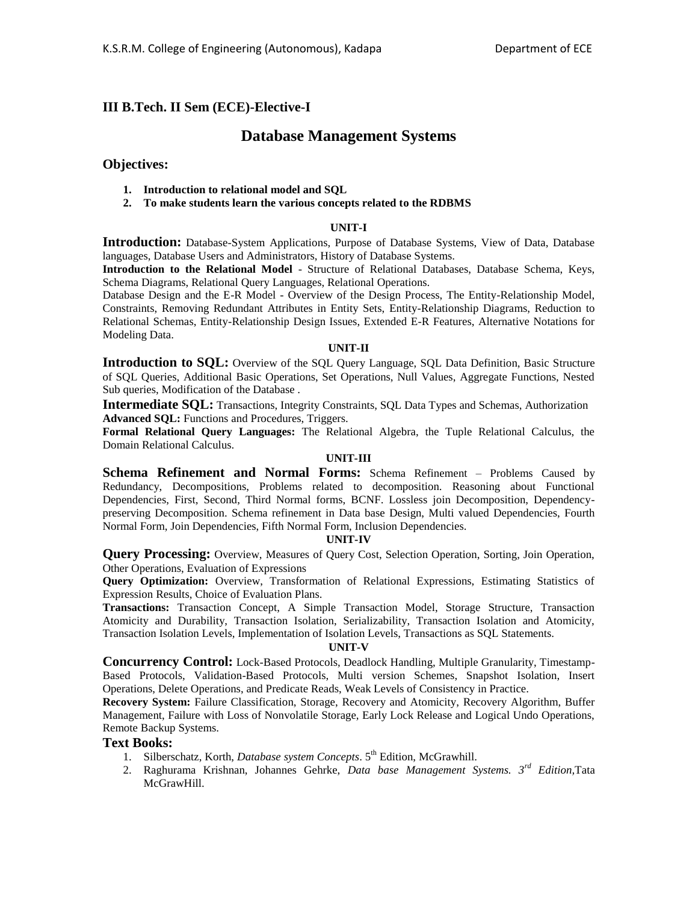### III B.Tech. II Sem (ECE)-Elective-I

# Database Management Systems

## Objectives:

1. **Introduction to relational model and SQL**
2. **To make students learn the various concepts related to the RDBMS**

**UNIT-I**

**Introduction:** Database-System Applications, Purpose of Database Systems, View of Data, Database languages, Database Users and Administrators, History of Database Systems.

**Introduction to the Relational Model** - Structure of Relational Databases, Database Schema, Keys, Schema Diagrams, Relational Query Languages, Relational Operations.

Database Design and the E-R Model - Overview of the Design Process, The Entity-Relationship Model, Constraints, Removing Redundant Attributes in Entity Sets, Entity-Relationship Diagrams, Reduction to Relational Schemas, Entity-Relationship Design Issues, Extended E-R Features, Alternative Notations for Modeling Data.

**UNIT-II**

**Introduction to SQL:** Overview of the SQL Query Language, SQL Data Definition, Basic Structure of SQL Queries, Additional Basic Operations, Set Operations, Null Values, Aggregate Functions, Nested Sub queries, Modification of the Database .

**Intermediate SQL:** Transactions, Integrity Constraints, SQL Data Types and Schemas, Authorization

**Advanced SQL:** Functions and Procedures, Triggers.

**Formal Relational Query Languages:** The Relational Algebra, the Tuple Relational Calculus, the Domain Relational Calculus.

**UNIT-III**

**Schema Refinement and Normal Forms:** Schema Refinement – Problems Caused by Redundancy, Decompositions, Problems related to decomposition. Reasoning about Functional Dependencies, First, Second, Third Normal forms, BCNF. Lossless join Decomposition, Dependency-preserving Decomposition. Schema refinement in Data base Design, Multi valued Dependencies, Fourth Normal Form, Join Dependencies, Fifth Normal Form, Inclusion Dependencies.

**UNIT-IV**

**Query Processing:** Overview, Measures of Query Cost, Selection Operation, Sorting, Join Operation, Other Operations, Evaluation of Expressions

**Query Optimization:** Overview, Transformation of Relational Expressions, Estimating Statistics of Expression Results, Choice of Evaluation Plans.

**Transactions:** Transaction Concept, A Simple Transaction Model, Storage Structure, Transaction Atomicity and Durability, Transaction Isolation, Serializability, Transaction Isolation and Atomicity, Transaction Isolation Levels, Implementation of Isolation Levels, Transactions as SQL Statements.

**UNIT-V**

**Concurrency Control:** Lock-Based Protocols, Deadlock Handling, Multiple Granularity, Timestamp-Based Protocols, Validation-Based Protocols, Multi version Schemes, Snapshot Isolation, Insert Operations, Delete Operations, and Predicate Reads, Weak Levels of Consistency in Practice.

**Recovery System:** Failure Classification, Storage, Recovery and Atomicity, Recovery Algorithm, Buffer Management, Failure with Loss of Nonvolatile Storage, Early Lock Release and Logical Undo Operations, Remote Backup Systems.

## Text Books:

1. Silberschatz, Korth, *Database system Concepts*. 5th Edition, McGrawhill.
2. Raghurama Krishnan, Johannes Gehrke, *Data base Management Systems. 3rd Edition*,Tata McGrawHill.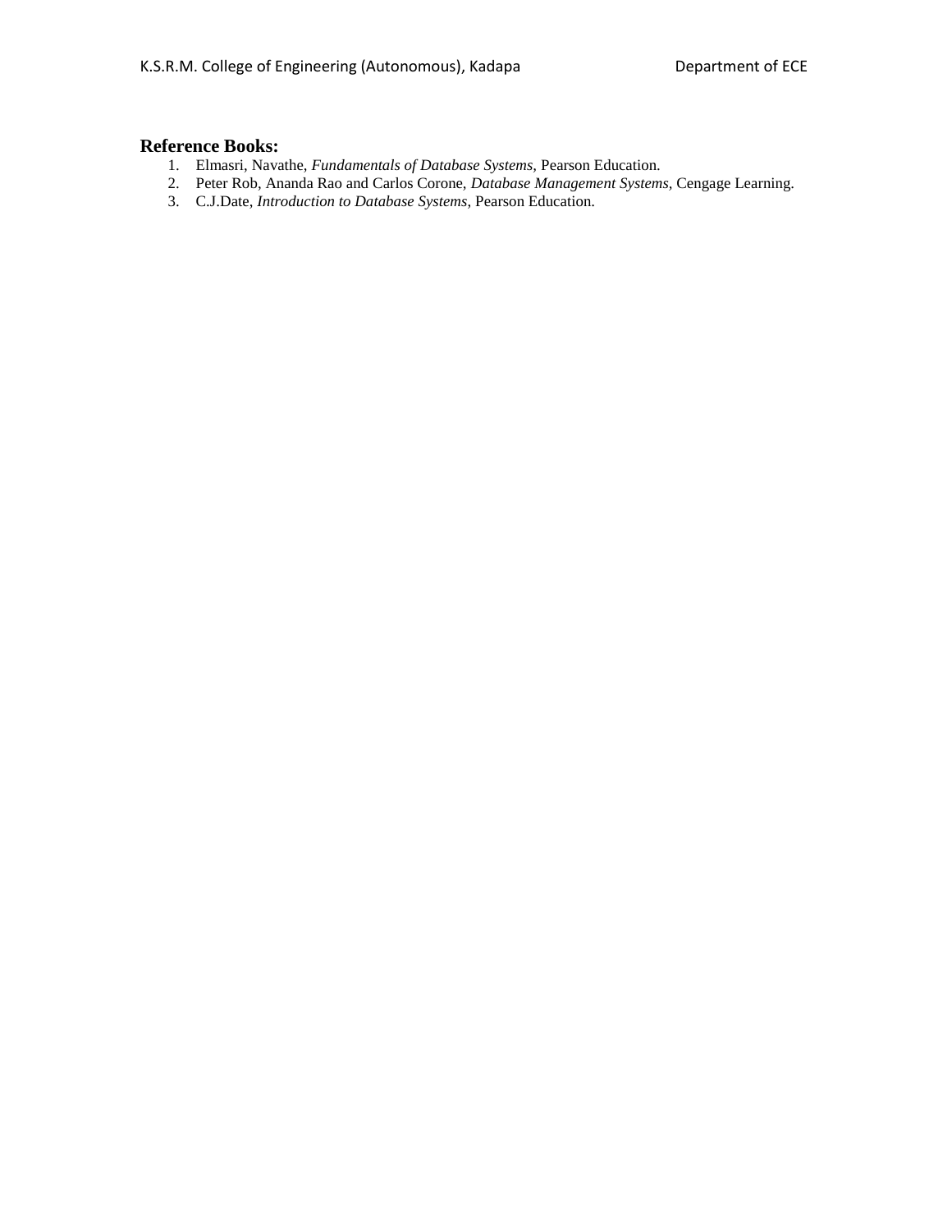**Reference Books:**

1. Elmasri, Navathe, *Fundamentals of Database Systems,* Pearson Education.
2. Peter Rob, Ananda Rao and Carlos Corone, *Database Management Systems,* Cengage Learning.
3. C.J.Date, *Introduction to Database Systems*, Pearson Education.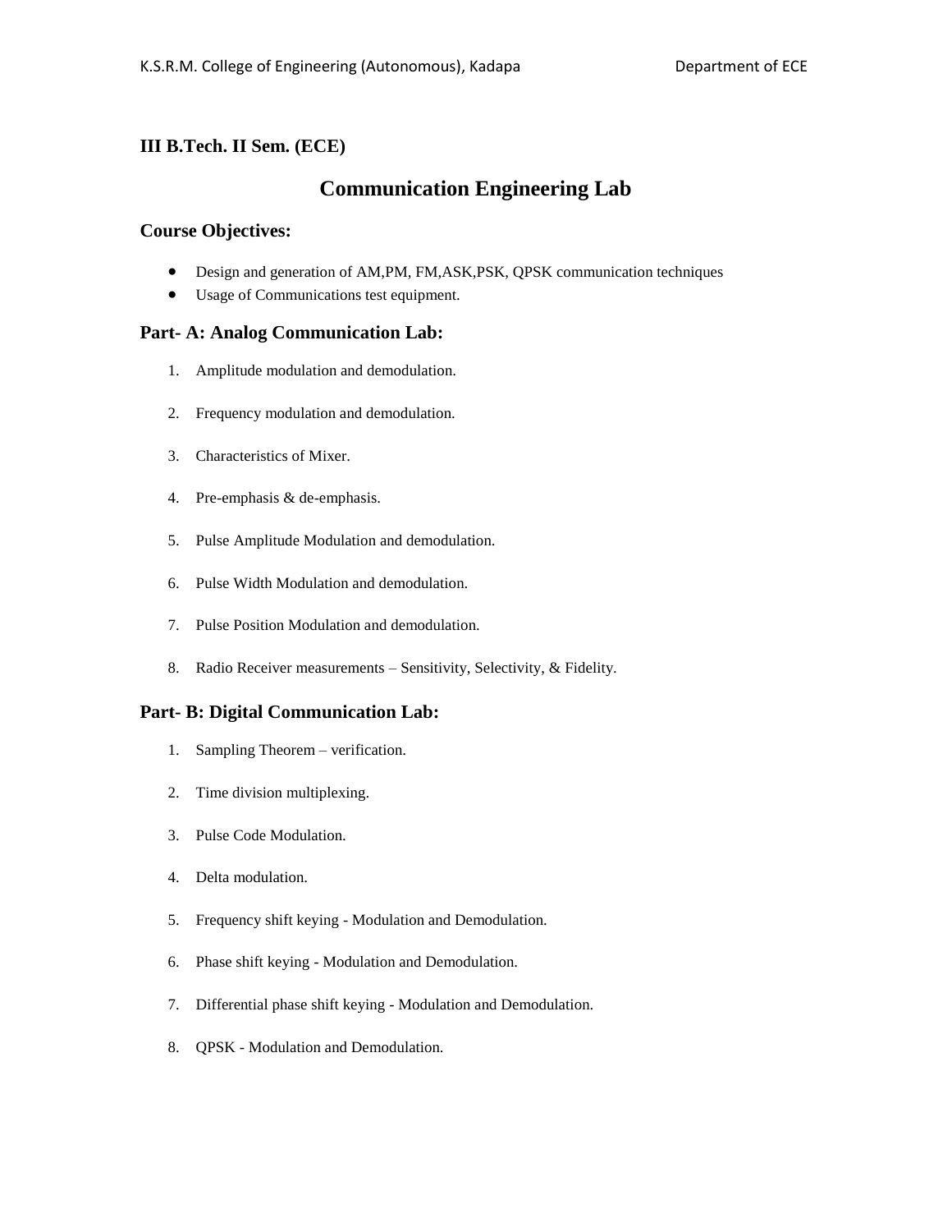**III B.Tech. II Sem. (ECE)**

# Communication Engineering Lab

### Course Objectives:

- Design and generation of AM,PM, FM,ASK,PSK, QPSK communication techniques
- Usage of Communications test equipment.

### Part- A: Analog Communication Lab:

1. Amplitude modulation and demodulation.
2. Frequency modulation and demodulation.
3. Characteristics of Mixer.
4. Pre-emphasis & de-emphasis.
5. Pulse Amplitude Modulation and demodulation.
6. Pulse Width Modulation and demodulation.
7. Pulse Position Modulation and demodulation.
8. Radio Receiver measurements – Sensitivity, Selectivity, & Fidelity.

### Part- B: Digital Communication Lab:

1. Sampling Theorem – verification.
2. Time division multiplexing.
3. Pulse Code Modulation.
4. Delta modulation.
5. Frequency shift keying - Modulation and Demodulation.
6. Phase shift keying - Modulation and Demodulation.
7. Differential phase shift keying - Modulation and Demodulation.
8. QPSK - Modulation and Demodulation.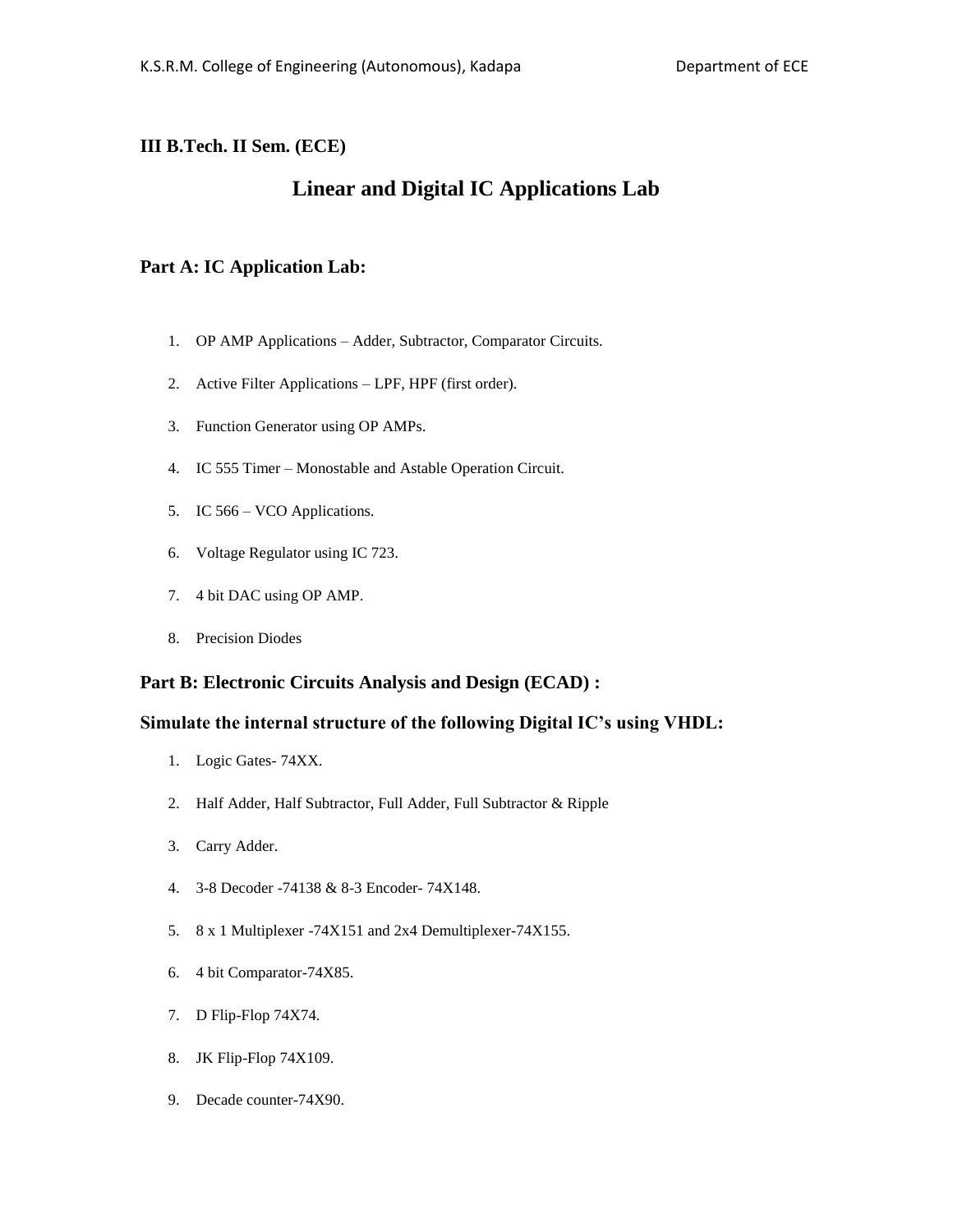**III B.Tech. II Sem. (ECE)**

# Linear and Digital IC Applications Lab

## Part A: IC Application Lab:

1. OP AMP Applications – Adder, Subtractor, Comparator Circuits.
2. Active Filter Applications – LPF, HPF (first order).
3. Function Generator using OP AMPs.
4. IC 555 Timer – Monostable and Astable Operation Circuit.
5. IC 566 – VCO Applications.
6. Voltage Regulator using IC 723.
7. 4 bit DAC using OP AMP.
8. Precision Diodes

## Part B: Electronic Circuits Analysis and Design (ECAD) :

### Simulate the internal structure of the following Digital IC's using VHDL:

1. Logic Gates- 74XX.
2. Half Adder, Half Subtractor, Full Adder, Full Subtractor & Ripple
3. Carry Adder.
4. 3-8 Decoder -74138 & 8-3 Encoder- 74X148.
5. 8 x 1 Multiplexer -74X151 and 2x4 Demultiplexer-74X155.
6. 4 bit Comparator-74X85.
7. D Flip-Flop 74X74.
8. JK Flip-Flop 74X109.
9. Decade counter-74X90.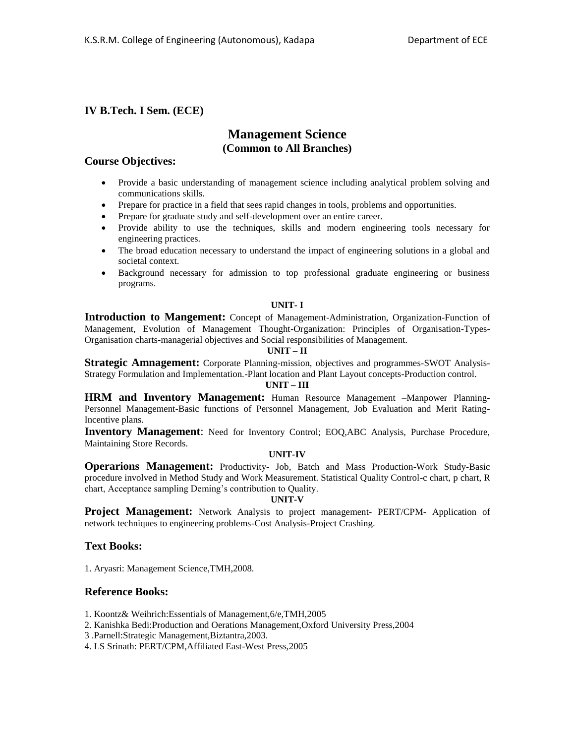**IV B.Tech. I Sem. (ECE)**

# Management Science
## (Common to All Branches)

### Course Objectives:

- Provide a basic understanding of management science including analytical problem solving and communications skills.
- Prepare for practice in a field that sees rapid changes in tools, problems and opportunities.
- Prepare for graduate study and self-development over an entire career.
- Provide ability to use the techniques, skills and modern engineering tools necessary for engineering practices.
- The broad education necessary to understand the impact of engineering solutions in a global and societal context.
- Background necessary for admission to top professional graduate engineering or business programs.

**UNIT- I**

**Introduction to Mangement:** Concept of Management-Administration, Organization-Function of Management, Evolution of Management Thought-Organization: Principles of Organisation-Types-Organisation charts-managerial objectives and Social responsibilities of Management.

**UNIT – II**

**Strategic Amnagement:** Corporate Planning-mission, objectives and programmes-SWOT Analysis-Strategy Formulation and Implementation.-Plant location and Plant Layout concepts-Production control.

**UNIT – III**

**HRM and Inventory Management:** Human Resource Management –Manpower Planning-Personnel Management-Basic functions of Personnel Management, Job Evaluation and Merit Rating-Incentive plans.

**Inventory Management**: Need for Inventory Control; EOQ,ABC Analysis, Purchase Procedure, Maintaining Store Records.

**UNIT-IV**

**Operarions Management:** Productivity- Job, Batch and Mass Production-Work Study-Basic procedure involved in Method Study and Work Measurement. Statistical Quality Control-c chart, p chart, R chart, Acceptance sampling Deming's contribution to Quality.

**UNIT-V**

**Project Management:** Network Analysis to project management- PERT/CPM- Application of network techniques to engineering problems-Cost Analysis-Project Crashing.

### Text Books:

1. Aryasri: Management Science,TMH,2008.

### Reference Books:

1. Koontz& Weihrich:Essentials of Management,6/e,TMH,2005
2. Kanishka Bedi:Production and Oerations Management,Oxford University Press,2004
3. Parnell:Strategic Management,Biztantra,2003.
4. LS Srinath: PERT/CPM,Affiliated East-West Press,2005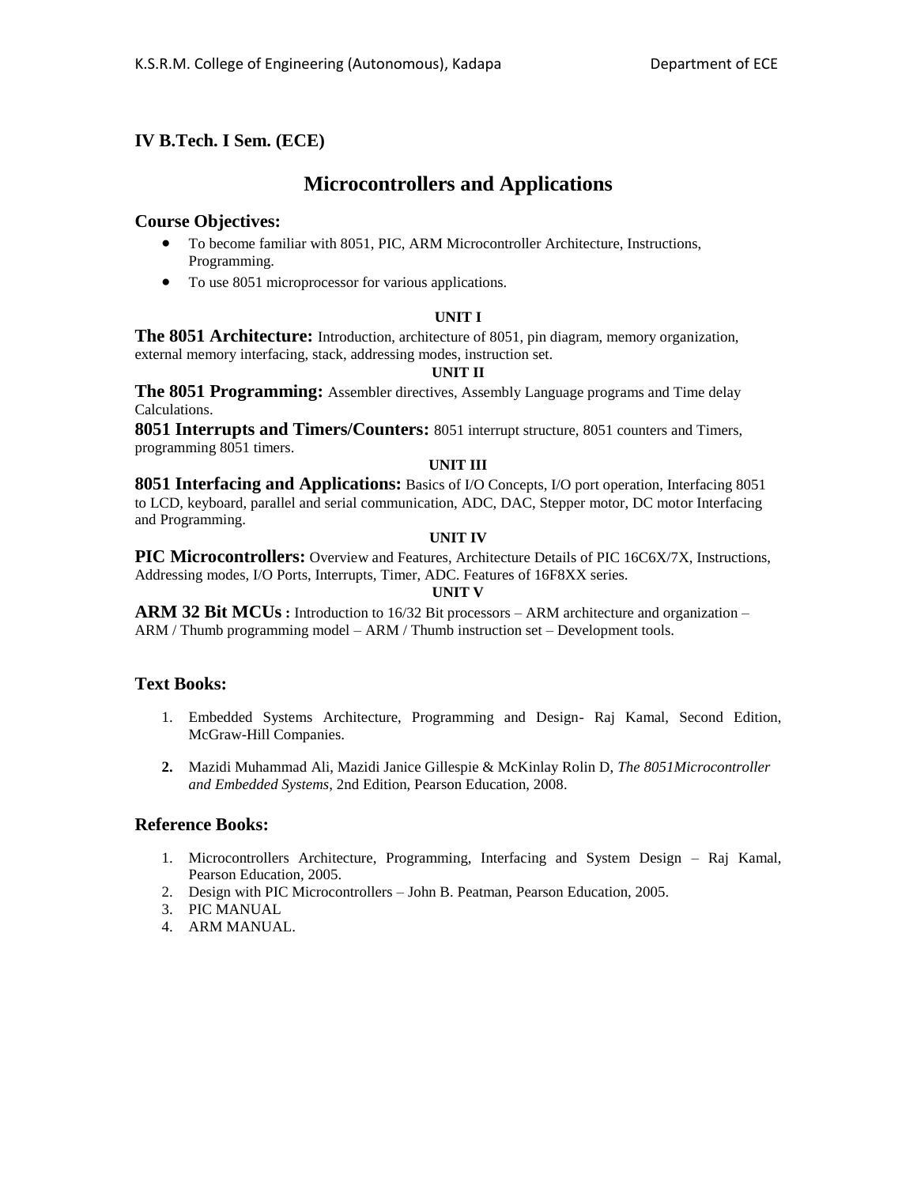**IV B.Tech. I Sem. (ECE)**

# Microcontrollers and Applications

## Course Objectives:

- To become familiar with 8051, PIC, ARM Microcontroller Architecture, Instructions, Programming.
- To use 8051 microprocessor for various applications.

**UNIT I**

**The 8051 Architecture:** Introduction, architecture of 8051, pin diagram, memory organization, external memory interfacing, stack, addressing modes, instruction set.

**UNIT II**

**The 8051 Programming:** Assembler directives, Assembly Language programs and Time delay Calculations.

**8051 Interrupts and Timers/Counters:** 8051 interrupt structure, 8051 counters and Timers, programming 8051 timers.

**UNIT III**

**8051 Interfacing and Applications:** Basics of I/O Concepts, I/O port operation, Interfacing 8051 to LCD, keyboard, parallel and serial communication, ADC, DAC, Stepper motor, DC motor Interfacing and Programming.

**UNIT IV**

**PIC Microcontrollers:** Overview and Features, Architecture Details of PIC 16C6X/7X, Instructions, Addressing modes, I/O Ports, Interrupts, Timer, ADC. Features of 16F8XX series.

**UNIT V**

**ARM 32 Bit MCUs :** Introduction to 16/32 Bit processors – ARM architecture and organization – ARM / Thumb programming model – ARM / Thumb instruction set – Development tools.

## Text Books:

1. Embedded Systems Architecture, Programming and Design- Raj Kamal, Second Edition, McGraw-Hill Companies.
2. Mazidi Muhammad Ali, Mazidi Janice Gillespie & McKinlay Rolin D, *The 8051Microcontroller and Embedded Systems*, 2nd Edition, Pearson Education, 2008.

## Reference Books:

1. Microcontrollers Architecture, Programming, Interfacing and System Design – Raj Kamal, Pearson Education, 2005.
2. Design with PIC Microcontrollers – John B. Peatman, Pearson Education, 2005.
3. PIC MANUAL
4. ARM MANUAL.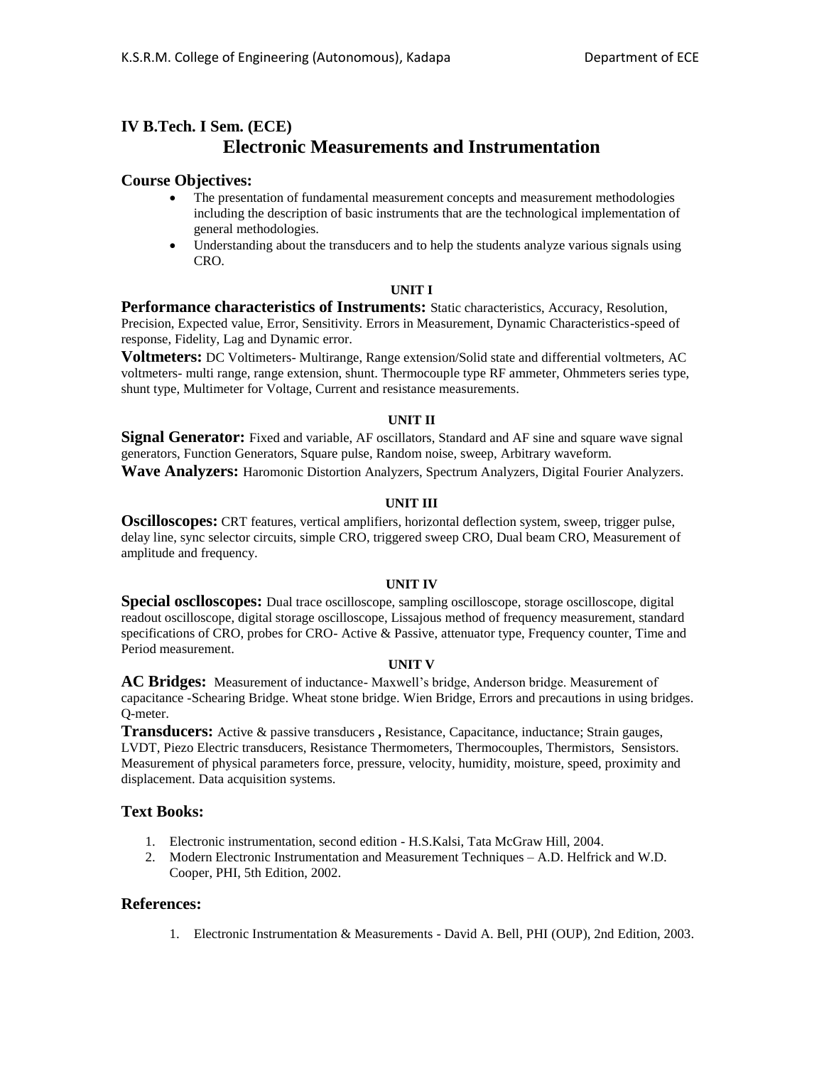# IV B.Tech. I Sem. (ECE)

## Electronic Measurements and Instrumentation

### Course Objectives:

- The presentation of fundamental measurement concepts and measurement methodologies including the description of basic instruments that are the technological implementation of general methodologies.
- Understanding about the transducers and to help the students analyze various signals using CRO.

#### UNIT I

**Performance characteristics of Instruments:** Static characteristics, Accuracy, Resolution, Precision, Expected value, Error, Sensitivity. Errors in Measurement, Dynamic Characteristics-speed of response, Fidelity, Lag and Dynamic error.

**Voltmeters:** DC Voltimeters- Multirange, Range extension/Solid state and differential voltmeters, AC voltmeters- multi range, range extension, shunt. Thermocouple type RF ammeter, Ohmmeters series type, shunt type, Multimeter for Voltage, Current and resistance measurements.

#### UNIT II

**Signal Generator:** Fixed and variable, AF oscillators, Standard and AF sine and square wave signal generators, Function Generators, Square pulse, Random noise, sweep, Arbitrary waveform.

**Wave Analyzers:** Haromonic Distortion Analyzers, Spectrum Analyzers, Digital Fourier Analyzers.

#### UNIT III

**Oscilloscopes:** CRT features, vertical amplifiers, horizontal deflection system, sweep, trigger pulse, delay line, sync selector circuits, simple CRO, triggered sweep CRO, Dual beam CRO, Measurement of amplitude and frequency.

#### UNIT IV

**Special osclloscopes:** Dual trace oscilloscope, sampling oscilloscope, storage oscilloscope, digital readout oscilloscope, digital storage oscilloscope, Lissajous method of frequency measurement, standard specifications of CRO, probes for CRO- Active & Passive, attenuator type, Frequency counter, Time and Period measurement.

#### UNIT V

**AC Bridges:** Measurement of inductance- Maxwell's bridge, Anderson bridge. Measurement of capacitance -Schearing Bridge. Wheat stone bridge. Wien Bridge, Errors and precautions in using bridges. Q-meter.

**Transducers:** Active & passive transducers **,** Resistance, Capacitance, inductance; Strain gauges, LVDT, Piezo Electric transducers, Resistance Thermometers, Thermocouples, Thermistors, Sensistors. Measurement of physical parameters force, pressure, velocity, humidity, moisture, speed, proximity and displacement. Data acquisition systems.

### Text Books:

1. Electronic instrumentation, second edition - H.S.Kalsi, Tata McGraw Hill, 2004.
2. Modern Electronic Instrumentation and Measurement Techniques – A.D. Helfrick and W.D. Cooper, PHI, 5th Edition, 2002.

### References:

1. Electronic Instrumentation & Measurements - David A. Bell, PHI (OUP), 2nd Edition, 2003.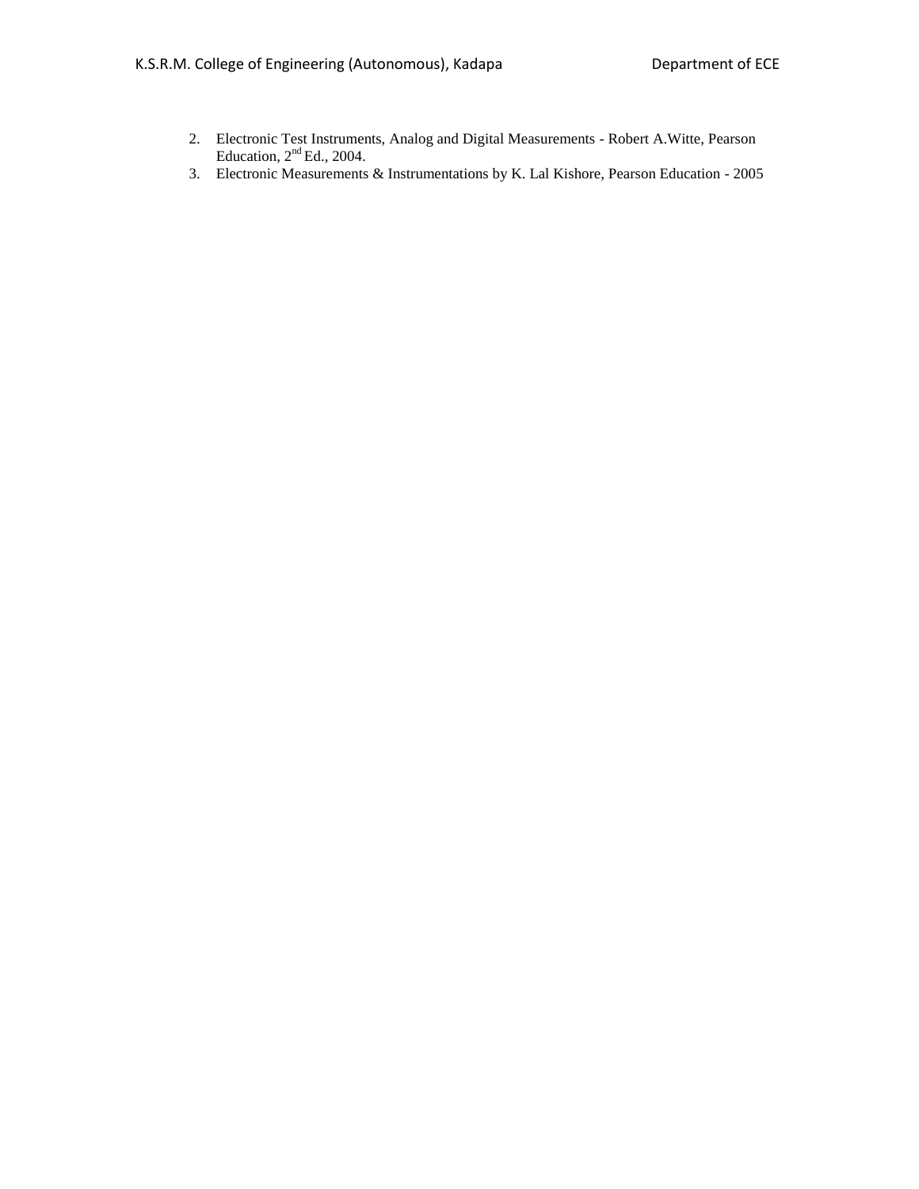2. Electronic Test Instruments, Analog and Digital Measurements - Robert A.Witte, Pearson Education, $2^{nd}$ Ed., 2004.
3. Electronic Measurements & Instrumentations by K. Lal Kishore, Pearson Education - 2005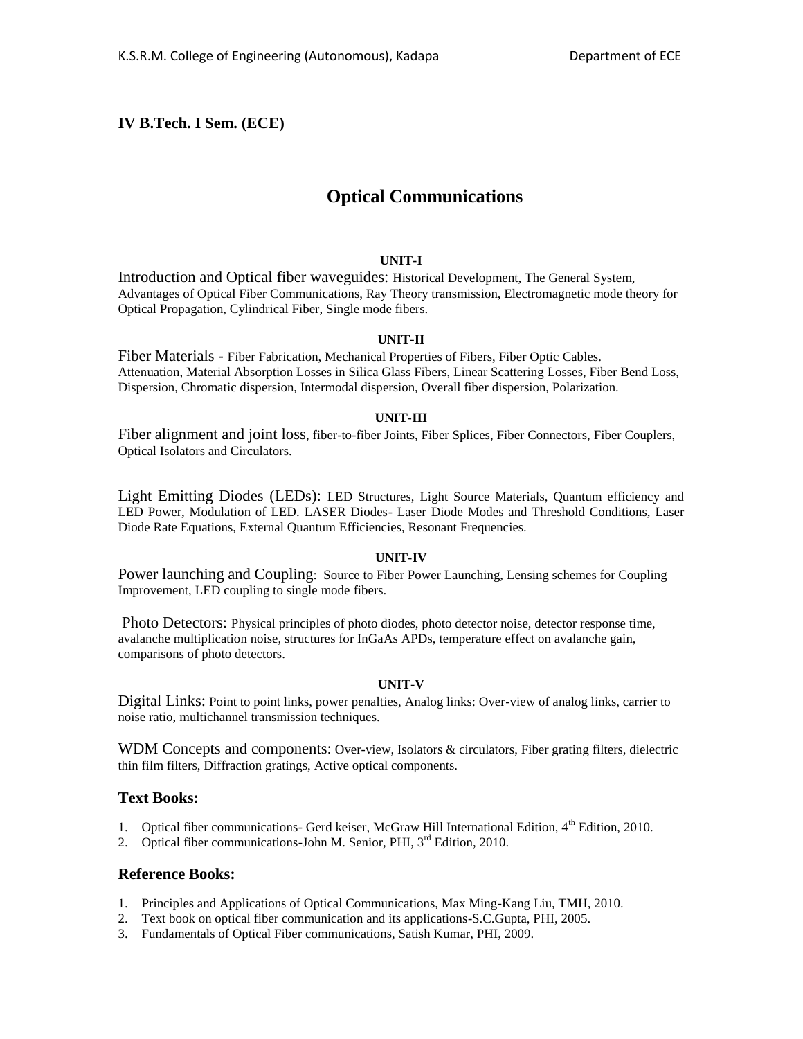**IV B.Tech. I Sem. (ECE)**

# Optical Communications

### UNIT-I

Introduction and Optical fiber waveguides: Historical Development, The General System, Advantages of Optical Fiber Communications, Ray Theory transmission, Electromagnetic mode theory for Optical Propagation, Cylindrical Fiber, Single mode fibers.

### UNIT-II

Fiber Materials - Fiber Fabrication, Mechanical Properties of Fibers, Fiber Optic Cables. Attenuation, Material Absorption Losses in Silica Glass Fibers, Linear Scattering Losses, Fiber Bend Loss, Dispersion, Chromatic dispersion, Intermodal dispersion, Overall fiber dispersion, Polarization.

### UNIT-III

Fiber alignment and joint loss, fiber-to-fiber Joints, Fiber Splices, Fiber Connectors, Fiber Couplers, Optical Isolators and Circulators.

Light Emitting Diodes (LEDs): LED Structures, Light Source Materials, Quantum efficiency and LED Power, Modulation of LED. LASER Diodes- Laser Diode Modes and Threshold Conditions, Laser Diode Rate Equations, External Quantum Efficiencies, Resonant Frequencies.

### UNIT-IV

Power launching and Coupling: Source to Fiber Power Launching, Lensing schemes for Coupling Improvement, LED coupling to single mode fibers.

Photo Detectors: Physical principles of photo diodes, photo detector noise, detector response time, avalanche multiplication noise, structures for InGaAs APDs, temperature effect on avalanche gain, comparisons of photo detectors.

### UNIT-V

Digital Links: Point to point links, power penalties, Analog links: Over-view of analog links, carrier to noise ratio, multichannel transmission techniques.

WDM Concepts and components: Over-view, Isolators & circulators, Fiber grating filters, dielectric thin film filters, Diffraction gratings, Active optical components.

## Text Books:

1. Optical fiber communications- Gerd keiser, McGraw Hill International Edition, 4th Edition, 2010.
2. Optical fiber communications-John M. Senior, PHI, 3rd Edition, 2010.

## Reference Books:

1. Principles and Applications of Optical Communications, Max Ming-Kang Liu, TMH, 2010.
2. Text book on optical fiber communication and its applications-S.C.Gupta, PHI, 2005.
3. Fundamentals of Optical Fiber communications, Satish Kumar, PHI, 2009.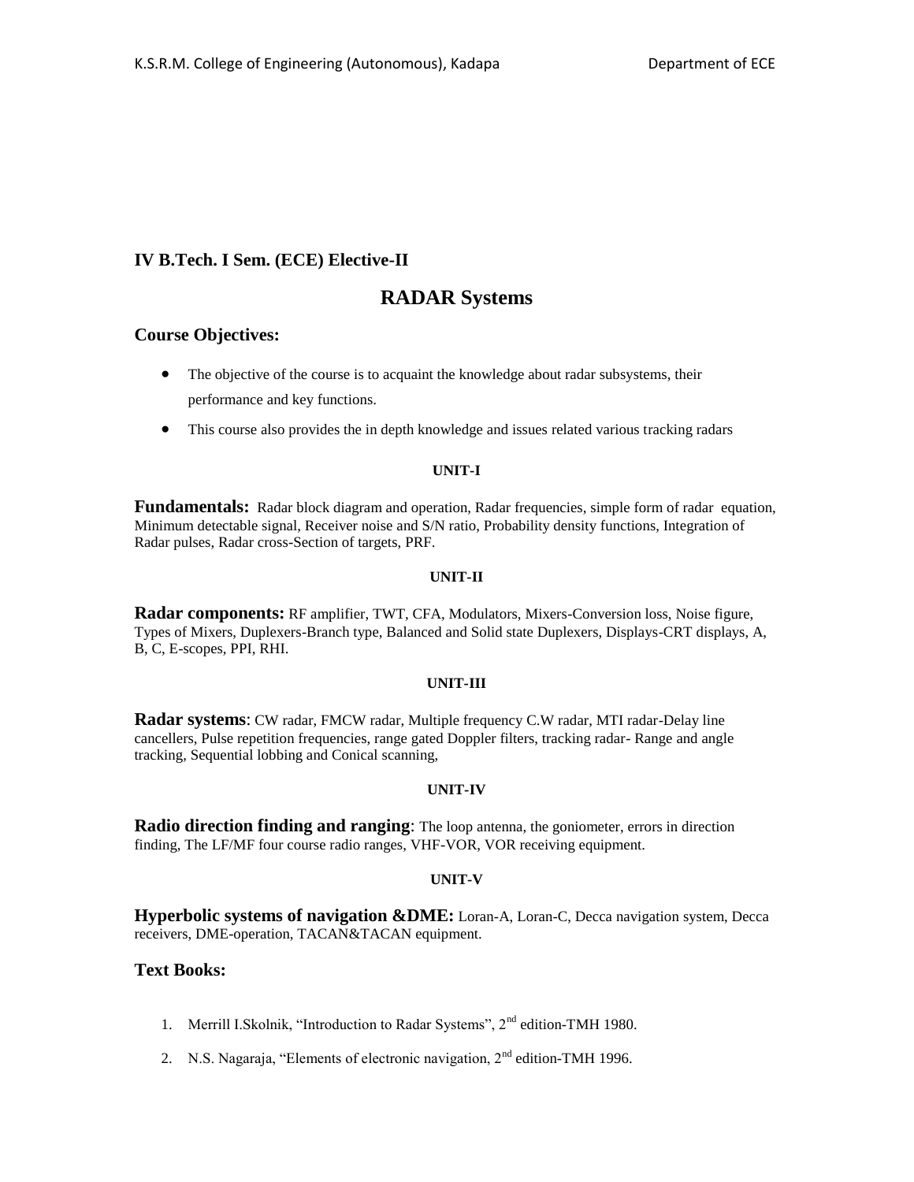## IV B.Tech. I Sem. (ECE) Elective-II

# RADAR Systems

### Course Objectives:

- The objective of the course is to acquaint the knowledge about radar subsystems, their performance and key functions.
- This course also provides the in depth knowledge and issues related various tracking radars

**UNIT-I**

**Fundamentals:** Radar block diagram and operation, Radar frequencies, simple form of radar equation, Minimum detectable signal, Receiver noise and S/N ratio, Probability density functions, Integration of Radar pulses, Radar cross-Section of targets, PRF.

**UNIT-II**

**Radar components:** RF amplifier, TWT, CFA, Modulators, Mixers-Conversion loss, Noise figure, Types of Mixers, Duplexers-Branch type, Balanced and Solid state Duplexers, Displays-CRT displays, A, B, C, E-scopes, PPI, RHI.

**UNIT-III**

**Radar systems**: CW radar, FMCW radar, Multiple frequency C.W radar, MTI radar-Delay line cancellers, Pulse repetition frequencies, range gated Doppler filters, tracking radar- Range and angle tracking, Sequential lobbing and Conical scanning,

**UNIT-IV**

**Radio direction finding and ranging**: The loop antenna, the goniometer, errors in direction finding, The LF/MF four course radio ranges, VHF-VOR, VOR receiving equipment.

**UNIT-V**

**Hyperbolic systems of navigation &DME:** Loran-A, Loran-C, Decca navigation system, Decca receivers, DME-operation, TACAN&TACAN equipment.

### Text Books:

1. Merrill I.Skolnik, "Introduction to Radar Systems", 2nd edition-TMH 1980.
2. N.S. Nagaraja, "Elements of electronic navigation, 2nd edition-TMH 1996.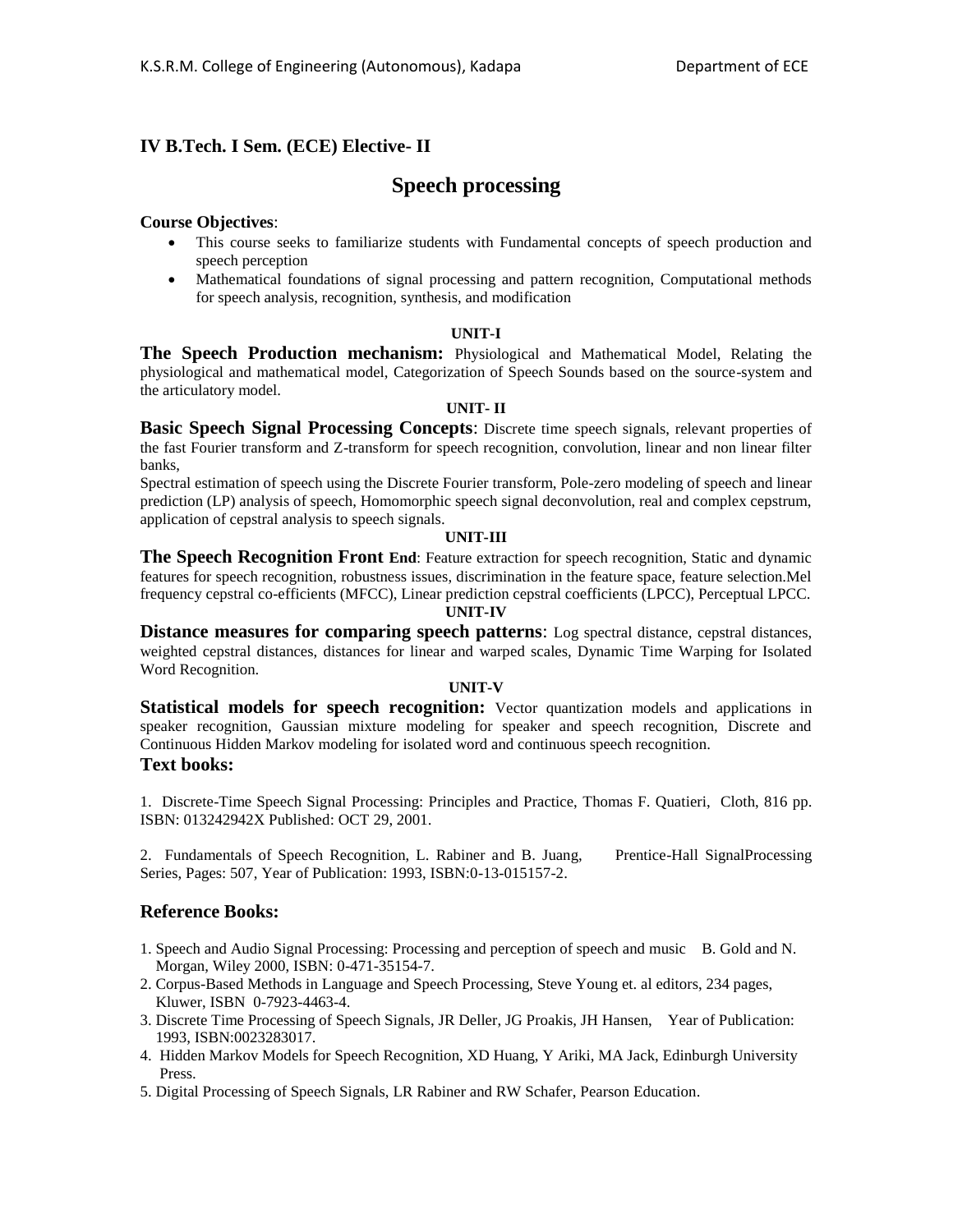## IV B.Tech. I Sem. (ECE) Elective- II

# Speech processing

**Course Objectives**:

- This course seeks to familiarize students with Fundamental concepts of speech production and speech perception
- Mathematical foundations of signal processing and pattern recognition, Computational methods for speech analysis, recognition, synthesis, and modification

**UNIT-I**

**The Speech Production mechanism:** Physiological and Mathematical Model, Relating the physiological and mathematical model, Categorization of Speech Sounds based on the source-system and the articulatory model.

**UNIT- II**

**Basic Speech Signal Processing Concepts**: Discrete time speech signals, relevant properties of the fast Fourier transform and Z-transform for speech recognition, convolution, linear and non linear filter banks,

Spectral estimation of speech using the Discrete Fourier transform, Pole-zero modeling of speech and linear prediction (LP) analysis of speech, Homomorphic speech signal deconvolution, real and complex cepstrum, application of cepstral analysis to speech signals.

**UNIT-III**

**The Speech Recognition Front End**: Feature extraction for speech recognition, Static and dynamic features for speech recognition, robustness issues, discrimination in the feature space, feature selection.Mel frequency cepstral co-efficients (MFCC), Linear prediction cepstral coefficients (LPCC), Perceptual LPCC.

**UNIT-IV**

**Distance measures for comparing speech patterns**: Log spectral distance, cepstral distances, weighted cepstral distances, distances for linear and warped scales, Dynamic Time Warping for Isolated Word Recognition.

**UNIT-V**

**Statistical models for speech recognition:** Vector quantization models and applications in speaker recognition, Gaussian mixture modeling for speaker and speech recognition, Discrete and Continuous Hidden Markov modeling for isolated word and continuous speech recognition.

### Text books:

1. Discrete-Time Speech Signal Processing: Principles and Practice, Thomas F. Quatieri, Cloth, 816 pp. ISBN: 013242942X Published: OCT 29, 2001.

2. Fundamentals of Speech Recognition, L. Rabiner and B. Juang, Prentice-Hall SignalProcessing Series, Pages: 507, Year of Publication: 1993, ISBN:0-13-015157-2.

### Reference Books:

1. Speech and Audio Signal Processing: Processing and perception of speech and music B. Gold and N. Morgan, Wiley 2000, ISBN: 0-471-35154-7.
2. Corpus-Based Methods in Language and Speech Processing, Steve Young et. al editors, 234 pages, Kluwer, ISBN 0-7923-4463-4.
3. Discrete Time Processing of Speech Signals, JR Deller, JG Proakis, JH Hansen, Year of Publication: 1993, ISBN:0023283017.
4. Hidden Markov Models for Speech Recognition, XD Huang, Y Ariki, MA Jack, Edinburgh University Press.
5. Digital Processing of Speech Signals, LR Rabiner and RW Schafer, Pearson Education.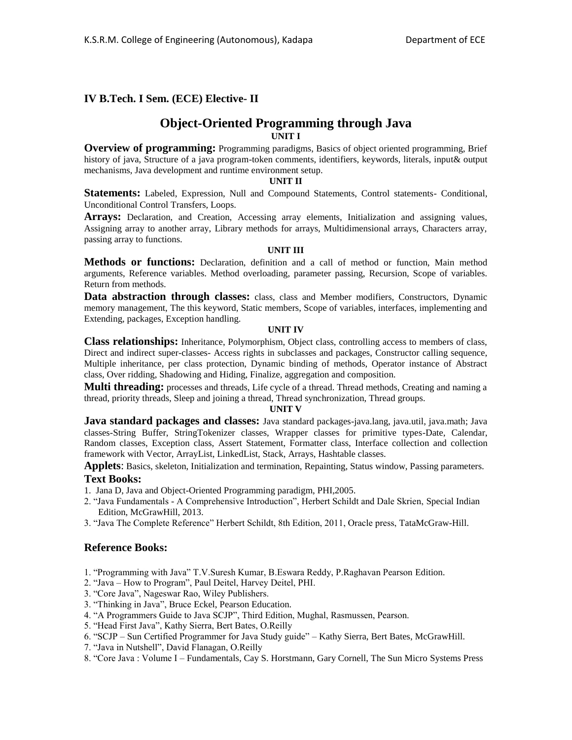## IV B.Tech. I Sem. (ECE) Elective- II

# Object-Oriented Programming through Java

### UNIT I

**Overview of programming:** Programming paradigms, Basics of object oriented programming, Brief history of java, Structure of a java program-token comments, identifiers, keywords, literals, input& output mechanisms, Java development and runtime environment setup.

### UNIT II

**Statements:** Labeled, Expression, Null and Compound Statements, Control statements- Conditional, Unconditional Control Transfers, Loops.

**Arrays:** Declaration, and Creation, Accessing array elements, Initialization and assigning values, Assigning array to another array, Library methods for arrays, Multidimensional arrays, Characters array, passing array to functions.

### UNIT III

**Methods or functions:** Declaration, definition and a call of method or function, Main method arguments, Reference variables. Method overloading, parameter passing, Recursion, Scope of variables. Return from methods.

**Data abstraction through classes:** class, class and Member modifiers, Constructors, Dynamic memory management, The this keyword, Static members, Scope of variables, interfaces, implementing and Extending, packages, Exception handling.

### UNIT IV

**Class relationships:** Inheritance, Polymorphism, Object class, controlling access to members of class, Direct and indirect super-classes- Access rights in subclasses and packages, Constructor calling sequence, Multiple inheritance, per class protection, Dynamic binding of methods, Operator instance of Abstract class, Over ridding, Shadowing and Hiding, Finalize, aggregation and composition.

**Multi threading:** processes and threads, Life cycle of a thread. Thread methods, Creating and naming a thread, priority threads, Sleep and joining a thread, Thread synchronization, Thread groups.

### UNIT V

**Java standard packages and classes:** Java standard packages-java.lang, java.util, java.math; Java classes-String Buffer, StringTokenizer classes, Wrapper classes for primitive types-Date, Calendar, Random classes, Exception class, Assert Statement, Formatter class, Interface collection and collection framework with Vector, ArrayList, LinkedList, Stack, Arrays, Hashtable classes.

**Applets**: Basics, skeleton, Initialization and termination, Repainting, Status window, Passing parameters.

### Text Books:

1. Jana D, Java and Object-Oriented Programming paradigm, PHI,2005.
2. "Java Fundamentals - A Comprehensive Introduction", Herbert Schildt and Dale Skrien, Special Indian Edition, McGrawHill, 2013.
3. "Java The Complete Reference" Herbert Schildt, 8th Edition, 2011, Oracle press, TataMcGraw-Hill.

### Reference Books:

1. "Programming with Java" T.V.Suresh Kumar, B.Eswara Reddy, P.Raghavan Pearson Edition.
2. "Java – How to Program", Paul Deitel, Harvey Deitel, PHI.
3. "Core Java", Nageswar Rao, Wiley Publishers.
3. "Thinking in Java", Bruce Eckel, Pearson Education.
4. "A Programmers Guide to Java SCJP", Third Edition, Mughal, Rasmussen, Pearson.
5. "Head First Java", Kathy Sierra, Bert Bates, O.Reilly
6. "SCJP – Sun Certified Programmer for Java Study guide" – Kathy Sierra, Bert Bates, McGrawHill.
7. "Java in Nutshell", David Flanagan, O.Reilly
8. "Core Java : Volume I – Fundamentals, Cay S. Horstmann, Gary Cornell, The Sun Micro Systems Press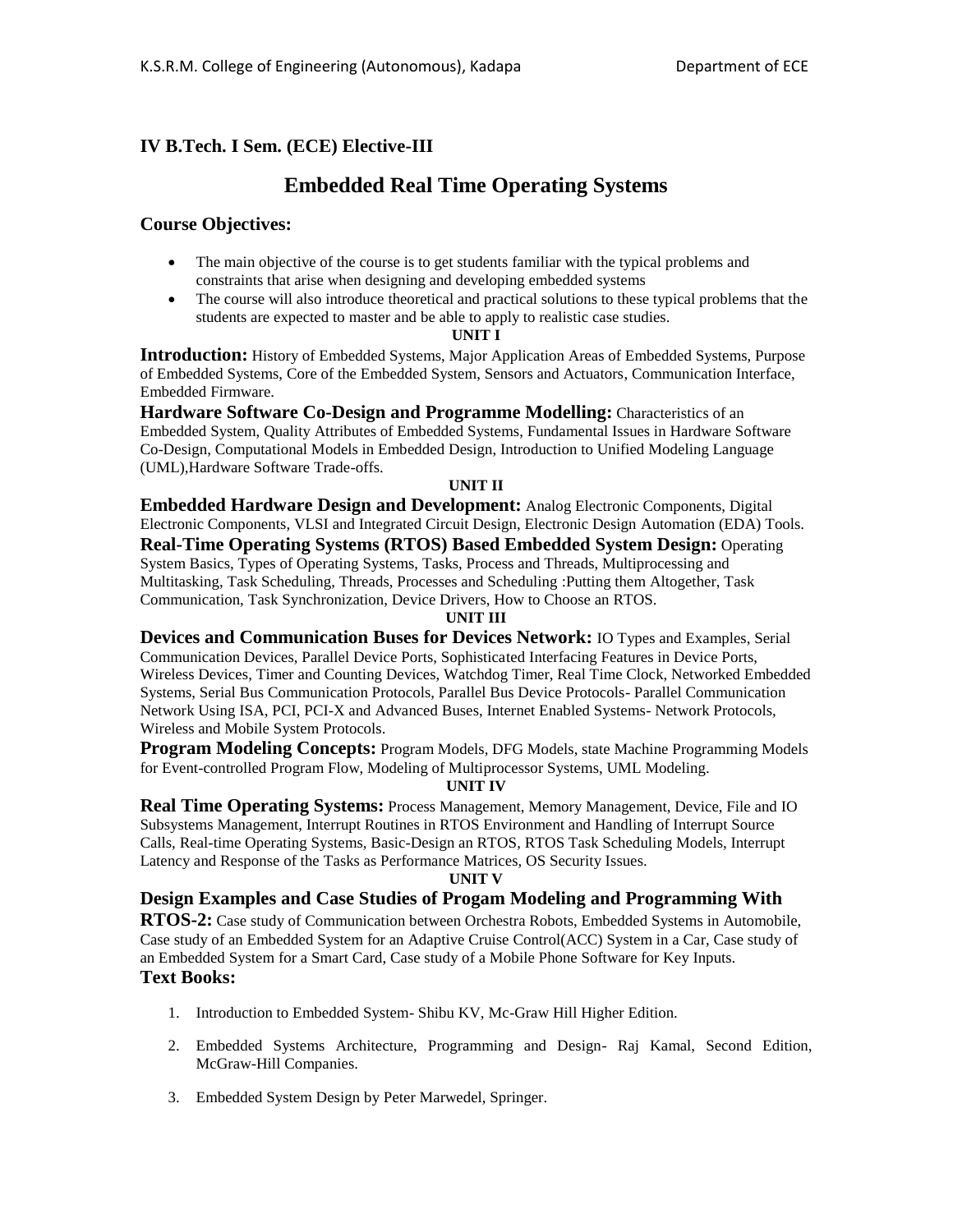**IV B.Tech. I Sem. (ECE) Elective-III**

# Embedded Real Time Operating Systems

## Course Objectives:

- The main objective of the course is to get students familiar with the typical problems and constraints that arise when designing and developing embedded systems
- The course will also introduce theoretical and practical solutions to these typical problems that the students are expected to master and be able to apply to realistic case studies.

**UNIT I**

**Introduction:** History of Embedded Systems, Major Application Areas of Embedded Systems, Purpose of Embedded Systems, Core of the Embedded System, Sensors and Actuators, Communication Interface, Embedded Firmware.

**Hardware Software Co-Design and Programme Modelling:** Characteristics of an Embedded System, Quality Attributes of Embedded Systems, Fundamental Issues in Hardware Software Co-Design, Computational Models in Embedded Design, Introduction to Unified Modeling Language (UML),Hardware Software Trade-offs.

**UNIT II**

**Embedded Hardware Design and Development:** Analog Electronic Components, Digital Electronic Components, VLSI and Integrated Circuit Design, Electronic Design Automation (EDA) Tools.

**Real-Time Operating Systems (RTOS) Based Embedded System Design:** Operating System Basics, Types of Operating Systems, Tasks, Process and Threads, Multiprocessing and Multitasking, Task Scheduling, Threads, Processes and Scheduling :Putting them Altogether, Task Communication, Task Synchronization, Device Drivers, How to Choose an RTOS.

**UNIT III**

**Devices and Communication Buses for Devices Network:** IO Types and Examples, Serial Communication Devices, Parallel Device Ports, Sophisticated Interfacing Features in Device Ports, Wireless Devices, Timer and Counting Devices, Watchdog Timer, Real Time Clock, Networked Embedded Systems, Serial Bus Communication Protocols, Parallel Bus Device Protocols- Parallel Communication Network Using ISA, PCI, PCI-X and Advanced Buses, Internet Enabled Systems- Network Protocols, Wireless and Mobile System Protocols.

**Program Modeling Concepts:** Program Models, DFG Models, state Machine Programming Models for Event-controlled Program Flow, Modeling of Multiprocessor Systems, UML Modeling.

**UNIT IV**

**Real Time Operating Systems:** Process Management, Memory Management, Device, File and IO Subsystems Management, Interrupt Routines in RTOS Environment and Handling of Interrupt Source Calls, Real-time Operating Systems, Basic-Design an RTOS, RTOS Task Scheduling Models, Interrupt Latency and Response of the Tasks as Performance Matrices, OS Security Issues.

**UNIT V**

**Design Examples and Case Studies of Progam Modeling and Programming With RTOS-2:** Case study of Communication between Orchestra Robots, Embedded Systems in Automobile, Case study of an Embedded System for an Adaptive Cruise Control(ACC) System in a Car, Case study of an Embedded System for a Smart Card, Case study of a Mobile Phone Software for Key Inputs.

## Text Books:

1. Introduction to Embedded System- Shibu KV, Mc-Graw Hill Higher Edition.
2. Embedded Systems Architecture, Programming and Design- Raj Kamal, Second Edition, McGraw-Hill Companies.
3. Embedded System Design by Peter Marwedel, Springer.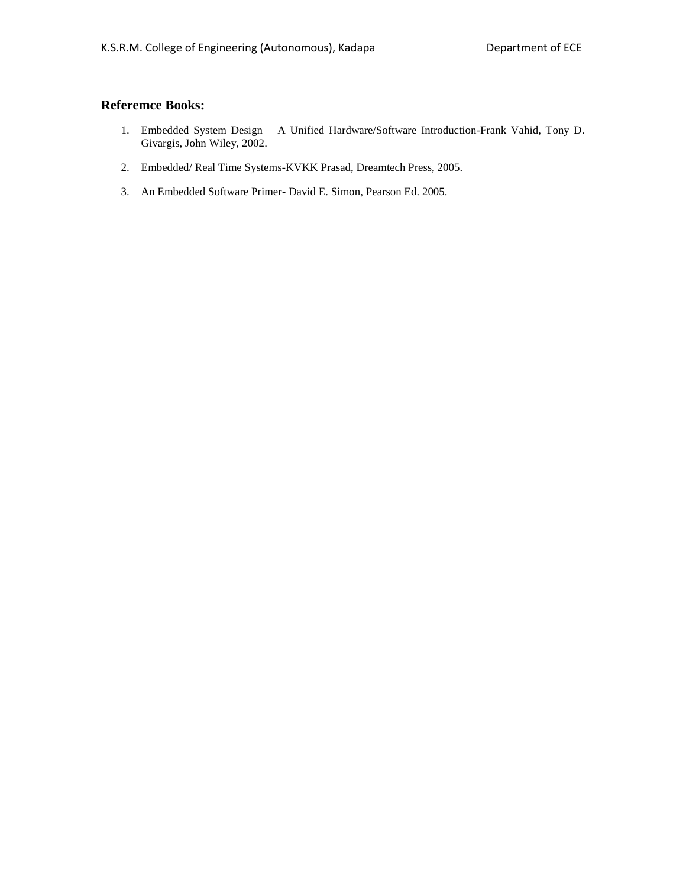## Referemce Books:

1. Embedded System Design – A Unified Hardware/Software Introduction-Frank Vahid, Tony D. Givargis, John Wiley, 2002.
2. Embedded/ Real Time Systems-KVKK Prasad, Dreamtech Press, 2005.
3. An Embedded Software Primer- David E. Simon, Pearson Ed. 2005.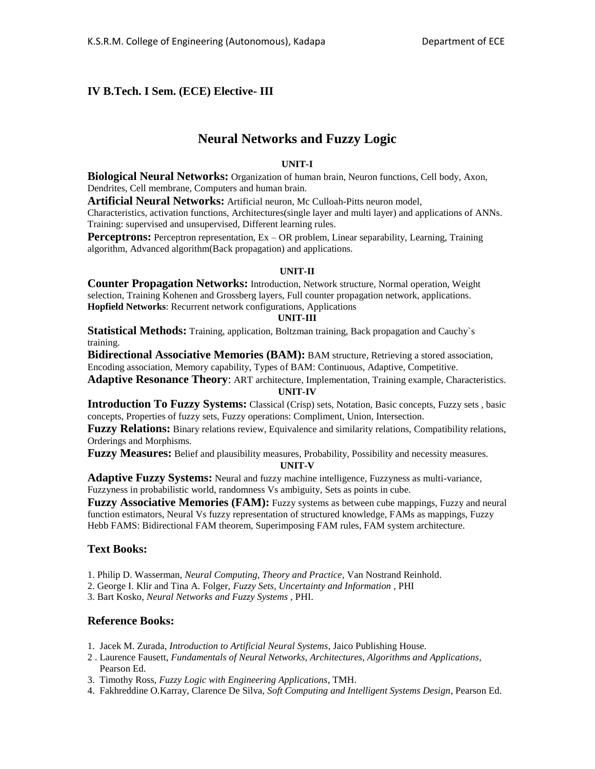## IV B.Tech. I Sem. (ECE) Elective- III

# Neural Networks and Fuzzy Logic

### UNIT-I

**Biological Neural Networks:** Organization of human brain, Neuron functions, Cell body, Axon, Dendrites, Cell membrane, Computers and human brain.

**Artificial Neural Networks:** Artificial neuron, Mc Culloah-Pitts neuron model, Characteristics, activation functions, Architectures(single layer and multi layer) and applications of ANNs. Training: supervised and unsupervised, Different learning rules.

**Perceptrons:** Perceptron representation, Ex – OR problem, Linear separability, Learning, Training algorithm, Advanced algorithm(Back propagation) and applications.

### UNIT-II

**Counter Propagation Networks:** Introduction, Network structure, Normal operation, Weight selection, Training Kohenen and Grossberg layers, Full counter propagation network, applications.
**Hopfield Networks**: Recurrent network configurations, Applications

### UNIT-III

**Statistical Methods:** Training, application, Boltzman training, Back propagation and Cauchy`s training.

**Bidirectional Associative Memories (BAM):** BAM structure, Retrieving a stored association, Encoding association, Memory capability, Types of BAM: Continuous, Adaptive, Competitive.

**Adaptive Resonance Theory**: ART architecture, Implementation, Training example, Characteristics.

### UNIT-IV

**Introduction To Fuzzy Systems:** Classical (Crisp) sets, Notation, Basic concepts, Fuzzy sets , basic concepts, Properties of fuzzy sets, Fuzzy operations: Compliment, Union, Intersection.

**Fuzzy Relations:** Binary relations review, Equivalence and similarity relations, Compatibility relations, Orderings and Morphisms.

**Fuzzy Measures:** Belief and plausibility measures, Probability, Possibility and necessity measures.

### UNIT-V

**Adaptive Fuzzy Systems:** Neural and fuzzy machine intelligence, Fuzzyness as multi-variance, Fuzzyness in probabilistic world, randomness Vs ambiguity, Sets as points in cube.

**Fuzzy Associative Memories (FAM):** Fuzzy systems as between cube mappings, Fuzzy and neural function estimators, Neural Vs fuzzy representation of structured knowledge, FAMs as mappings, Fuzzy Hebb FAMS: Bidirectional FAM theorem, Superimposing FAM rules, FAM system architecture.

## Text Books:

1. Philip D. Wasserman, *Neural Computing, Theory and Practice*, Van Nostrand Reinhold.
2. George I. Klir and Tina A. Folger, *Fuzzy Sets, Uncertainty and Information* , PHI
3. Bart Kosko, *Neural Networks and Fuzzy Systems* , PHI.

## Reference Books:

1. Jacek M. Zurada, *Introduction to Artificial Neural Systems*, Jaico Publishing House.
2. Laurence Fausett, *Fundamentals of Neural Networks, Architectures, Algorithms and Applications*, Pearson Ed.
3. Timothy Ross, *Fuzzy Logic with Engineering Applications*, TMH.
4. Fakhreddine O.Karray, Clarence De Silva, *Soft Computing and Intelligent Systems Design*, Pearson Ed.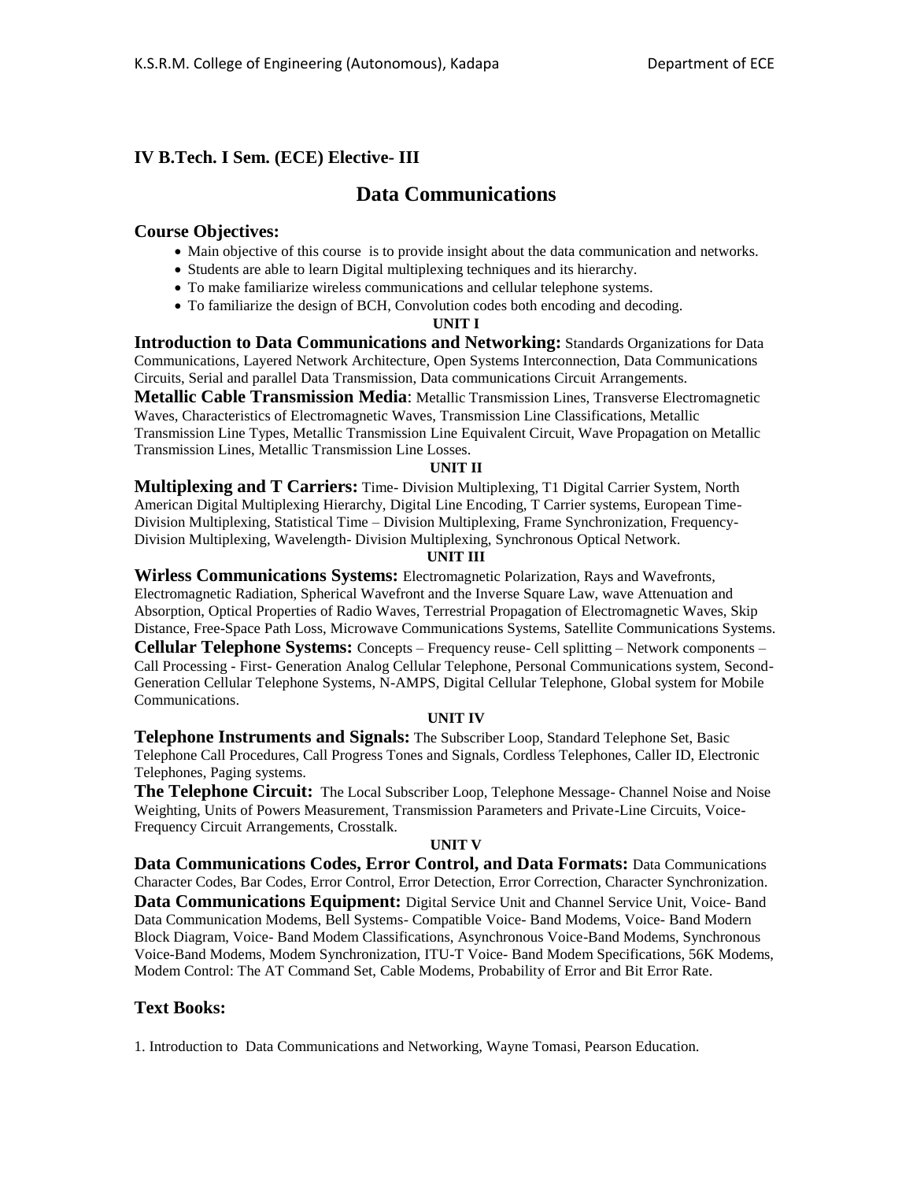## IV B.Tech. I Sem. (ECE) Elective- III

# Data Communications

### Course Objectives:

- Main objective of this course is to provide insight about the data communication and networks.
- Students are able to learn Digital multiplexing techniques and its hierarchy.
- To make familiarize wireless communications and cellular telephone systems.
- To familiarize the design of BCH, Convolution codes both encoding and decoding.

**UNIT I**

**Introduction to Data Communications and Networking:** Standards Organizations for Data Communications, Layered Network Architecture, Open Systems Interconnection, Data Communications Circuits, Serial and parallel Data Transmission, Data communications Circuit Arrangements.

**Metallic Cable Transmission Media**: Metallic Transmission Lines, Transverse Electromagnetic Waves, Characteristics of Electromagnetic Waves, Transmission Line Classifications, Metallic Transmission Line Types, Metallic Transmission Line Equivalent Circuit, Wave Propagation on Metallic Transmission Lines, Metallic Transmission Line Losses.

**UNIT II**

**Multiplexing and T Carriers:** Time- Division Multiplexing, T1 Digital Carrier System, North American Digital Multiplexing Hierarchy, Digital Line Encoding, T Carrier systems, European Time-Division Multiplexing, Statistical Time – Division Multiplexing, Frame Synchronization, Frequency-Division Multiplexing, Wavelength- Division Multiplexing, Synchronous Optical Network.

**UNIT III**

**Wirless Communications Systems:** Electromagnetic Polarization, Rays and Wavefronts, Electromagnetic Radiation, Spherical Wavefront and the Inverse Square Law, wave Attenuation and Absorption, Optical Properties of Radio Waves, Terrestrial Propagation of Electromagnetic Waves, Skip Distance, Free-Space Path Loss, Microwave Communications Systems, Satellite Communications Systems.

**Cellular Telephone Systems:** Concepts – Frequency reuse- Cell splitting – Network components – Call Processing - First- Generation Analog Cellular Telephone, Personal Communications system, Second-Generation Cellular Telephone Systems, N-AMPS, Digital Cellular Telephone, Global system for Mobile Communications.

**UNIT IV**

**Telephone Instruments and Signals:** The Subscriber Loop, Standard Telephone Set, Basic Telephone Call Procedures, Call Progress Tones and Signals, Cordless Telephones, Caller ID, Electronic Telephones, Paging systems.

**The Telephone Circuit:** The Local Subscriber Loop, Telephone Message- Channel Noise and Noise Weighting, Units of Powers Measurement, Transmission Parameters and Private-Line Circuits, Voice-Frequency Circuit Arrangements, Crosstalk.

**UNIT V**

**Data Communications Codes, Error Control, and Data Formats:** Data Communications Character Codes, Bar Codes, Error Control, Error Detection, Error Correction, Character Synchronization.

**Data Communications Equipment:** Digital Service Unit and Channel Service Unit, Voice- Band Data Communication Modems, Bell Systems- Compatible Voice- Band Modems, Voice- Band Modern Block Diagram, Voice- Band Modem Classifications, Asynchronous Voice-Band Modems, Synchronous Voice-Band Modems, Modem Synchronization, ITU-T Voice- Band Modem Specifications, 56K Modems, Modem Control: The AT Command Set, Cable Modems, Probability of Error and Bit Error Rate.

### Text Books:

1. Introduction to Data Communications and Networking, Wayne Tomasi, Pearson Education.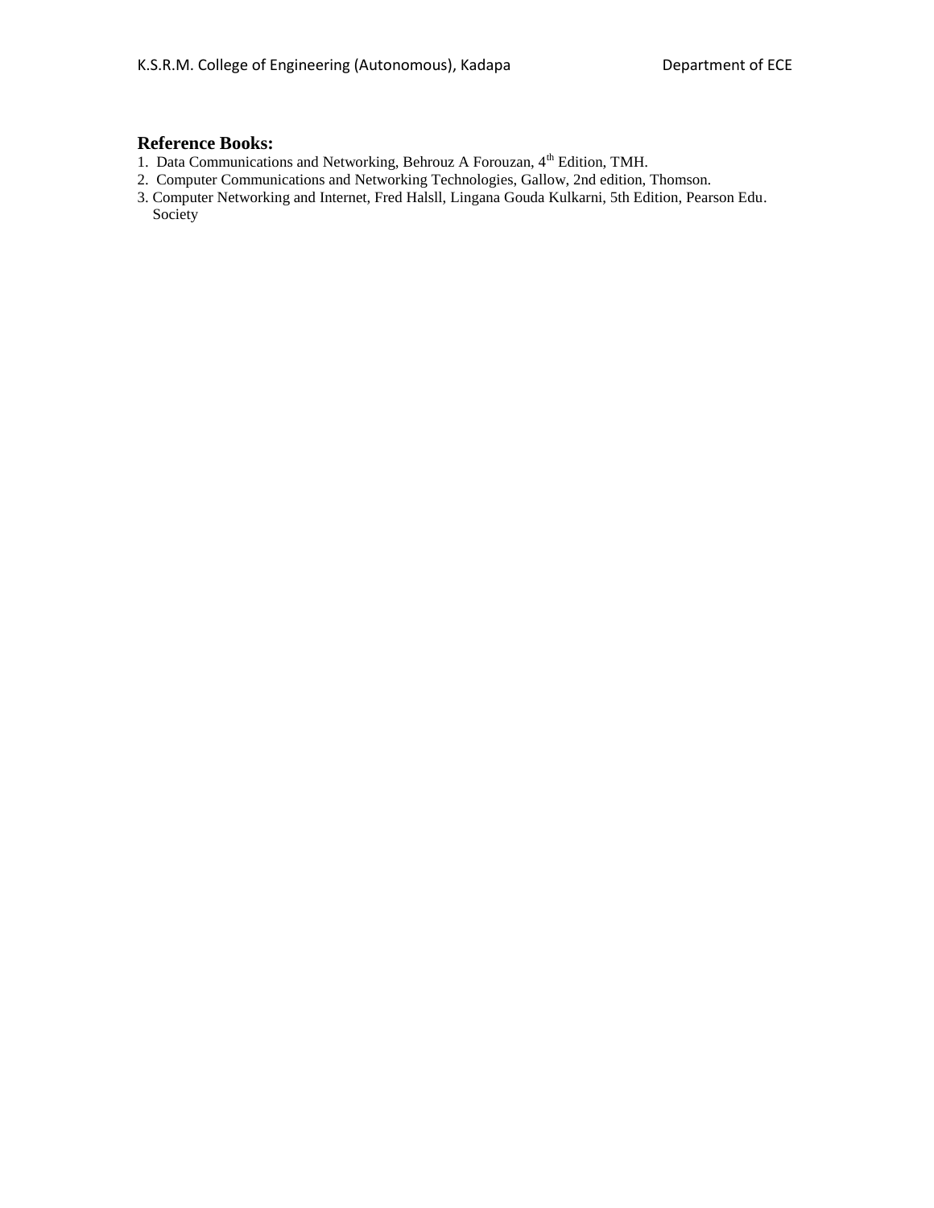### Reference Books:

1. Data Communications and Networking, Behrouz A Forouzan, 4th Edition, TMH.
2. Computer Communications and Networking Technologies, Gallow, 2nd edition, Thomson.
3. Computer Networking and Internet, Fred Halsll, Lingana Gouda Kulkarni, 5th Edition, Pearson Edu. Society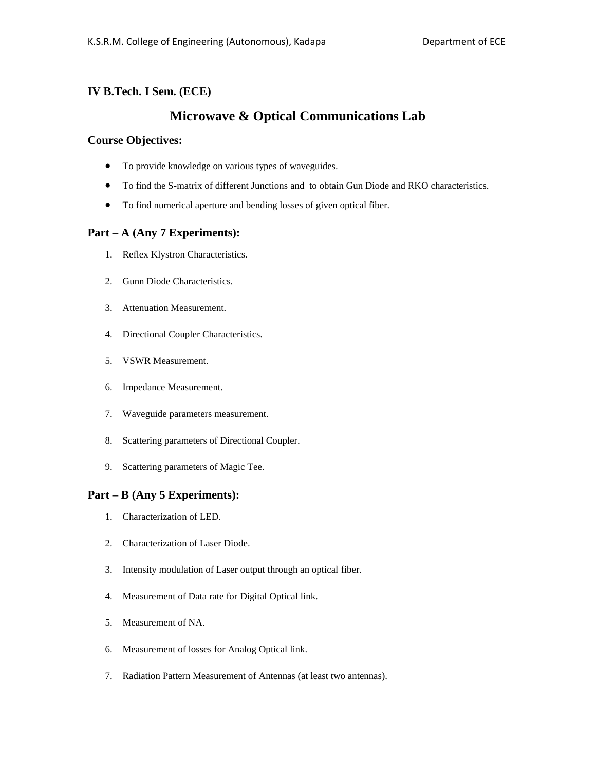## IV B.Tech. I Sem. (ECE)

# Microwave & Optical Communications Lab

### Course Objectives:

- To provide knowledge on various types of waveguides.
- To find the S-matrix of different Junctions and to obtain Gun Diode and RKO characteristics.
- To find numerical aperture and bending losses of given optical fiber.

### Part – A (Any 7 Experiments):

1. Reflex Klystron Characteristics.
2. Gunn Diode Characteristics.
3. Attenuation Measurement.
4. Directional Coupler Characteristics.
5. VSWR Measurement.
6. Impedance Measurement.
7. Waveguide parameters measurement.
8. Scattering parameters of Directional Coupler.
9. Scattering parameters of Magic Tee.

### Part – B (Any 5 Experiments):

1. Characterization of LED.
2. Characterization of Laser Diode.
3. Intensity modulation of Laser output through an optical fiber.
4. Measurement of Data rate for Digital Optical link.
5. Measurement of NA.
6. Measurement of losses for Analog Optical link.
7. Radiation Pattern Measurement of Antennas (at least two antennas).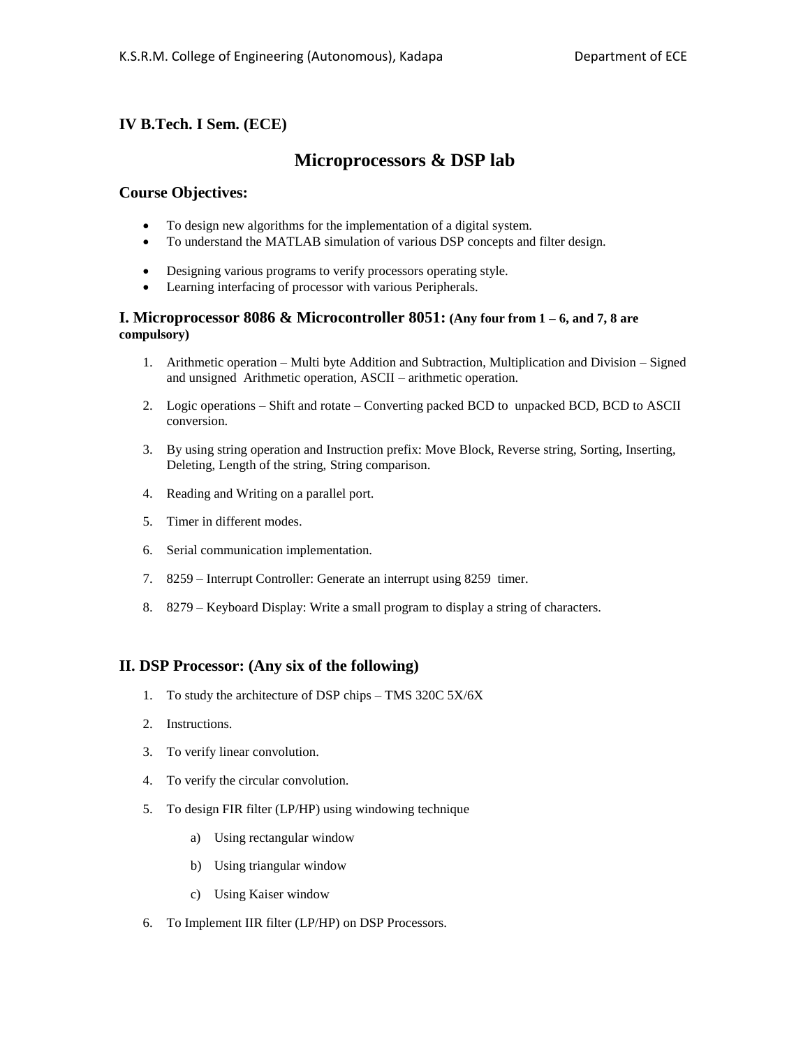## IV B.Tech. I Sem. (ECE)

# Microprocessors & DSP lab

### Course Objectives:

- To design new algorithms for the implementation of a digital system.
- To understand the MATLAB simulation of various DSP concepts and filter design.
- Designing various programs to verify processors operating style.
- Learning interfacing of processor with various Peripherals.

### I. Microprocessor 8086 & Microcontroller 8051: (Any four from 1 – 6, and 7, 8 are compulsory)

1. Arithmetic operation – Multi byte Addition and Subtraction, Multiplication and Division – Signed and unsigned Arithmetic operation, ASCII – arithmetic operation.
2. Logic operations – Shift and rotate – Converting packed BCD to unpacked BCD, BCD to ASCII conversion.
3. By using string operation and Instruction prefix: Move Block, Reverse string, Sorting, Inserting, Deleting, Length of the string, String comparison.
4. Reading and Writing on a parallel port.
5. Timer in different modes.
6. Serial communication implementation.
7. 8259 – Interrupt Controller: Generate an interrupt using 8259 timer.
8. 8279 – Keyboard Display: Write a small program to display a string of characters.

### II. DSP Processor: (Any six of the following)

1. To study the architecture of DSP chips – TMS 320C 5X/6X
2. Instructions.
3. To verify linear convolution.
4. To verify the circular convolution.
5. To design FIR filter (LP/HP) using windowing technique
   a) Using rectangular window
   b) Using triangular window
   c) Using Kaiser window
6. To Implement IIR filter (LP/HP) on DSP Processors.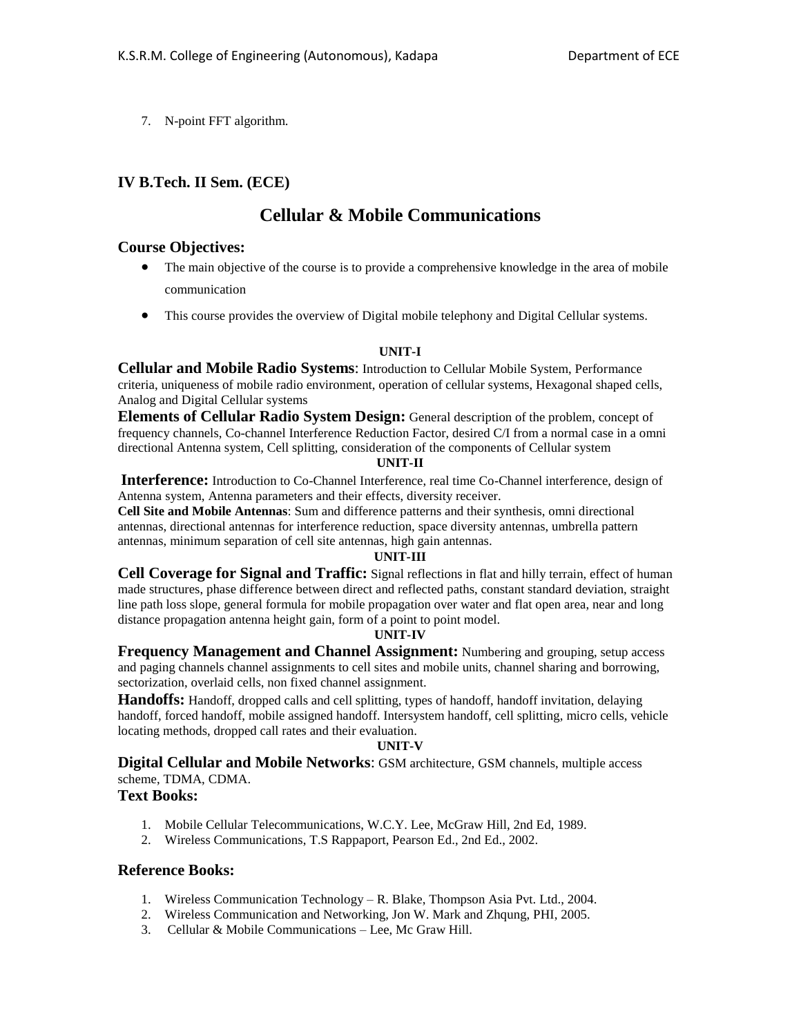7. N-point FFT algorithm.

## IV B.Tech. II Sem. (ECE)

# Cellular & Mobile Communications

### Course Objectives:

- The main objective of the course is to provide a comprehensive knowledge in the area of mobile communication
- This course provides the overview of Digital mobile telephony and Digital Cellular systems.

**UNIT-I**

**Cellular and Mobile Radio Systems**: Introduction to Cellular Mobile System, Performance criteria, uniqueness of mobile radio environment, operation of cellular systems, Hexagonal shaped cells, Analog and Digital Cellular systems

**Elements of Cellular Radio System Design:** General description of the problem, concept of frequency channels, Co-channel Interference Reduction Factor, desired C/I from a normal case in a omni directional Antenna system, Cell splitting, consideration of the components of Cellular system

**UNIT-II**

**Interference:** Introduction to Co-Channel Interference, real time Co-Channel interference, design of Antenna system, Antenna parameters and their effects, diversity receiver.

**Cell Site and Mobile Antennas**: Sum and difference patterns and their synthesis, omni directional antennas, directional antennas for interference reduction, space diversity antennas, umbrella pattern antennas, minimum separation of cell site antennas, high gain antennas.

**UNIT-III**

**Cell Coverage for Signal and Traffic:** Signal reflections in flat and hilly terrain, effect of human made structures, phase difference between direct and reflected paths, constant standard deviation, straight line path loss slope, general formula for mobile propagation over water and flat open area, near and long distance propagation antenna height gain, form of a point to point model.

**UNIT-IV**

**Frequency Management and Channel Assignment:** Numbering and grouping, setup access and paging channels channel assignments to cell sites and mobile units, channel sharing and borrowing, sectorization, overlaid cells, non fixed channel assignment.

**Handoffs:** Handoff, dropped calls and cell splitting, types of handoff, handoff invitation, delaying handoff, forced handoff, mobile assigned handoff. Intersystem handoff, cell splitting, micro cells, vehicle locating methods, dropped call rates and their evaluation.

**UNIT-V**

**Digital Cellular and Mobile Networks**: GSM architecture, GSM channels, multiple access scheme, TDMA, CDMA.

### Text Books:

1. Mobile Cellular Telecommunications, W.C.Y. Lee, McGraw Hill, 2nd Ed, 1989.
2. Wireless Communications, T.S Rappaport, Pearson Ed., 2nd Ed., 2002.

### Reference Books:

1. Wireless Communication Technology – R. Blake, Thompson Asia Pvt. Ltd., 2004.
2. Wireless Communication and Networking, Jon W. Mark and Zhqung, PHI, 2005.
3. Cellular & Mobile Communications – Lee, Mc Graw Hill.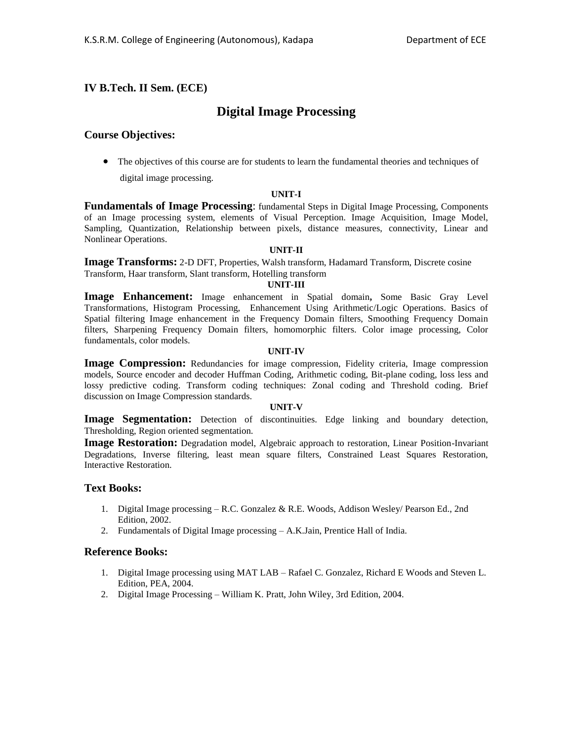**IV B.Tech. II Sem. (ECE)**

# Digital Image Processing

## Course Objectives:

- The objectives of this course are for students to learn the fundamental theories and techniques of digital image processing.

**UNIT-I**

**Fundamentals of Image Processing**: fundamental Steps in Digital Image Processing, Components of an Image processing system, elements of Visual Perception. Image Acquisition, Image Model, Sampling, Quantization, Relationship between pixels, distance measures, connectivity, Linear and Nonlinear Operations.

**UNIT-II**

**Image Transforms:** 2-D DFT, Properties, Walsh transform, Hadamard Transform, Discrete cosine Transform, Haar transform, Slant transform, Hotelling transform

**UNIT-III**

**Image Enhancement:** Image enhancement in Spatial domain**,** Some Basic Gray Level Transformations, Histogram Processing, Enhancement Using Arithmetic/Logic Operations. Basics of Spatial filtering Image enhancement in the Frequency Domain filters, Smoothing Frequency Domain filters, Sharpening Frequency Domain filters, homomorphic filters. Color image processing, Color fundamentals, color models.

**UNIT-IV**

**Image Compression:** Redundancies for image compression, Fidelity criteria, Image compression models, Source encoder and decoder Huffman Coding, Arithmetic coding, Bit-plane coding, loss less and lossy predictive coding. Transform coding techniques: Zonal coding and Threshold coding. Brief discussion on Image Compression standards.

**UNIT-V**

**Image Segmentation:** Detection of discontinuities. Edge linking and boundary detection, Thresholding, Region oriented segmentation.

**Image Restoration:** Degradation model, Algebraic approach to restoration, Linear Position-Invariant Degradations, Inverse filtering, least mean square filters, Constrained Least Squares Restoration, Interactive Restoration.

## Text Books:

1. Digital Image processing – R.C. Gonzalez & R.E. Woods, Addison Wesley/ Pearson Ed., 2nd Edition, 2002.
2. Fundamentals of Digital Image processing – A.K.Jain, Prentice Hall of India.

## Reference Books:

1. Digital Image processing using MAT LAB – Rafael C. Gonzalez, Richard E Woods and Steven L. Edition, PEA, 2004.
2. Digital Image Processing – William K. Pratt, John Wiley, 3rd Edition, 2004.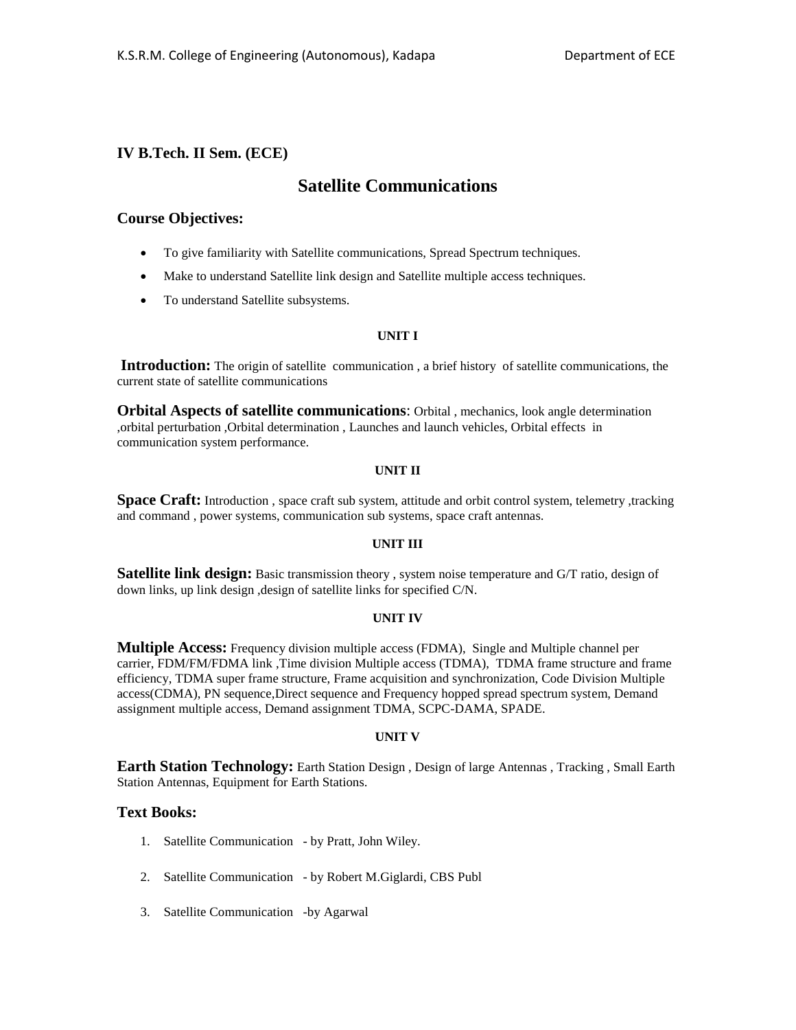**IV B.Tech. II Sem. (ECE)**

# Satellite Communications

## Course Objectives:

- To give familiarity with Satellite communications, Spread Spectrum techniques.
- Make to understand Satellite link design and Satellite multiple access techniques.
- To understand Satellite subsystems.

#### UNIT I

**Introduction:** The origin of satellite communication , a brief history of satellite communications, the current state of satellite communications

**Orbital Aspects of satellite communications**: Orbital , mechanics, look angle determination ,orbital perturbation ,Orbital determination , Launches and launch vehicles, Orbital effects in communication system performance.

#### UNIT II

**Space Craft:** Introduction , space craft sub system, attitude and orbit control system, telemetry ,tracking and command , power systems, communication sub systems, space craft antennas.

#### UNIT III

**Satellite link design:** Basic transmission theory , system noise temperature and G/T ratio, design of down links, up link design ,design of satellite links for specified C/N.

#### UNIT IV

**Multiple Access:** Frequency division multiple access (FDMA), Single and Multiple channel per carrier, FDM/FM/FDMA link ,Time division Multiple access (TDMA), TDMA frame structure and frame efficiency, TDMA super frame structure, Frame acquisition and synchronization, Code Division Multiple access(CDMA), PN sequence,Direct sequence and Frequency hopped spread spectrum system, Demand assignment multiple access, Demand assignment TDMA, SCPC-DAMA, SPADE.

#### UNIT V

**Earth Station Technology:** Earth Station Design , Design of large Antennas , Tracking , Small Earth Station Antennas, Equipment for Earth Stations.

## Text Books:

1. Satellite Communication - by Pratt, John Wiley.
2. Satellite Communication - by Robert M.Giglardi, CBS Publ
3. Satellite Communication -by Agarwal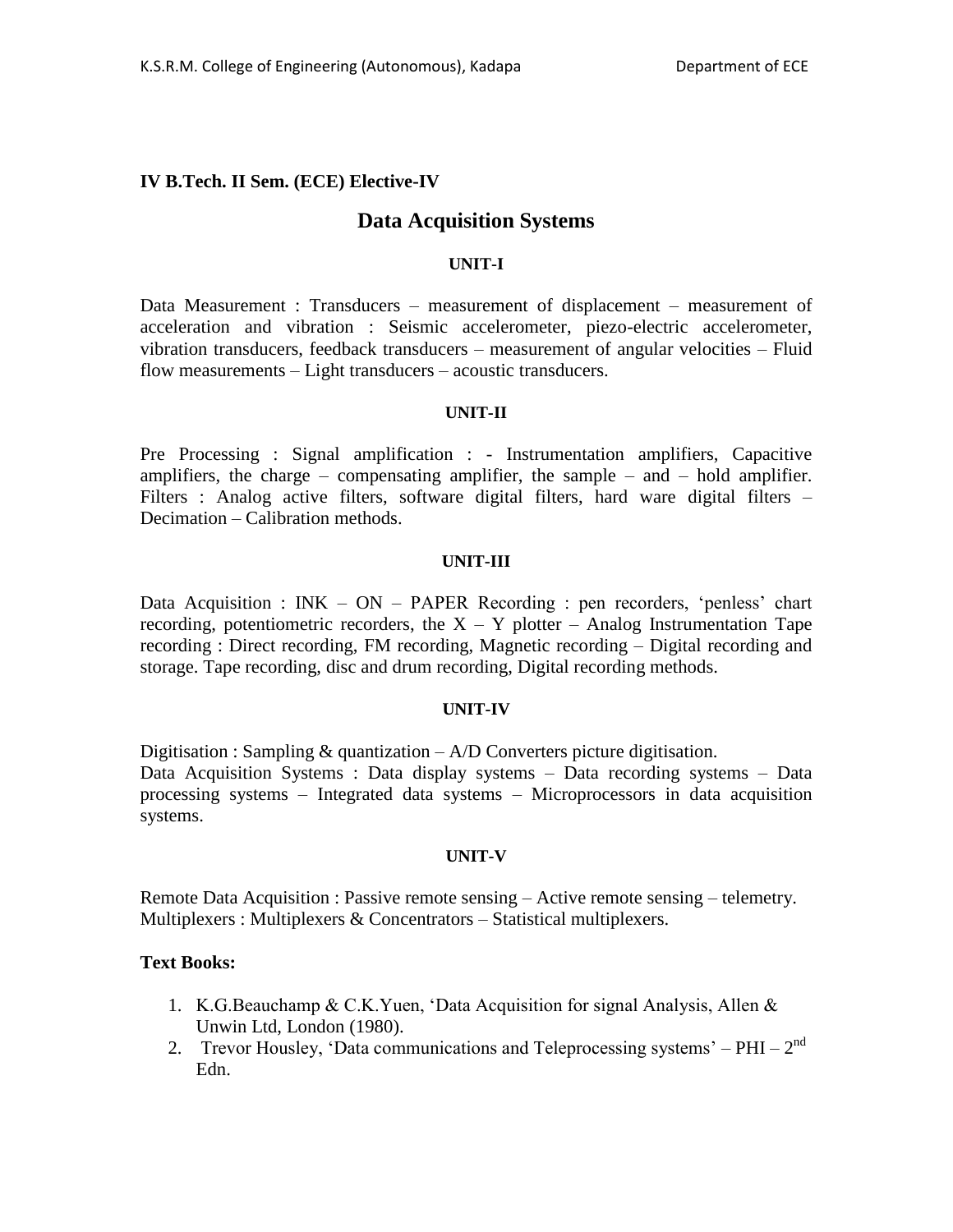**IV B.Tech. II Sem. (ECE) Elective-IV**

# Data Acquisition Systems

**UNIT-I**

Data Measurement : Transducers – measurement of displacement – measurement of acceleration and vibration : Seismic accelerometer, piezo-electric accelerometer, vibration transducers, feedback transducers – measurement of angular velocities – Fluid flow measurements – Light transducers – acoustic transducers.

**UNIT-II**

Pre Processing : Signal amplification : - Instrumentation amplifiers, Capacitive amplifiers, the charge – compensating amplifier, the sample – and – hold amplifier. Filters : Analog active filters, software digital filters, hard ware digital filters – Decimation – Calibration methods.

**UNIT-III**

Data Acquisition : INK – ON – PAPER Recording : pen recorders, 'penless' chart recording, potentiometric recorders, the X – Y plotter – Analog Instrumentation Tape recording : Direct recording, FM recording, Magnetic recording – Digital recording and storage. Tape recording, disc and drum recording, Digital recording methods.

**UNIT-IV**

Digitisation : Sampling & quantization – A/D Converters picture digitisation.
Data Acquisition Systems : Data display systems – Data recording systems – Data processing systems – Integrated data systems – Microprocessors in data acquisition systems.

**UNIT-V**

Remote Data Acquisition : Passive remote sensing – Active remote sensing – telemetry.
Multiplexers : Multiplexers & Concentrators – Statistical multiplexers.

**Text Books:**

1. K.G.Beauchamp & C.K.Yuen, 'Data Acquisition for signal Analysis, Allen & Unwin Ltd, London (1980).
2. Trevor Housley, 'Data communications and Teleprocessing systems' – PHI – 2nd Edn.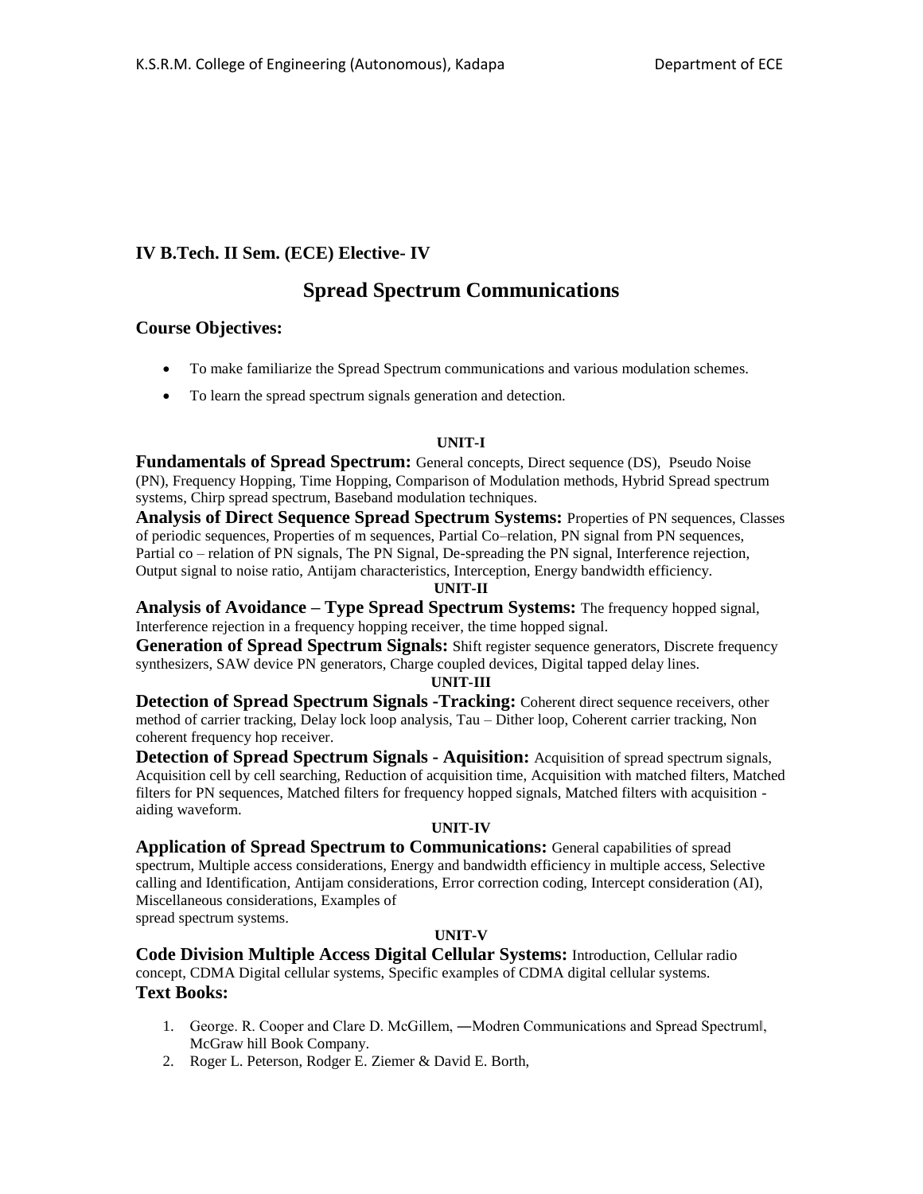### IV B.Tech. II Sem. (ECE) Elective- IV

## Spread Spectrum Communications

### Course Objectives:

- To make familiarize the Spread Spectrum communications and various modulation schemes.
- To learn the spread spectrum signals generation and detection.

**UNIT-I**

**Fundamentals of Spread Spectrum:** General concepts, Direct sequence (DS), Pseudo Noise (PN), Frequency Hopping, Time Hopping, Comparison of Modulation methods, Hybrid Spread spectrum systems, Chirp spread spectrum, Baseband modulation techniques.

**Analysis of Direct Sequence Spread Spectrum Systems:** Properties of PN sequences, Classes of periodic sequences, Properties of m sequences, Partial Co–relation, PN signal from PN sequences, Partial co – relation of PN signals, The PN Signal, De-spreading the PN signal, Interference rejection, Output signal to noise ratio, Antijam characteristics, Interception, Energy bandwidth efficiency.

**UNIT-II**

**Analysis of Avoidance – Type Spread Spectrum Systems:** The frequency hopped signal, Interference rejection in a frequency hopping receiver, the time hopped signal.

**Generation of Spread Spectrum Signals:** Shift register sequence generators, Discrete frequency synthesizers, SAW device PN generators, Charge coupled devices, Digital tapped delay lines.

**UNIT-III**

**Detection of Spread Spectrum Signals -Tracking:** Coherent direct sequence receivers, other method of carrier tracking, Delay lock loop analysis, Tau – Dither loop, Coherent carrier tracking, Non coherent frequency hop receiver.

**Detection of Spread Spectrum Signals - Aquisition:** Acquisition of spread spectrum signals, Acquisition cell by cell searching, Reduction of acquisition time, Acquisition with matched filters, Matched filters for PN sequences, Matched filters for frequency hopped signals, Matched filters with acquisition - aiding waveform.

**UNIT-IV**

**Application of Spread Spectrum to Communications:** General capabilities of spread spectrum, Multiple access considerations, Energy and bandwidth efficiency in multiple access, Selective calling and Identification, Antijam considerations, Error correction coding, Intercept consideration (AI), Miscellaneous considerations, Examples of spread spectrum systems.

**UNIT-V**

**Code Division Multiple Access Digital Cellular Systems:** Introduction, Cellular radio concept, CDMA Digital cellular systems, Specific examples of CDMA digital cellular systems.

### Text Books:

1. George. R. Cooper and Clare D. McGillem, ―Modren Communications and Spread Spectrum‖, McGraw hill Book Company.
2. Roger L. Peterson, Rodger E. Ziemer & David E. Borth,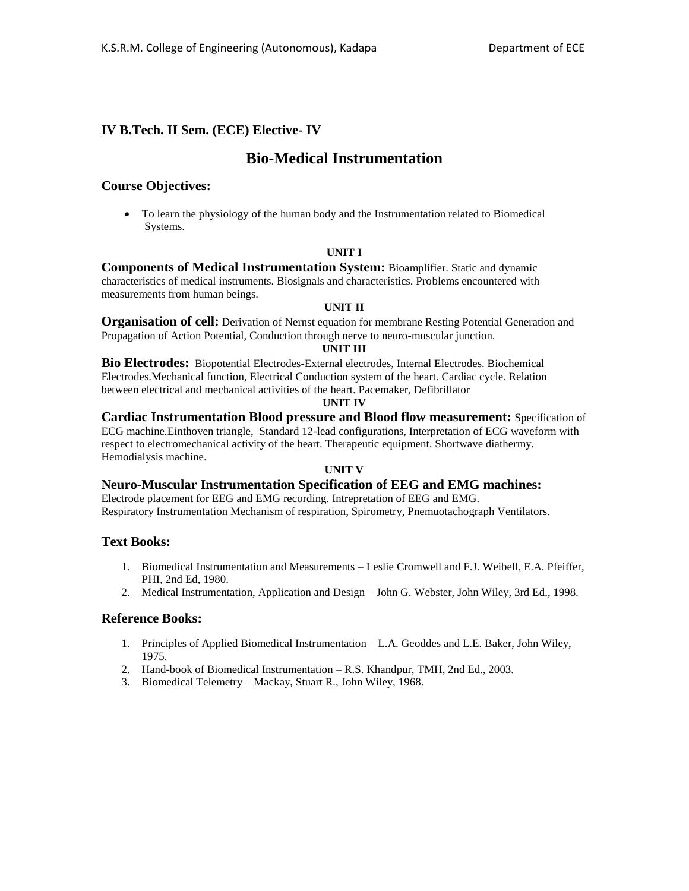### IV B.Tech. II Sem. (ECE) Elective- IV

# Bio-Medical Instrumentation

## Course Objectives:

- To learn the physiology of the human body and the Instrumentation related to Biomedical Systems.

**UNIT I**

**Components of Medical Instrumentation System:** Bioamplifier. Static and dynamic characteristics of medical instruments. Biosignals and characteristics. Problems encountered with measurements from human beings.

**UNIT II**

**Organisation of cell:** Derivation of Nernst equation for membrane Resting Potential Generation and Propagation of Action Potential, Conduction through nerve to neuro-muscular junction.

**UNIT III**

**Bio Electrodes:** Biopotential Electrodes-External electrodes, Internal Electrodes. Biochemical Electrodes.Mechanical function, Electrical Conduction system of the heart. Cardiac cycle. Relation between electrical and mechanical activities of the heart. Pacemaker, Defibrillator

**UNIT IV**

**Cardiac Instrumentation Blood pressure and Blood flow measurement:** Specification of ECG machine.Einthoven triangle, Standard 12-lead configurations, Interpretation of ECG waveform with respect to electromechanical activity of the heart. Therapeutic equipment. Shortwave diathermy. Hemodialysis machine.

**UNIT V**

**Neuro-Muscular Instrumentation Specification of EEG and EMG machines:**
Electrode placement for EEG and EMG recording. Intrepretation of EEG and EMG.
Respiratory Instrumentation Mechanism of respiration, Spirometry, Pnemuotachograph Ventilators.

## Text Books:

1. Biomedical Instrumentation and Measurements – Leslie Cromwell and F.J. Weibell, E.A. Pfeiffer, PHI, 2nd Ed, 1980.
2. Medical Instrumentation, Application and Design – John G. Webster, John Wiley, 3rd Ed., 1998.

## Reference Books:

1. Principles of Applied Biomedical Instrumentation – L.A. Geoddes and L.E. Baker, John Wiley, 1975.
2. Hand-book of Biomedical Instrumentation – R.S. Khandpur, TMH, 2nd Ed., 2003.
3. Biomedical Telemetry – Mackay, Stuart R., John Wiley, 1968.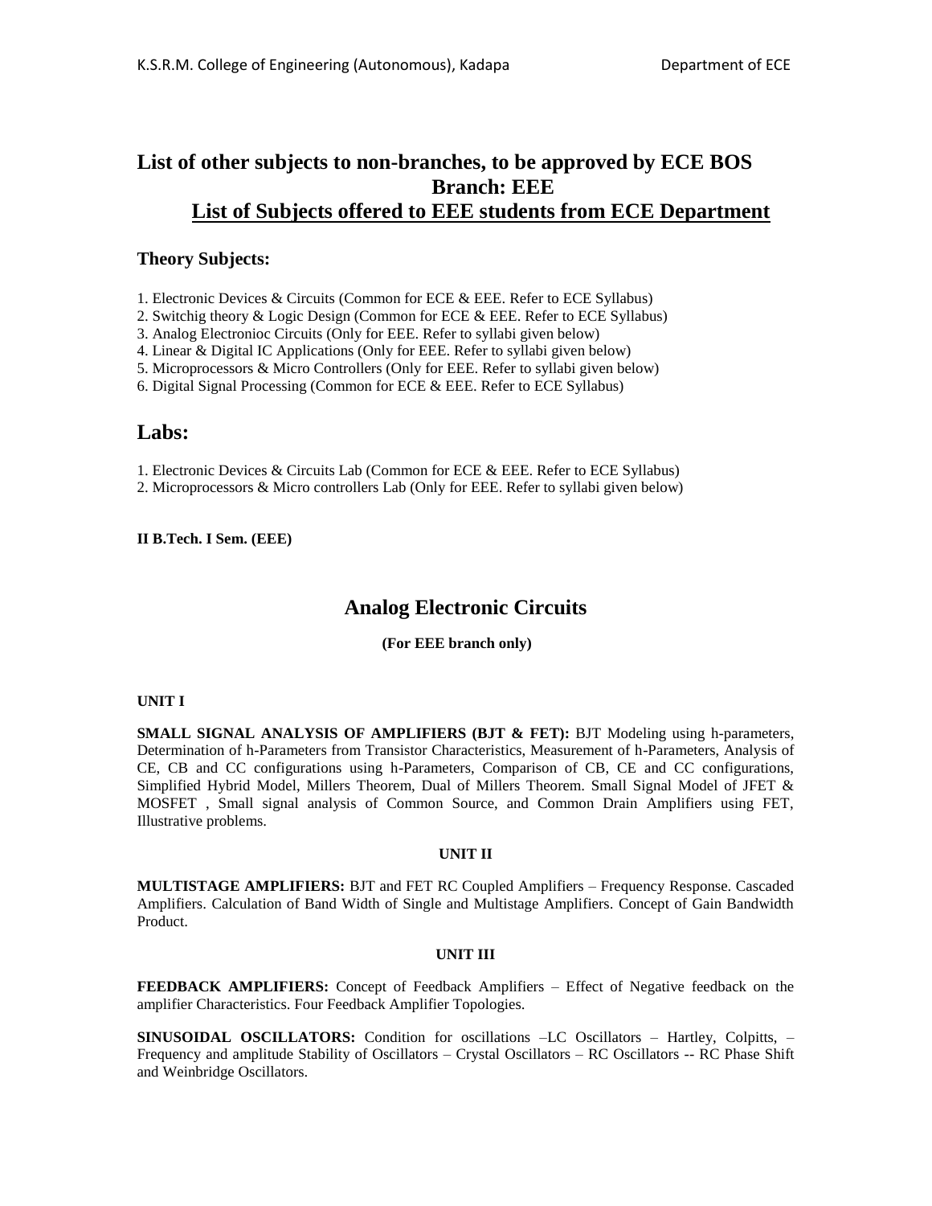# List of other subjects to non-branches, to be approved by ECE BOS
## Branch: EEE
## List of Subjects offered to EEE students from ECE Department

### Theory Subjects:

1. Electronic Devices & Circuits (Common for ECE & EEE. Refer to ECE Syllabus)
2. Switchig theory & Logic Design (Common for ECE & EEE. Refer to ECE Syllabus)
3. Analog Electronioc Circuits (Only for EEE. Refer to syllabi given below)
4. Linear & Digital IC Applications (Only for EEE. Refer to syllabi given below)
5. Microprocessors & Micro Controllers (Only for EEE. Refer to syllabi given below)
6. Digital Signal Processing (Common for ECE & EEE. Refer to ECE Syllabus)

## Labs:

1. Electronic Devices & Circuits Lab (Common for ECE & EEE. Refer to ECE Syllabus)
2. Microprocessors & Micro controllers Lab (Only for EEE. Refer to syllabi given below)

**II B.Tech. I Sem. (EEE)**

# Analog Electronic Circuits

**(For EEE branch only)**

**UNIT I**

**SMALL SIGNAL ANALYSIS OF AMPLIFIERS (BJT & FET):** BJT Modeling using h-parameters, Determination of h-Parameters from Transistor Characteristics, Measurement of h-Parameters, Analysis of CE, CB and CC configurations using h-Parameters, Comparison of CB, CE and CC configurations, Simplified Hybrid Model, Millers Theorem, Dual of Millers Theorem. Small Signal Model of JFET & MOSFET , Small signal analysis of Common Source, and Common Drain Amplifiers using FET, Illustrative problems.

**UNIT II**

**MULTISTAGE AMPLIFIERS:** BJT and FET RC Coupled Amplifiers – Frequency Response. Cascaded Amplifiers. Calculation of Band Width of Single and Multistage Amplifiers. Concept of Gain Bandwidth Product.

**UNIT III**

**FEEDBACK AMPLIFIERS:** Concept of Feedback Amplifiers – Effect of Negative feedback on the amplifier Characteristics. Four Feedback Amplifier Topologies.

**SINUSOIDAL OSCILLATORS:** Condition for oscillations –LC Oscillators – Hartley, Colpitts, – Frequency and amplitude Stability of Oscillators – Crystal Oscillators – RC Oscillators -- RC Phase Shift and Weinbridge Oscillators.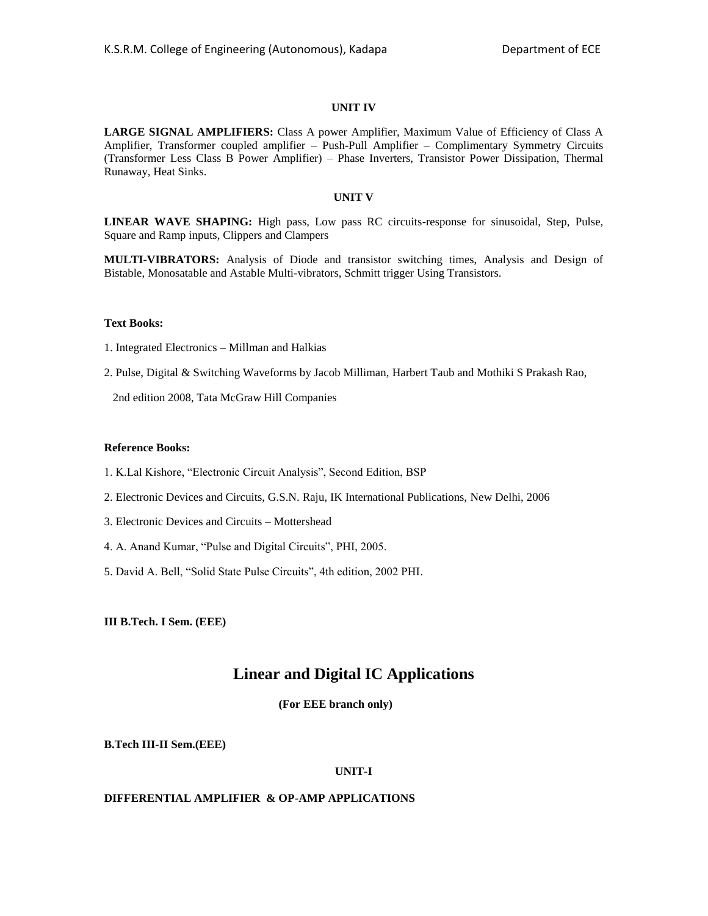#### UNIT IV

**LARGE SIGNAL AMPLIFIERS:** Class A power Amplifier, Maximum Value of Efficiency of Class A Amplifier, Transformer coupled amplifier – Push-Pull Amplifier – Complimentary Symmetry Circuits (Transformer Less Class B Power Amplifier) – Phase Inverters, Transistor Power Dissipation, Thermal Runaway, Heat Sinks.

#### UNIT V

**LINEAR WAVE SHAPING:** High pass, Low pass RC circuits-response for sinusoidal, Step, Pulse, Square and Ramp inputs, Clippers and Clampers

**MULTI-VIBRATORS:** Analysis of Diode and transistor switching times, Analysis and Design of Bistable, Monosatable and Astable Multi-vibrators, Schmitt trigger Using Transistors.

**Text Books:**

1. Integrated Electronics – Millman and Halkias

2. Pulse, Digital & Switching Waveforms by Jacob Milliman, Harbert Taub and Mothiki S Prakash Rao,

   2nd edition 2008, Tata McGraw Hill Companies

**Reference Books:**

1. K.Lal Kishore, "Electronic Circuit Analysis", Second Edition, BSP

2. Electronic Devices and Circuits, G.S.N. Raju, IK International Publications, New Delhi, 2006

3. Electronic Devices and Circuits – Mottershead

4. A. Anand Kumar, "Pulse and Digital Circuits", PHI, 2005.

5. David A. Bell, "Solid State Pulse Circuits", 4th edition, 2002 PHI.

**III B.Tech. I Sem. (EEE)**

# Linear and Digital IC Applications

**(For EEE branch only)**

**B.Tech III-II Sem.(EEE)**

#### UNIT-I

**DIFFERENTIAL AMPLIFIER & OP-AMP APPLICATIONS**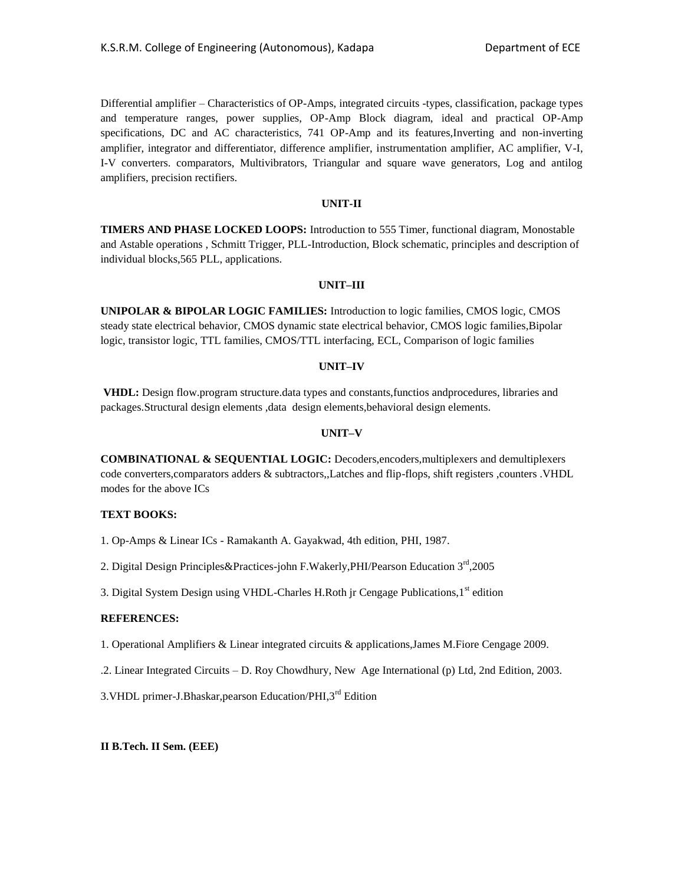Differential amplifier – Characteristics of OP-Amps, integrated circuits -types, classification, package types and temperature ranges, power supplies, OP-Amp Block diagram, ideal and practical OP-Amp specifications, DC and AC characteristics, 741 OP-Amp and its features,Inverting and non-inverting amplifier, integrator and differentiator, difference amplifier, instrumentation amplifier, AC amplifier, V-I, I-V converters. comparators, Multivibrators, Triangular and square wave generators, Log and antilog amplifiers, precision rectifiers.

**UNIT-II**

**TIMERS AND PHASE LOCKED LOOPS:** Introduction to 555 Timer, functional diagram, Monostable and Astable operations , Schmitt Trigger, PLL-Introduction, Block schematic, principles and description of individual blocks,565 PLL, applications.

**UNIT–III**

**UNIPOLAR & BIPOLAR LOGIC FAMILIES:** Introduction to logic families, CMOS logic, CMOS steady state electrical behavior, CMOS dynamic state electrical behavior, CMOS logic families,Bipolar logic, transistor logic, TTL families, CMOS/TTL interfacing, ECL, Comparison of logic families

**UNIT–IV**

**VHDL:** Design flow.program structure.data types and constants,functios andprocedures, libraries and packages.Structural design elements ,data design elements,behavioral design elements.

**UNIT–V**

**COMBINATIONAL & SEQUENTIAL LOGIC:** Decoders,encoders,multiplexers and demultiplexers code converters,comparators adders & subtractors,,Latches and flip-flops, shift registers ,counters .VHDL modes for the above ICs

**TEXT BOOKS:**

1. Op-Amps & Linear ICs - Ramakanth A. Gayakwad, 4th edition, PHI, 1987.

2. Digital Design Principles&Practices-john F.Wakerly,PHI/Pearson Education 3rd,2005

3. Digital System Design using VHDL-Charles H.Roth jr Cengage Publications,1st edition

**REFERENCES:**

1. Operational Amplifiers & Linear integrated circuits & applications,James M.Fiore Cengage 2009.

.2. Linear Integrated Circuits – D. Roy Chowdhury, New Age International (p) Ltd, 2nd Edition, 2003.

3.VHDL primer-J.Bhaskar,pearson Education/PHI,3rd Edition

**II B.Tech. II Sem. (EEE)**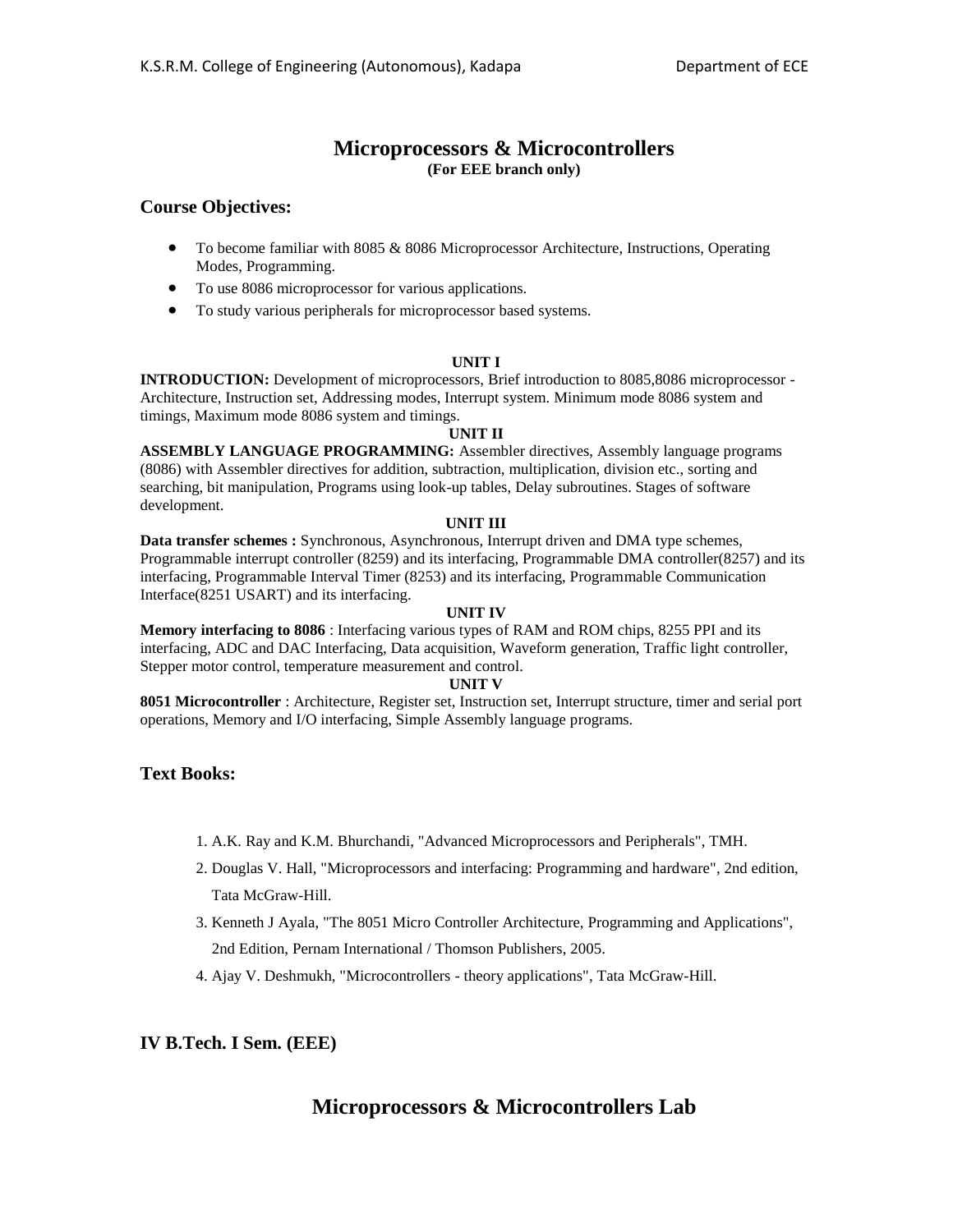# Microprocessors & Microcontrollers

**(For EEE branch only)**

## Course Objectives:

- To become familiar with 8085 & 8086 Microprocessor Architecture, Instructions, Operating Modes, Programming.
- To use 8086 microprocessor for various applications.
- To study various peripherals for microprocessor based systems.

### UNIT I

**INTRODUCTION:** Development of microprocessors, Brief introduction to 8085,8086 microprocessor - Architecture, Instruction set, Addressing modes, Interrupt system. Minimum mode 8086 system and timings, Maximum mode 8086 system and timings.

### UNIT II

**ASSEMBLY LANGUAGE PROGRAMMING:** Assembler directives, Assembly language programs (8086) with Assembler directives for addition, subtraction, multiplication, division etc., sorting and searching, bit manipulation, Programs using look-up tables, Delay subroutines. Stages of software development.

### UNIT III

**Data transfer schemes :** Synchronous, Asynchronous, Interrupt driven and DMA type schemes, Programmable interrupt controller (8259) and its interfacing, Programmable DMA controller(8257) and its interfacing, Programmable Interval Timer (8253) and its interfacing, Programmable Communication Interface(8251 USART) and its interfacing.

### UNIT IV

**Memory interfacing to 8086** : Interfacing various types of RAM and ROM chips, 8255 PPI and its interfacing, ADC and DAC Interfacing, Data acquisition, Waveform generation, Traffic light controller, Stepper motor control, temperature measurement and control.

### UNIT V

**8051 Microcontroller** : Architecture, Register set, Instruction set, Interrupt structure, timer and serial port operations, Memory and I/O interfacing, Simple Assembly language programs.

## Text Books:

1. A.K. Ray and K.M. Bhurchandi, "Advanced Microprocessors and Peripherals", TMH.
2. Douglas V. Hall, "Microprocessors and interfacing: Programming and hardware", 2nd edition, Tata McGraw-Hill.
3. Kenneth J Ayala, "The 8051 Micro Controller Architecture, Programming and Applications", 2nd Edition, Pernam International / Thomson Publishers, 2005.
4. Ajay V. Deshmukh, "Microcontrollers - theory applications", Tata McGraw-Hill.

## IV B.Tech. I Sem. (EEE)

# Microprocessors & Microcontrollers Lab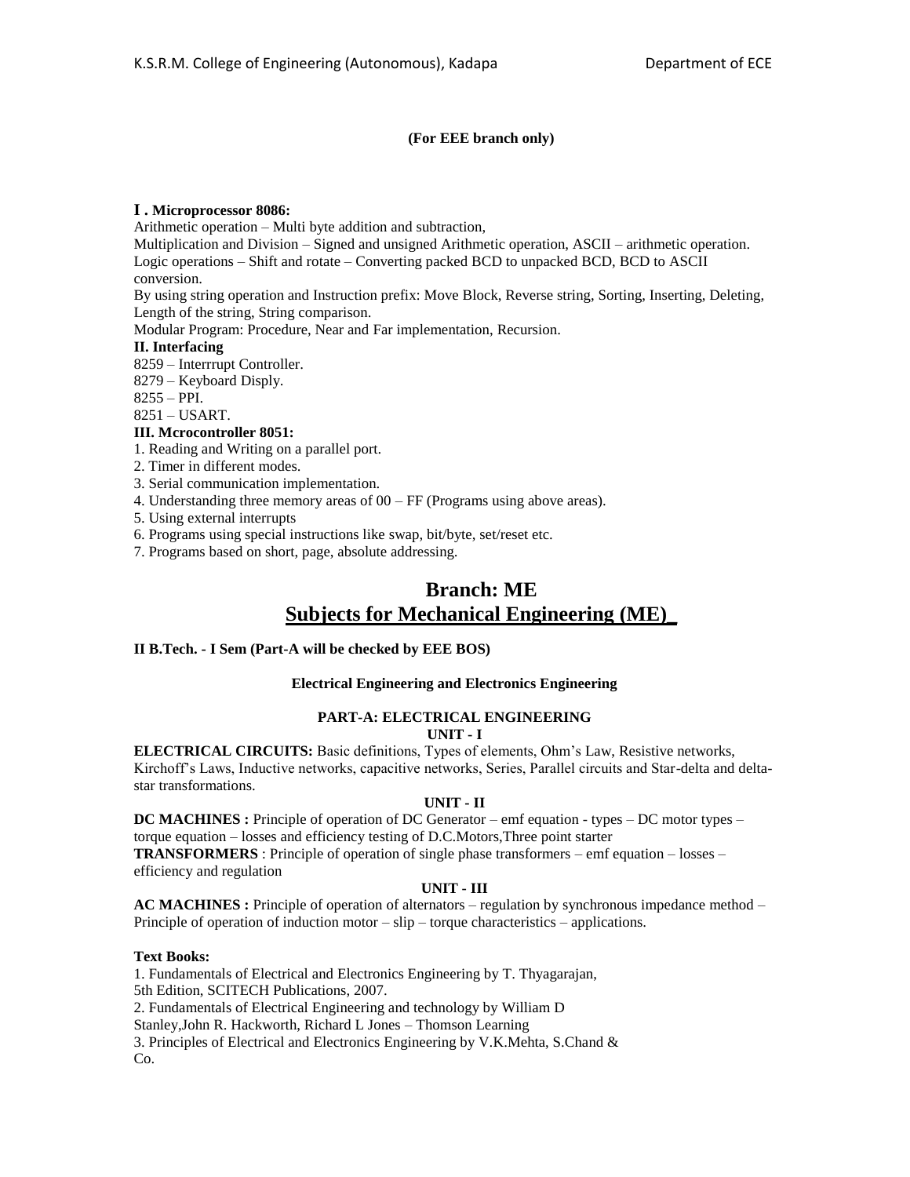**(For EEE branch only)**

**I . Microprocessor 8086:**

Arithmetic operation – Multi byte addition and subtraction,

Multiplication and Division – Signed and unsigned Arithmetic operation, ASCII – arithmetic operation.

Logic operations – Shift and rotate – Converting packed BCD to unpacked BCD, BCD to ASCII conversion.

By using string operation and Instruction prefix: Move Block, Reverse string, Sorting, Inserting, Deleting, Length of the string, String comparison.

Modular Program: Procedure, Near and Far implementation, Recursion.

**II. Interfacing**

8259 – Interrrupt Controller.

8279 – Keyboard Disply.

8255 – PPI.

8251 – USART.

**III. Mcrocontroller 8051:**

1. Reading and Writing on a parallel port.
2. Timer in different modes.
3. Serial communication implementation.
4. Understanding three memory areas of 00 – FF (Programs using above areas).
5. Using external interrupts
6. Programs using special instructions like swap, bit/byte, set/reset etc.
7. Programs based on short, page, absolute addressing.

# Branch: ME

# Subjects for Mechanical Engineering (ME)_

**II B.Tech. - I Sem (Part-A will be checked by EEE BOS)**

**Electrical Engineering and Electronics Engineering**

**PART-A: ELECTRICAL ENGINEERING**

**UNIT - I**

**ELECTRICAL CIRCUITS:** Basic definitions, Types of elements, Ohm's Law, Resistive networks, Kirchoff's Laws, Inductive networks, capacitive networks, Series, Parallel circuits and Star-delta and delta-star transformations.

**UNIT - II**

**DC MACHINES :** Principle of operation of DC Generator – emf equation - types – DC motor types – torque equation – losses and efficiency testing of D.C.Motors,Three point starter

**TRANSFORMERS** : Principle of operation of single phase transformers – emf equation – losses – efficiency and regulation

**UNIT - III**

**AC MACHINES :** Principle of operation of alternators – regulation by synchronous impedance method – Principle of operation of induction motor – slip – torque characteristics – applications.

**Text Books:**

1. Fundamentals of Electrical and Electronics Engineering by T. Thyagarajan, 5th Edition, SCITECH Publications, 2007.
2. Fundamentals of Electrical Engineering and technology by William D Stanley,John R. Hackworth, Richard L Jones – Thomson Learning
3. Principles of Electrical and Electronics Engineering by V.K.Mehta, S.Chand & Co.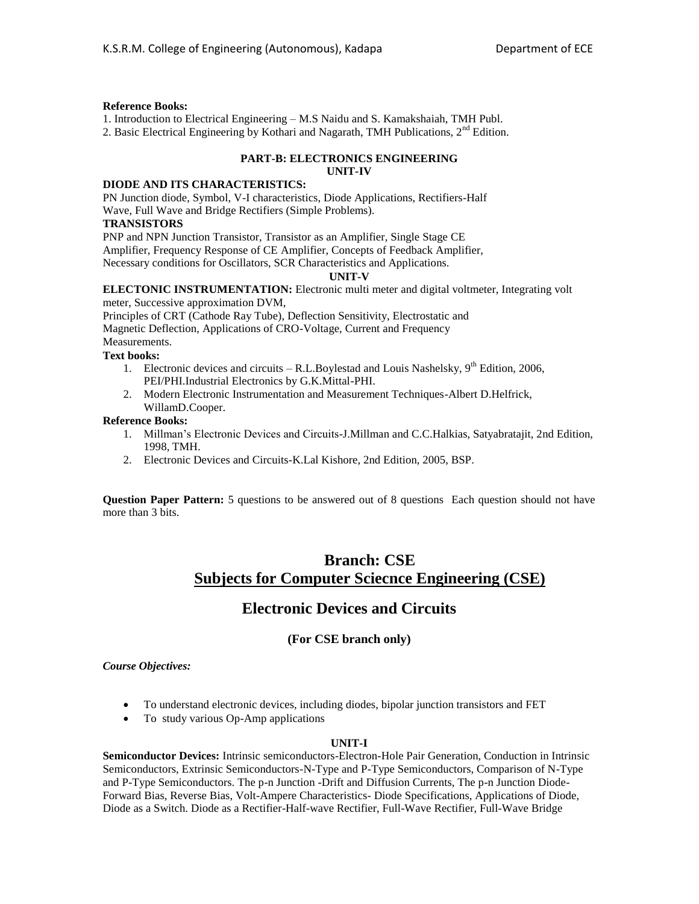**Reference Books:**

1. Introduction to Electrical Engineering – M.S Naidu and S. Kamakshaiah, TMH Publ.
2. Basic Electrical Engineering by Kothari and Nagarath, TMH Publications, 2nd Edition.

## PART-B: ELECTRONICS ENGINEERING

### UNIT-IV

**DIODE AND ITS CHARACTERISTICS:**

PN Junction diode, Symbol, V-I characteristics, Diode Applications, Rectifiers-Half Wave, Full Wave and Bridge Rectifiers (Simple Problems).

**TRANSISTORS**

PNP and NPN Junction Transistor, Transistor as an Amplifier, Single Stage CE Amplifier, Frequency Response of CE Amplifier, Concepts of Feedback Amplifier, Necessary conditions for Oscillators, SCR Characteristics and Applications.

### UNIT-V

**ELECTONIC INSTRUMENTATION:** Electronic multi meter and digital voltmeter, Integrating volt meter, Successive approximation DVM,

Principles of CRT (Cathode Ray Tube), Deflection Sensitivity, Electrostatic and Magnetic Deflection, Applications of CRO-Voltage, Current and Frequency Measurements.

**Text books:**

1. Electronic devices and circuits – R.L.Boylestad and Louis Nashelsky, 9th Edition, 2006, PEI/PHI.Industrial Electronics by G.K.Mittal-PHI.
2. Modern Electronic Instrumentation and Measurement Techniques-Albert D.Helfrick, WillamD.Cooper.

**Reference Books:**

1. Millman's Electronic Devices and Circuits-J.Millman and C.C.Halkias, Satyabratajit, 2nd Edition, 1998, TMH.
2. Electronic Devices and Circuits-K.Lal Kishore, 2nd Edition, 2005, BSP.

**Question Paper Pattern:** 5 questions to be answered out of 8 questions Each question should not have more than 3 bits.

# Branch: CSE

# Subjects for Computer Sciecnce Engineering (CSE)

## Electronic Devices and Circuits

**(For CSE branch only)**

***Course Objectives:***

- To understand electronic devices, including diodes, bipolar junction transistors and FET
- To study various Op-Amp applications

### UNIT-I

**Semiconductor Devices:** Intrinsic semiconductors-Electron-Hole Pair Generation, Conduction in Intrinsic Semiconductors, Extrinsic Semiconductors-N-Type and P-Type Semiconductors, Comparison of N-Type and P-Type Semiconductors. The p-n Junction -Drift and Diffusion Currents, The p-n Junction Diode-Forward Bias, Reverse Bias, Volt-Ampere Characteristics- Diode Specifications, Applications of Diode, Diode as a Switch. Diode as a Rectifier-Half-wave Rectifier, Full-Wave Rectifier, Full-Wave Bridge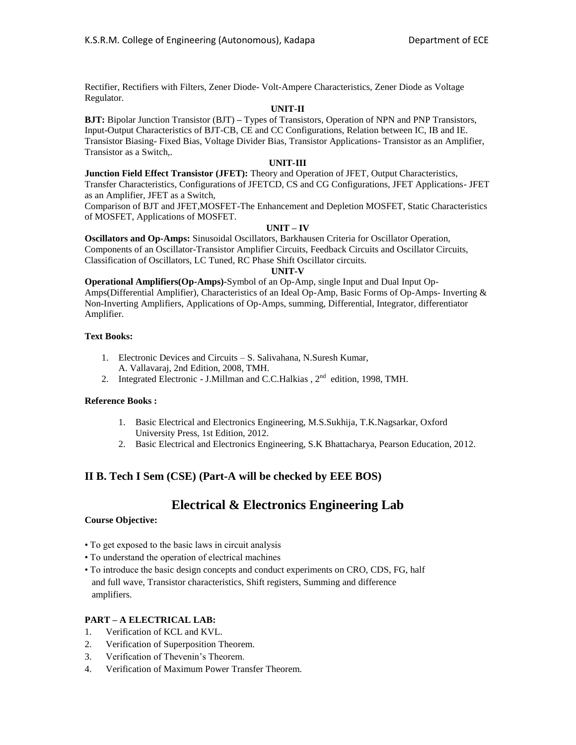Rectifier, Rectifiers with Filters, Zener Diode- Volt-Ampere Characteristics, Zener Diode as Voltage Regulator.

**UNIT-II**

**BJT:** Bipolar Junction Transistor (BJT) **–** Types of Transistors, Operation of NPN and PNP Transistors, Input-Output Characteristics of BJT-CB, CE and CC Configurations, Relation between IC, IB and IE. Transistor Biasing- Fixed Bias, Voltage Divider Bias, Transistor Applications- Transistor as an Amplifier, Transistor as a Switch,.

**UNIT-III**

**Junction Field Effect Transistor (JFET):** Theory and Operation of JFET, Output Characteristics, Transfer Characteristics, Configurations of JFETCD, CS and CG Configurations, JFET Applications- JFET as an Amplifier, JFET as a Switch,

Comparison of BJT and JFET,MOSFET-The Enhancement and Depletion MOSFET, Static Characteristics of MOSFET, Applications of MOSFET.

**UNIT – IV**

**Oscillators and Op-Amps:** Sinusoidal Oscillators, Barkhausen Criteria for Oscillator Operation, Components of an Oscillator-Transistor Amplifier Circuits, Feedback Circuits and Oscillator Circuits, Classification of Oscillators, LC Tuned, RC Phase Shift Oscillator circuits.

**UNIT-V**

**Operational Amplifiers(Op-Amps)**-Symbol of an Op-Amp, single Input and Dual Input Op-Amps(Differential Amplifier), Characteristics of an Ideal Op-Amp, Basic Forms of Op-Amps- Inverting & Non-Inverting Amplifiers, Applications of Op-Amps, summing, Differential, Integrator, differentiator Amplifier.

**Text Books:**

1. Electronic Devices and Circuits – S. Salivahana, N.Suresh Kumar, A. Vallavaraj, 2nd Edition, 2008, TMH.
2. Integrated Electronic - J.Millman and C.C.Halkias , 2nd edition, 1998, TMH.

**Reference Books :**

1. Basic Electrical and Electronics Engineering, M.S.Sukhija, T.K.Nagsarkar, Oxford University Press, 1st Edition, 2012.
2. Basic Electrical and Electronics Engineering, S.K Bhattacharya, Pearson Education, 2012.

## II B. Tech I Sem (CSE) (Part-A will be checked by EEE BOS)

# Electrical & Electronics Engineering Lab

**Course Objective:**

- To get exposed to the basic laws in circuit analysis
- To understand the operation of electrical machines
- To introduce the basic design concepts and conduct experiments on CRO, CDS, FG, half and full wave, Transistor characteristics, Shift registers, Summing and difference amplifiers.

**PART – A ELECTRICAL LAB:**

1. Verification of KCL and KVL.
2. Verification of Superposition Theorem.
3. Verification of Thevenin's Theorem.
4. Verification of Maximum Power Transfer Theorem.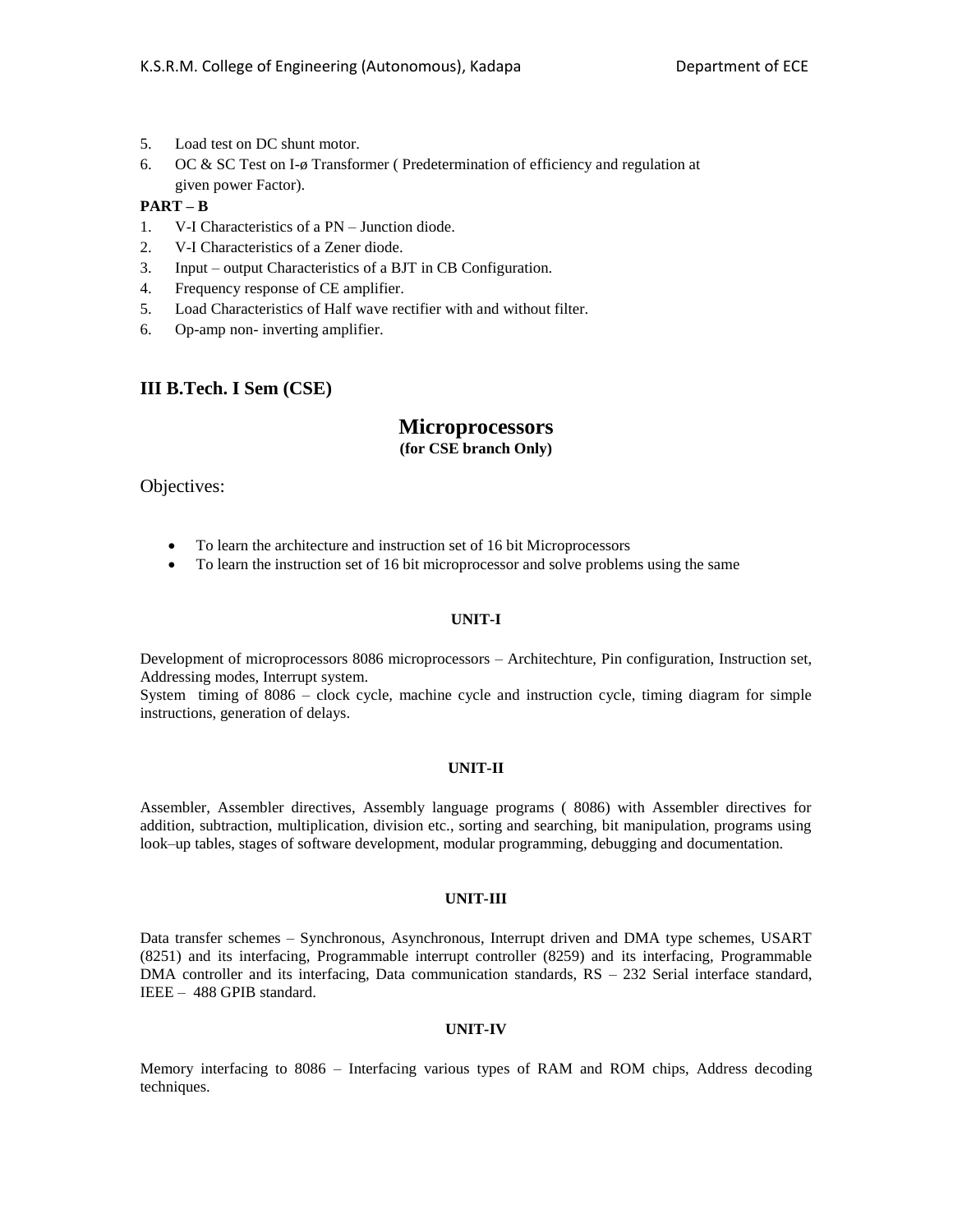5. Load test on DC shunt motor.
6. OC & SC Test on I-ø Transformer ( Predetermination of efficiency and regulation at given power Factor).

**PART – B**

1. V-I Characteristics of a PN – Junction diode.
2. V-I Characteristics of a Zener diode.
3. Input – output Characteristics of a BJT in CB Configuration.
4. Frequency response of CE amplifier.
5. Load Characteristics of Half wave rectifier with and without filter.
6. Op-amp non- inverting amplifier.

## III B.Tech. I Sem (CSE)

# Microprocessors

**(for CSE branch Only)**

Objectives:

- To learn the architecture and instruction set of 16 bit Microprocessors
- To learn the instruction set of 16 bit microprocessor and solve problems using the same

**UNIT-I**

Development of microprocessors 8086 microprocessors – Architechture, Pin configuration, Instruction set, Addressing modes, Interrupt system.
System timing of 8086 – clock cycle, machine cycle and instruction cycle, timing diagram for simple instructions, generation of delays.

**UNIT-II**

Assembler, Assembler directives, Assembly language programs ( 8086) with Assembler directives for addition, subtraction, multiplication, division etc., sorting and searching, bit manipulation, programs using look–up tables, stages of software development, modular programming, debugging and documentation.

**UNIT-III**

Data transfer schemes – Synchronous, Asynchronous, Interrupt driven and DMA type schemes, USART (8251) and its interfacing, Programmable interrupt controller (8259) and its interfacing, Programmable DMA controller and its interfacing, Data communication standards, RS – 232 Serial interface standard, IEEE – 488 GPIB standard.

**UNIT-IV**

Memory interfacing to 8086 – Interfacing various types of RAM and ROM chips, Address decoding techniques.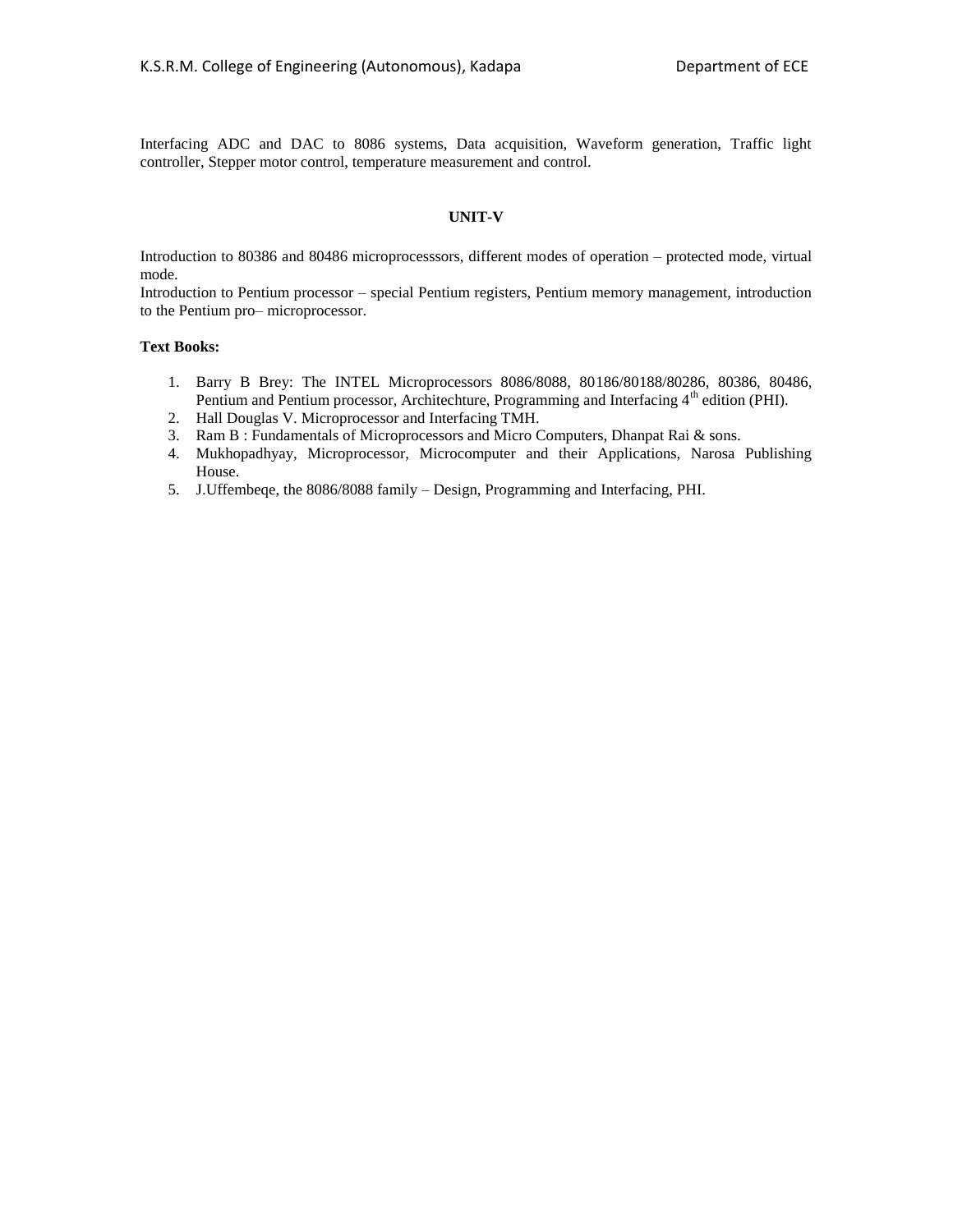Interfacing ADC and DAC to 8086 systems, Data acquisition, Waveform generation, Traffic light controller, Stepper motor control, temperature measurement and control.

## UNIT-V

Introduction to 80386 and 80486 microprocesssors, different modes of operation – protected mode, virtual mode.
Introduction to Pentium processor – special Pentium registers, Pentium memory management, introduction to the Pentium pro– microprocessor.

**Text Books:**

1. Barry B Brey: The INTEL Microprocessors 8086/8088, 80186/80188/80286, 80386, 80486, Pentium and Pentium processor, Architechture, Programming and Interfacing 4th edition (PHI).
2. Hall Douglas V. Microprocessor and Interfacing TMH.
3. Ram B : Fundamentals of Microprocessors and Micro Computers, Dhanpat Rai & sons.
4. Mukhopadhyay, Microprocessor, Microcomputer and their Applications, Narosa Publishing House.
5. J.Uffembeqe, the 8086/8088 family – Design, Programming and Interfacing, PHI.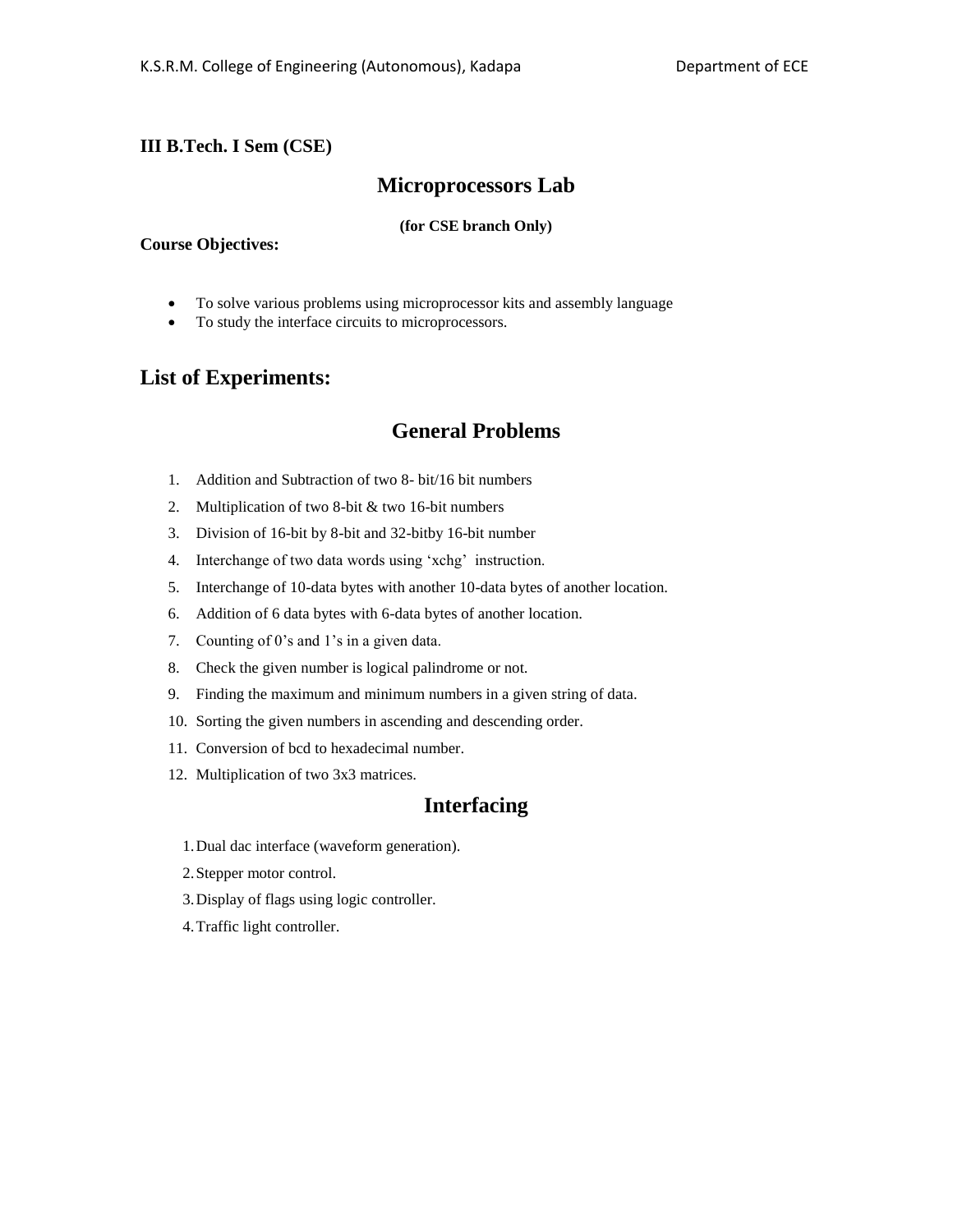**III B.Tech. I Sem (CSE)**

# Microprocessors Lab

**(for CSE branch Only)**

**Course Objectives:**

- To solve various problems using microprocessor kits and assembly language
- To study the interface circuits to microprocessors.

## List of Experiments:

## General Problems

1. Addition and Subtraction of two 8- bit/16 bit numbers
2. Multiplication of two 8-bit & two 16-bit numbers
3. Division of 16-bit by 8-bit and 32-bitby 16-bit number
4. Interchange of two data words using 'xchg' instruction.
5. Interchange of 10-data bytes with another 10-data bytes of another location.
6. Addition of 6 data bytes with 6-data bytes of another location.
7. Counting of 0's and 1's in a given data.
8. Check the given number is logical palindrome or not.
9. Finding the maximum and minimum numbers in a given string of data.
10. Sorting the given numbers in ascending and descending order.
11. Conversion of bcd to hexadecimal number.
12. Multiplication of two 3x3 matrices.

## Interfacing

1. Dual dac interface (waveform generation).
2. Stepper motor control.
3. Display of flags using logic controller.
4. Traffic light controller.